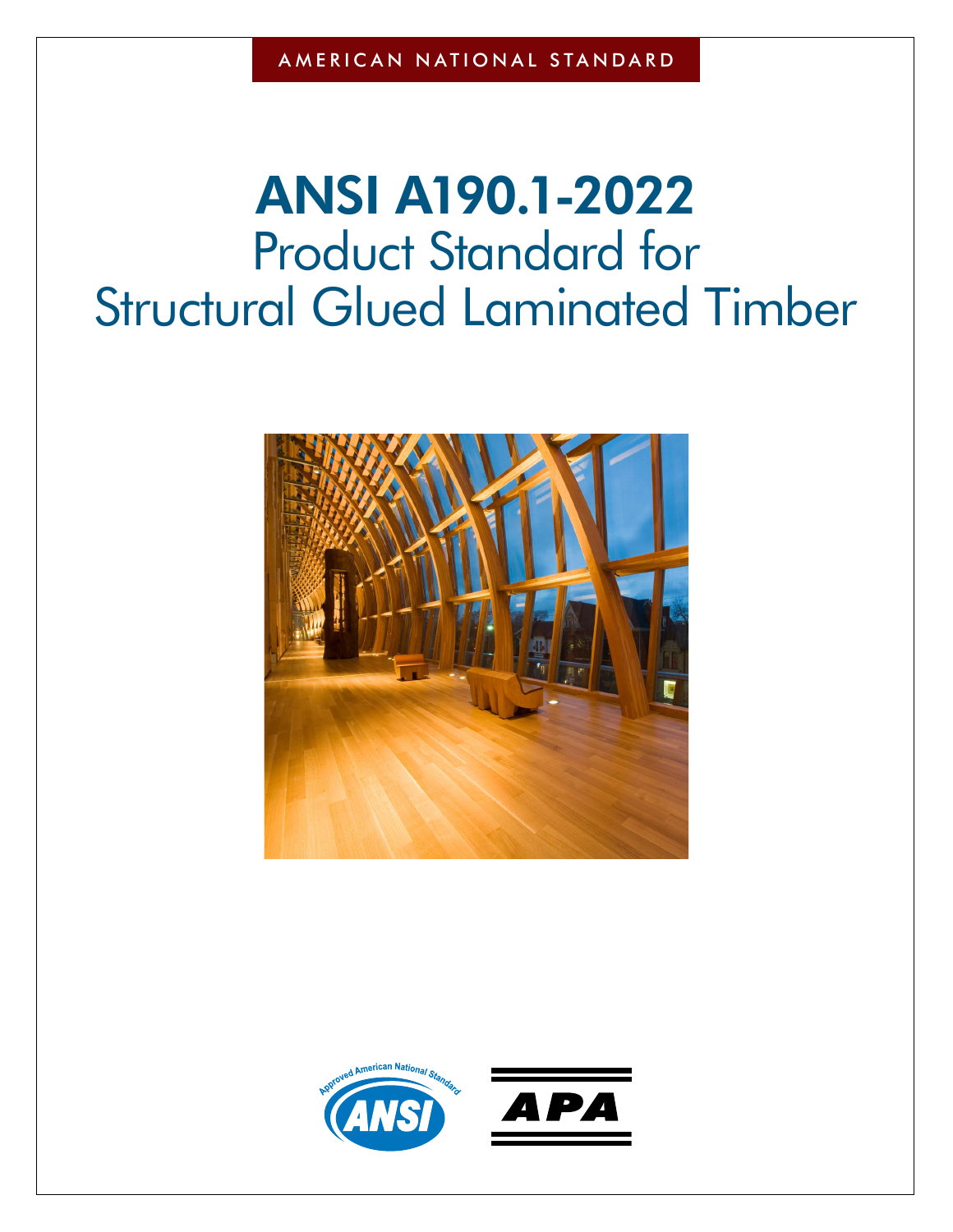AMERICAN NATIONAL STANDARD

# ANSI A190.1-2022

# Product Standard for Structural Glued Laminated Timber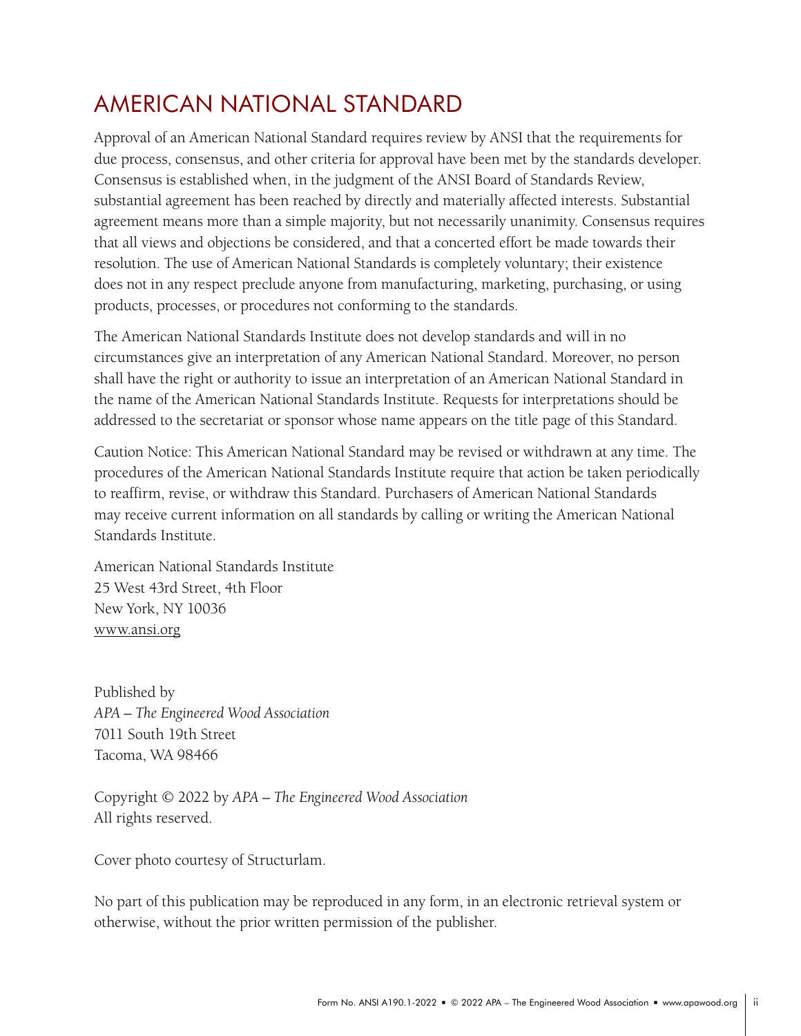# AMERICAN NATIONAL STANDARD

Approval of an American National Standard requires review by ANSI that the requirements for due process, consensus, and other criteria for approval have been met by the standards developer. Consensus is established when, in the judgment of the ANSI Board of Standards Review, substantial agreement has been reached by directly and materially affected interests. Substantial agreement means more than a simple majority, but not necessarily unanimity. Consensus requires that all views and objections be considered, and that a concerted effort be made towards their resolution. The use of American National Standards is completely voluntary; their existence does not in any respect preclude anyone from manufacturing, marketing, purchasing, or using products, processes, or procedures not conforming to the standards.

The American National Standards Institute does not develop standards and will in no circumstances give an interpretation of any American National Standard. Moreover, no person shall have the right or authority to issue an interpretation of an American National Standard in the name of the American National Standards Institute. Requests for interpretations should be addressed to the secretariat or sponsor whose name appears on the title page of this Standard.

Caution Notice: This American National Standard may be revised or withdrawn at any time. The procedures of the American National Standards Institute require that action be taken periodically to reaffirm, revise, or withdraw this Standard. Purchasers of American National Standards may receive current information on all standards by calling or writing the American National Standards Institute.

American National Standards Institute
25 West 43rd Street, 4th Floor
New York, NY 10036
www.ansi.org

Published by
*APA – The Engineered Wood Association*
7011 South 19th Street
Tacoma, WA 98466

Copyright © 2022 by *APA – The Engineered Wood Association*
All rights reserved.

Cover photo courtesy of Structurlam.

No part of this publication may be reproduced in any form, in an electronic retrieval system or otherwise, without the prior written permission of the publisher.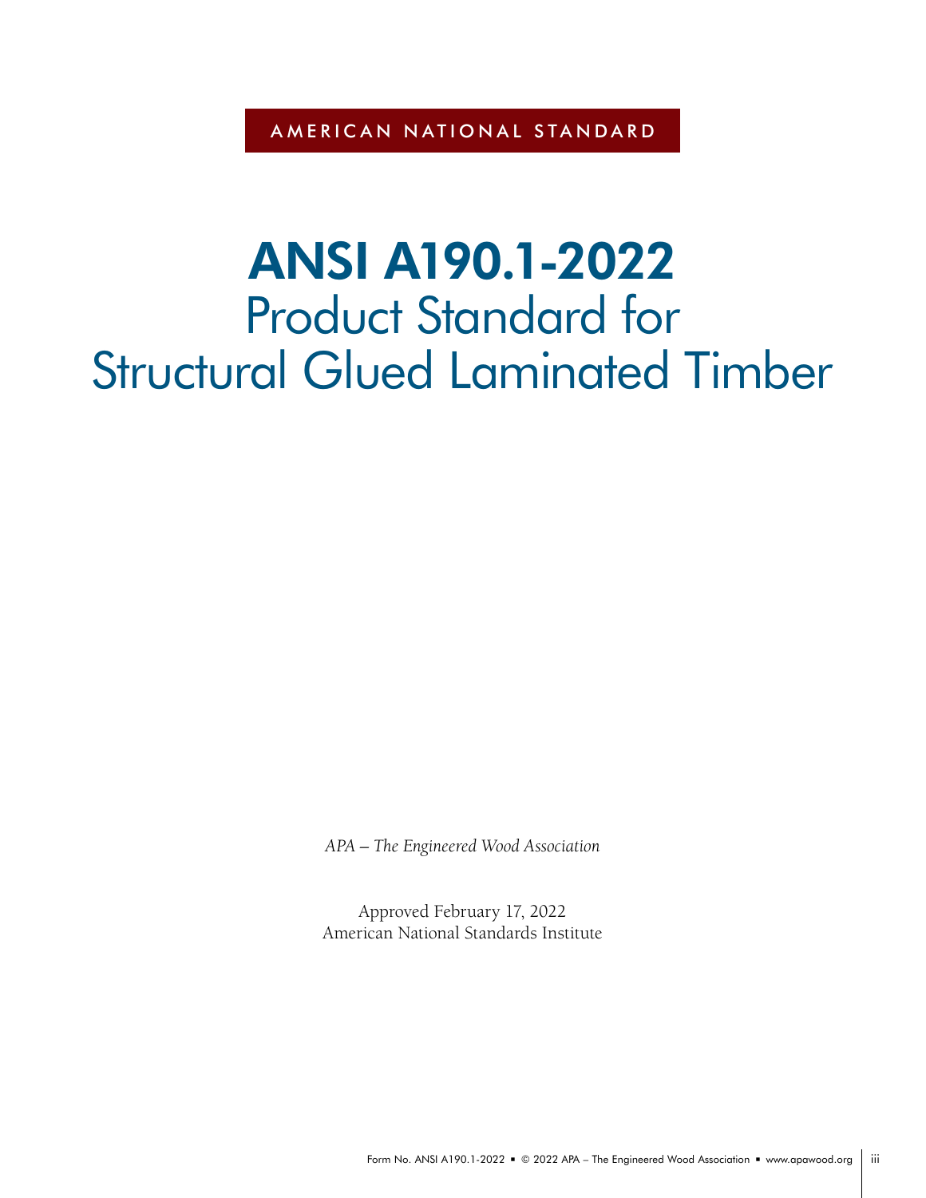AMERICAN NATIONAL STANDARD

# ANSI A190.1-2022
## Product Standard for Structural Glued Laminated Timber

*APA – The Engineered Wood Association*

Approved February 17, 2022
American National Standards Institute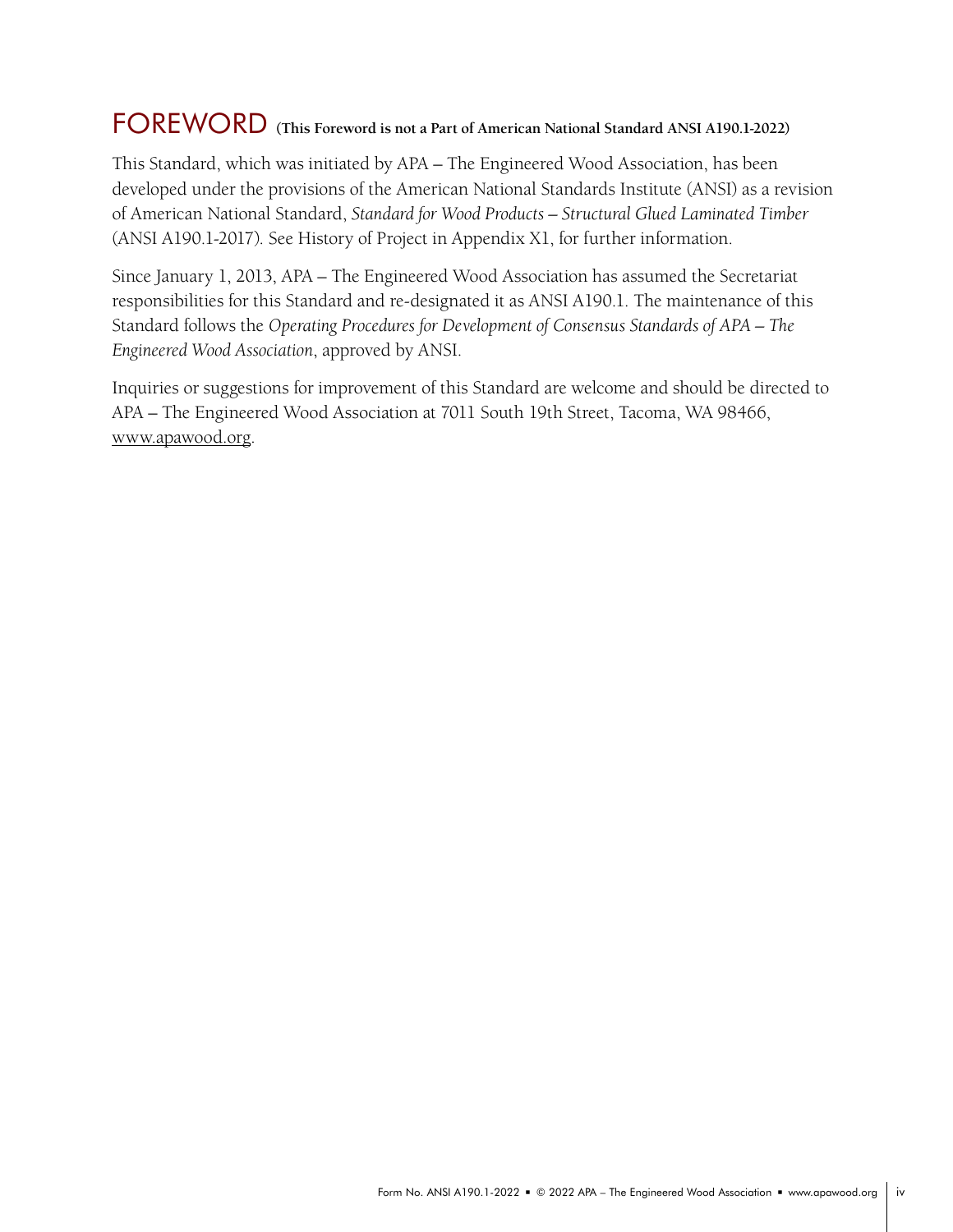# FOREWORD **(This Foreword is not a Part of American National Standard ANSI A190.1-2022)**

This Standard, which was initiated by APA – The Engineered Wood Association, has been developed under the provisions of the American National Standards Institute (ANSI) as a revision of American National Standard, *Standard for Wood Products – Structural Glued Laminated Timber* (ANSI A190.1-2017). See History of Project in Appendix X1, for further information.

Since January 1, 2013, APA – The Engineered Wood Association has assumed the Secretariat responsibilities for this Standard and re-designated it as ANSI A190.1. The maintenance of this Standard follows the *Operating Procedures for Development of Consensus Standards of APA – The Engineered Wood Association*, approved by ANSI.

Inquiries or suggestions for improvement of this Standard are welcome and should be directed to APA – The Engineered Wood Association at 7011 South 19th Street, Tacoma, WA 98466, www.apawood.org.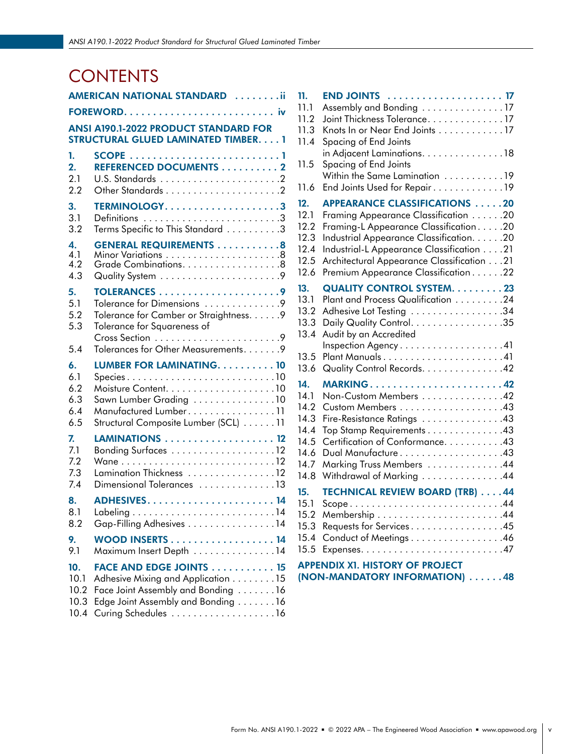# CONTENTS

**AMERICAN NATIONAL STANDARD** ........ ii

**FOREWORD** ........ iv

**ANSI A190.1-2022 PRODUCT STANDARD FOR STRUCTURAL GLUED LAMINATED TIMBER** .... 1

**1. SCOPE** ........ 1

**2. REFERENCED DOCUMENTS** ........ 2
- 2.1 U.S. Standards ........ 2
- 2.2 Other Standards ........ 2

**3. TERMINOLOGY** ........ 3
- 3.1 Definitions ........ 3
- 3.2 Terms Specific to This Standard ........ 3

**4. GENERAL REQUIREMENTS** ........ 8
- 4.1 Minor Variations ........ 8
- 4.2 Grade Combinations ........ 8
- 4.3 Quality System ........ 9

**5. TOLERANCES** ........ 9
- 5.1 Tolerance for Dimensions ........ 9
- 5.2 Tolerance for Camber or Straightness ........ 9
- 5.3 Tolerance for Squareness of Cross Section ........ 9
- 5.4 Tolerances for Other Measurements ........ 9

**6. LUMBER FOR LAMINATING** ........ 10
- 6.1 Species ........ 10
- 6.2 Moisture Content ........ 10
- 6.3 Sawn Lumber Grading ........ 10
- 6.4 Manufactured Lumber ........ 11
- 6.5 Structural Composite Lumber (SCL) ........ 11

**7. LAMINATIONS** ........ 12
- 7.1 Bonding Surfaces ........ 12
- 7.2 Wane ........ 12
- 7.3 Lamination Thickness ........ 12
- 7.4 Dimensional Tolerances ........ 13

**8. ADHESIVES** ........ 14
- 8.1 Labeling ........ 14
- 8.2 Gap-Filling Adhesives ........ 14

**9. WOOD INSERTS** ........ 14
- 9.1 Maximum Insert Depth ........ 14

**10. FACE AND EDGE JOINTS** ........ 15
- 10.1 Adhesive Mixing and Application ........ 15
- 10.2 Face Joint Assembly and Bonding ........ 16
- 10.3 Edge Joint Assembly and Bonding ........ 16
- 10.4 Curing Schedules ........ 16

**11. END JOINTS** ........ 17
- 11.1 Assembly and Bonding ........ 17
- 11.2 Joint Thickness Tolerance ........ 17
- 11.3 Knots In or Near End Joints ........ 17
- 11.4 Spacing of End Joints in Adjacent Laminations ........ 18
- 11.5 Spacing of End Joints Within the Same Lamination ........ 19
- 11.6 End Joints Used for Repair ........ 19

**12. APPEARANCE CLASSIFICATIONS** ........ 20
- 12.1 Framing Appearance Classification ........ 20
- 12.2 Framing-L Appearance Classification ........ 20
- 12.3 Industrial Appearance Classification ........ 20
- 12.4 Industrial-L Appearance Classification ........ 21
- 12.5 Architectural Appearance Classification ........ 21
- 12.6 Premium Appearance Classification ........ 22

**13. QUALITY CONTROL SYSTEM** ........ 23
- 13.1 Plant and Process Qualification ........ 24
- 13.2 Adhesive Lot Testing ........ 34
- 13.3 Daily Quality Control ........ 35
- 13.4 Audit by an Accredited Inspection Agency ........ 41
- 13.5 Plant Manuals ........ 41
- 13.6 Quality Control Records ........ 42

**14. MARKING** ........ 42
- 14.1 Non-Custom Members ........ 42
- 14.2 Custom Members ........ 43
- 14.3 Fire-Resistance Ratings ........ 43
- 14.4 Top Stamp Requirements ........ 43
- 14.5 Certification of Conformance ........ 43
- 14.6 Dual Manufacture ........ 43
- 14.7 Marking Truss Members ........ 44
- 14.8 Withdrawal of Marking ........ 44

**15. TECHNICAL REVIEW BOARD (TRB)** ........ 44
- 15.1 Scope ........ 44
- 15.2 Membership ........ 44
- 15.3 Requests for Services ........ 45
- 15.4 Conduct of Meetings ........ 46
- 15.5 Expenses ........ 47

**APPENDIX X1. HISTORY OF PROJECT (NON-MANDATORY INFORMATION)** ........ 48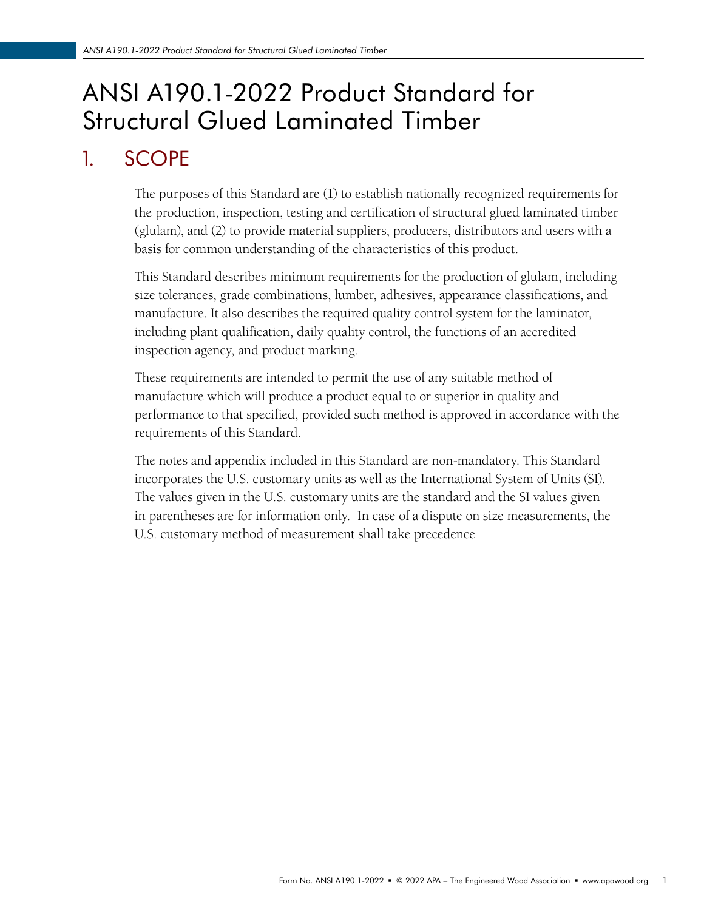# ANSI A190.1-2022 Product Standard for Structural Glued Laminated Timber

## 1. SCOPE

The purposes of this Standard are (1) to establish nationally recognized requirements for the production, inspection, testing and certification of structural glued laminated timber (glulam), and (2) to provide material suppliers, producers, distributors and users with a basis for common understanding of the characteristics of this product.

This Standard describes minimum requirements for the production of glulam, including size tolerances, grade combinations, lumber, adhesives, appearance classifications, and manufacture. It also describes the required quality control system for the laminator, including plant qualification, daily quality control, the functions of an accredited inspection agency, and product marking.

These requirements are intended to permit the use of any suitable method of manufacture which will produce a product equal to or superior in quality and performance to that specified, provided such method is approved in accordance with the requirements of this Standard.

The notes and appendix included in this Standard are non-mandatory. This Standard incorporates the U.S. customary units as well as the International System of Units (SI). The values given in the U.S. customary units are the standard and the SI values given in parentheses are for information only. In case of a dispute on size measurements, the U.S. customary method of measurement shall take precedence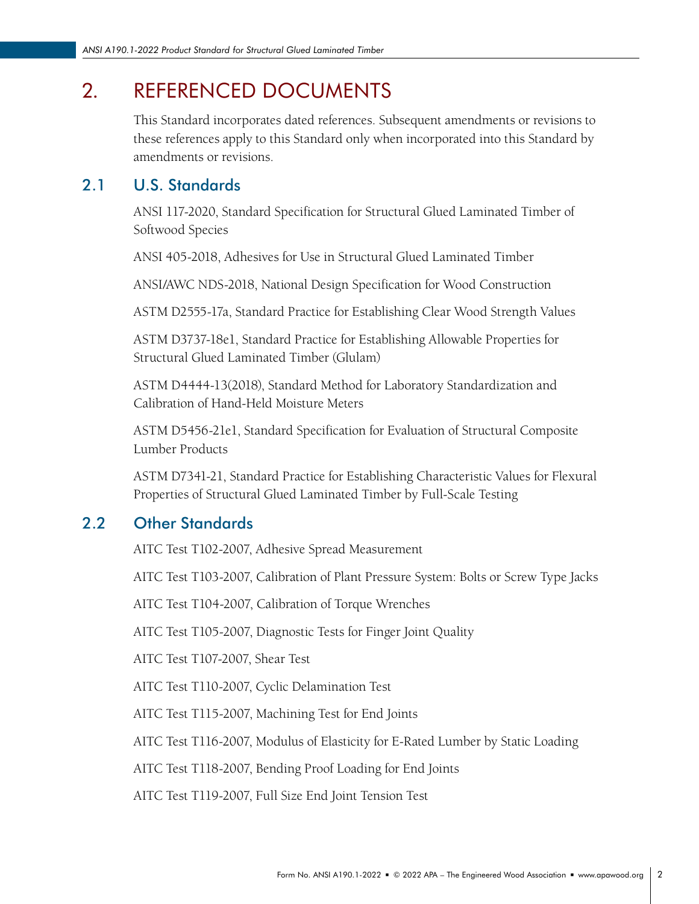# 2. REFERENCED DOCUMENTS

This Standard incorporates dated references. Subsequent amendments or revisions to these references apply to this Standard only when incorporated into this Standard by amendments or revisions.

## 2.1 U.S. Standards

ANSI 117-2020, Standard Specification for Structural Glued Laminated Timber of Softwood Species

ANSI 405-2018, Adhesives for Use in Structural Glued Laminated Timber

ANSI/AWC NDS-2018, National Design Specification for Wood Construction

ASTM D2555-17a, Standard Practice for Establishing Clear Wood Strength Values

ASTM D3737-18e1, Standard Practice for Establishing Allowable Properties for Structural Glued Laminated Timber (Glulam)

ASTM D4444-13(2018), Standard Method for Laboratory Standardization and Calibration of Hand-Held Moisture Meters

ASTM D5456-21e1, Standard Specification for Evaluation of Structural Composite Lumber Products

ASTM D7341-21, Standard Practice for Establishing Characteristic Values for Flexural Properties of Structural Glued Laminated Timber by Full-Scale Testing

## 2.2 Other Standards

AITC Test T102-2007, Adhesive Spread Measurement

AITC Test T103-2007, Calibration of Plant Pressure System: Bolts or Screw Type Jacks

AITC Test T104-2007, Calibration of Torque Wrenches

AITC Test T105-2007, Diagnostic Tests for Finger Joint Quality

AITC Test T107-2007, Shear Test

AITC Test T110-2007, Cyclic Delamination Test

AITC Test T115-2007, Machining Test for End Joints

AITC Test T116-2007, Modulus of Elasticity for E-Rated Lumber by Static Loading

AITC Test T118-2007, Bending Proof Loading for End Joints

AITC Test T119-2007, Full Size End Joint Tension Test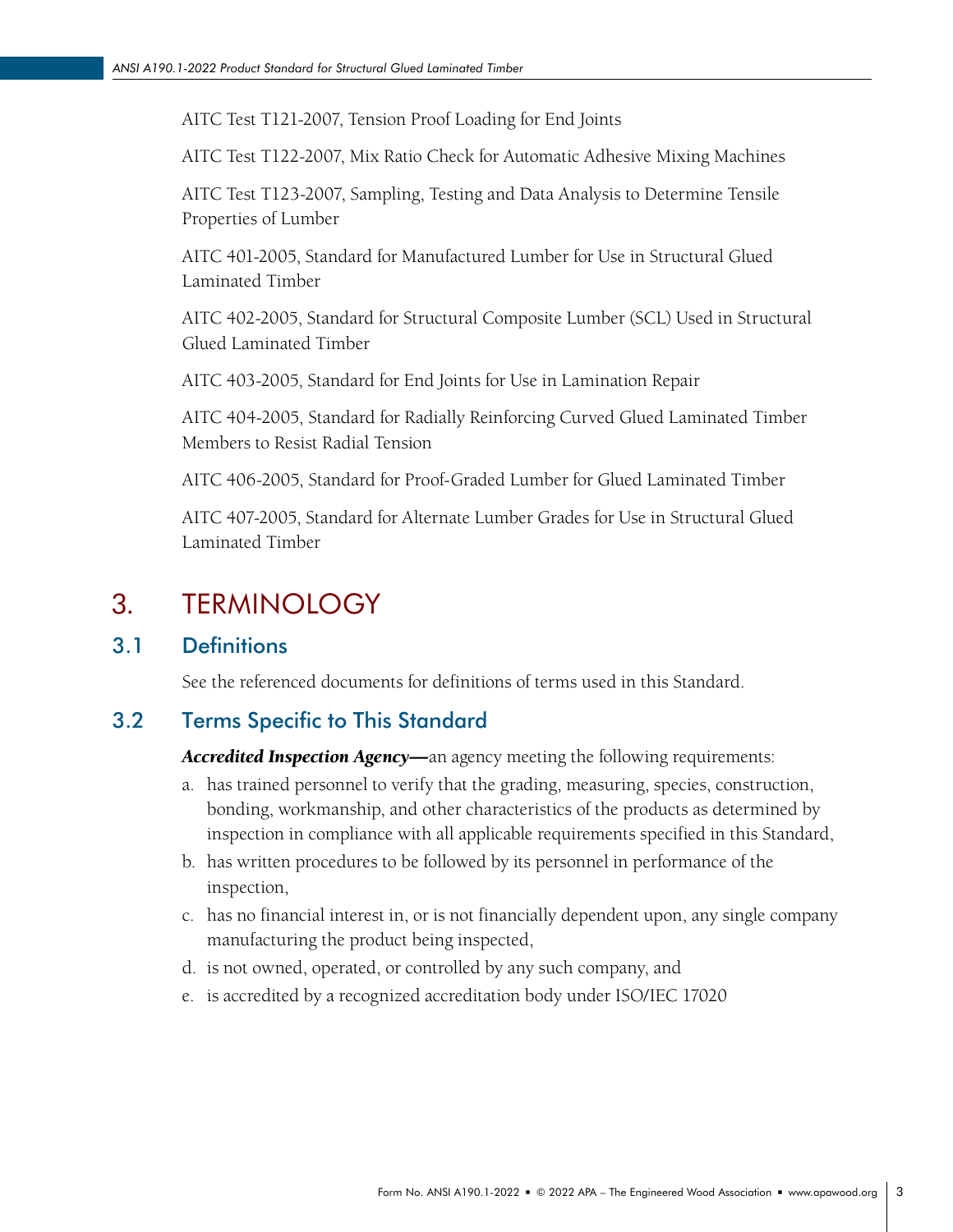AITC Test T121-2007, Tension Proof Loading for End Joints

AITC Test T122-2007, Mix Ratio Check for Automatic Adhesive Mixing Machines

AITC Test T123-2007, Sampling, Testing and Data Analysis to Determine Tensile Properties of Lumber

AITC 401-2005, Standard for Manufactured Lumber for Use in Structural Glued Laminated Timber

AITC 402-2005, Standard for Structural Composite Lumber (SCL) Used in Structural Glued Laminated Timber

AITC 403-2005, Standard for End Joints for Use in Lamination Repair

AITC 404-2005, Standard for Radially Reinforcing Curved Glued Laminated Timber Members to Resist Radial Tension

AITC 406-2005, Standard for Proof-Graded Lumber for Glued Laminated Timber

AITC 407-2005, Standard for Alternate Lumber Grades for Use in Structural Glued Laminated Timber

# 3. TERMINOLOGY

## 3.1 Definitions

See the referenced documents for definitions of terms used in this Standard.

## 3.2 Terms Specific to This Standard

***Accredited Inspection Agency—***an agency meeting the following requirements:

a. has trained personnel to verify that the grading, measuring, species, construction, bonding, workmanship, and other characteristics of the products as determined by inspection in compliance with all applicable requirements specified in this Standard,
b. has written procedures to be followed by its personnel in performance of the inspection,
c. has no financial interest in, or is not financially dependent upon, any single company manufacturing the product being inspected,
d. is not owned, operated, or controlled by any such company, and
e. is accredited by a recognized accreditation body under ISO/IEC 17020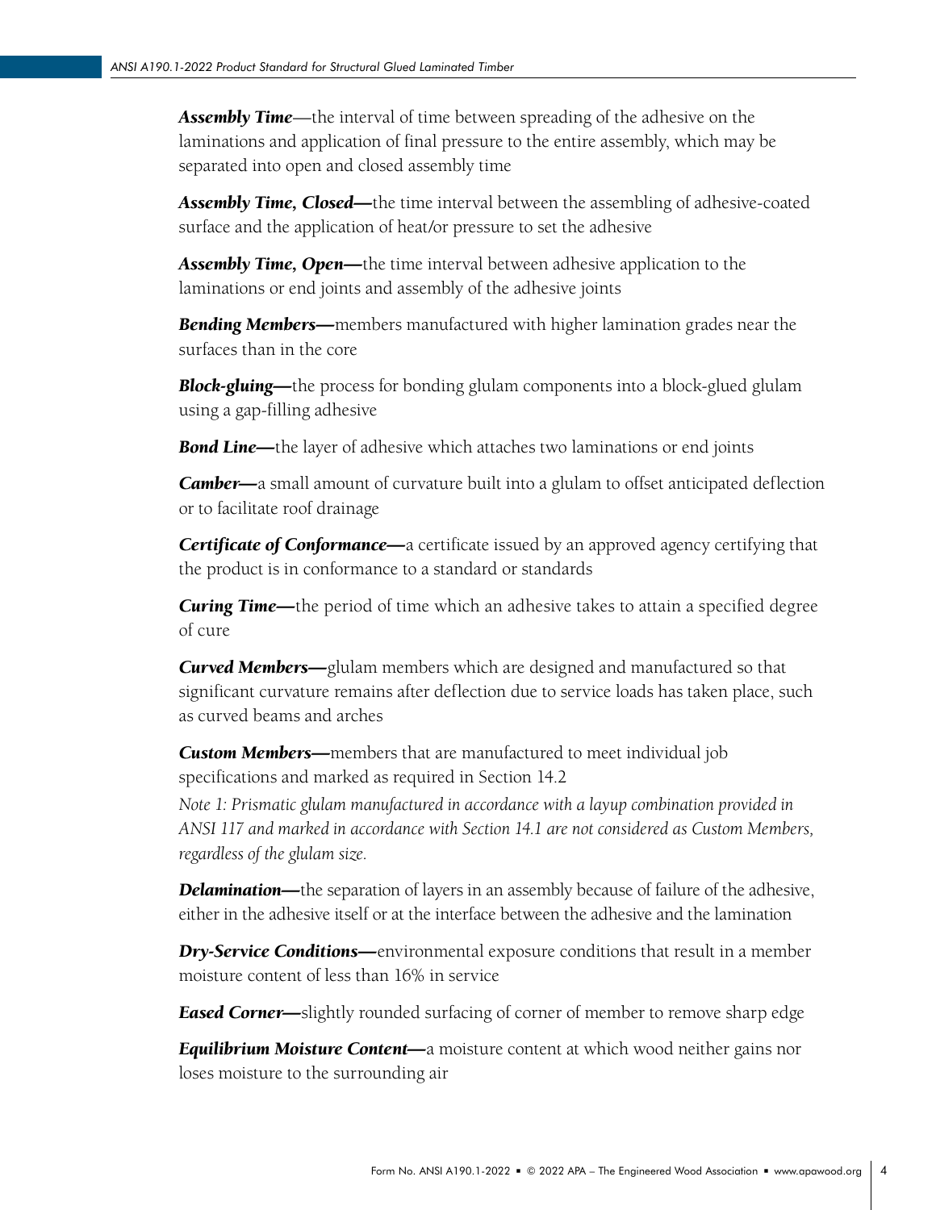***Assembly Time***—the interval of time between spreading of the adhesive on the laminations and application of final pressure to the entire assembly, which may be separated into open and closed assembly time

***Assembly Time, Closed—***the time interval between the assembling of adhesive-coated surface and the application of heat/or pressure to set the adhesive

***Assembly Time, Open—***the time interval between adhesive application to the laminations or end joints and assembly of the adhesive joints

***Bending Members—***members manufactured with higher lamination grades near the surfaces than in the core

***Block-gluing—***the process for bonding glulam components into a block-glued glulam using a gap-filling adhesive

***Bond Line—***the layer of adhesive which attaches two laminations or end joints

***Camber—***a small amount of curvature built into a glulam to offset anticipated deflection or to facilitate roof drainage

***Certificate of Conformance—***a certificate issued by an approved agency certifying that the product is in conformance to a standard or standards

***Curing Time—***the period of time which an adhesive takes to attain a specified degree of cure

***Curved Members—***glulam members which are designed and manufactured so that significant curvature remains after deflection due to service loads has taken place, such as curved beams and arches

***Custom Members—***members that are manufactured to meet individual job specifications and marked as required in Section 14.2

*Note 1: Prismatic glulam manufactured in accordance with a layup combination provided in ANSI 117 and marked in accordance with Section 14.1 are not considered as Custom Members, regardless of the glulam size.*

***Delamination—***the separation of layers in an assembly because of failure of the adhesive, either in the adhesive itself or at the interface between the adhesive and the lamination

***Dry-Service Conditions—***environmental exposure conditions that result in a member moisture content of less than 16% in service

***Eased Corner—***slightly rounded surfacing of corner of member to remove sharp edge

***Equilibrium Moisture Content—***a moisture content at which wood neither gains nor loses moisture to the surrounding air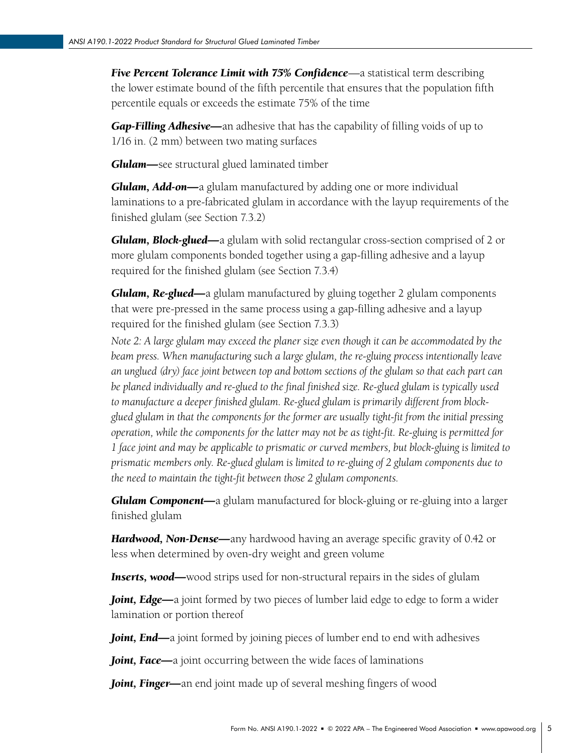***Five Percent Tolerance Limit with 75% Confidence***—a statistical term describing the lower estimate bound of the fifth percentile that ensures that the population fifth percentile equals or exceeds the estimate 75% of the time

***Gap-Filling Adhesive***—an adhesive that has the capability of filling voids of up to 1/16 in. (2 mm) between two mating surfaces

***Glulam***—see structural glued laminated timber

***Glulam, Add-on***—a glulam manufactured by adding one or more individual laminations to a pre-fabricated glulam in accordance with the layup requirements of the finished glulam (see Section 7.3.2)

***Glulam, Block-glued***—a glulam with solid rectangular cross-section comprised of 2 or more glulam components bonded together using a gap-filling adhesive and a layup required for the finished glulam (see Section 7.3.4)

***Glulam, Re-glued***—a glulam manufactured by gluing together 2 glulam components that were pre-pressed in the same process using a gap-filling adhesive and a layup required for the finished glulam (see Section 7.3.3)

*Note 2: A large glulam may exceed the planer size even though it can be accommodated by the beam press. When manufacturing such a large glulam, the re-gluing process intentionally leave an unglued (dry) face joint between top and bottom sections of the glulam so that each part can be planed individually and re-glued to the final finished size. Re-glued glulam is typically used to manufacture a deeper finished glulam. Re-glued glulam is primarily different from block-glued glulam in that the components for the former are usually tight-fit from the initial pressing operation, while the components for the latter may not be as tight-fit. Re-gluing is permitted for 1 face joint and may be applicable to prismatic or curved members, but block-gluing is limited to prismatic members only. Re-glued glulam is limited to re-gluing of 2 glulam components due to the need to maintain the tight-fit between those 2 glulam components.*

***Glulam Component***—a glulam manufactured for block-gluing or re-gluing into a larger finished glulam

***Hardwood, Non-Dense***—any hardwood having an average specific gravity of 0.42 or less when determined by oven-dry weight and green volume

***Inserts, wood***—wood strips used for non-structural repairs in the sides of glulam

***Joint, Edge***—a joint formed by two pieces of lumber laid edge to edge to form a wider lamination or portion thereof

***Joint, End***—a joint formed by joining pieces of lumber end to end with adhesives

***Joint, Face***—a joint occurring between the wide faces of laminations

***Joint, Finger***—an end joint made up of several meshing fingers of wood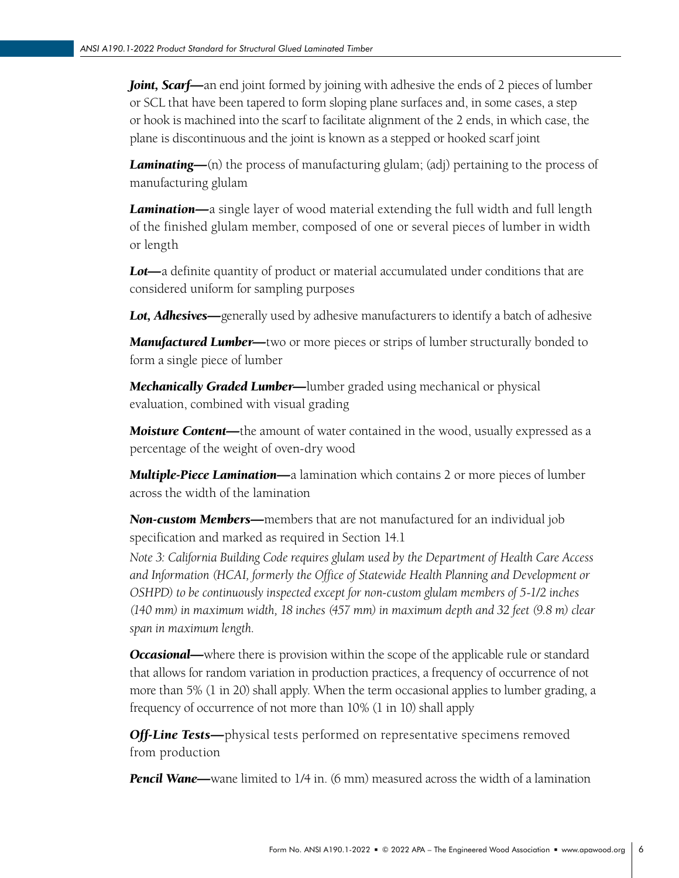***Joint, Scarf*—**an end joint formed by joining with adhesive the ends of 2 pieces of lumber or SCL that have been tapered to form sloping plane surfaces and, in some cases, a step or hook is machined into the scarf to facilitate alignment of the 2 ends, in which case, the plane is discontinuous and the joint is known as a stepped or hooked scarf joint

***Laminating*—**(n) the process of manufacturing glulam; (adj) pertaining to the process of manufacturing glulam

***Lamination*—**a single layer of wood material extending the full width and full length of the finished glulam member, composed of one or several pieces of lumber in width or length

***Lot*—**a definite quantity of product or material accumulated under conditions that are considered uniform for sampling purposes

***Lot, Adhesives*—**generally used by adhesive manufacturers to identify a batch of adhesive

***Manufactured Lumber*—**two or more pieces or strips of lumber structurally bonded to form a single piece of lumber

***Mechanically Graded Lumber*—**lumber graded using mechanical or physical evaluation, combined with visual grading

***Moisture Content*—**the amount of water contained in the wood, usually expressed as a percentage of the weight of oven-dry wood

***Multiple-Piece Lamination*—**a lamination which contains 2 or more pieces of lumber across the width of the lamination

***Non-custom Members*—**members that are not manufactured for an individual job specification and marked as required in Section 14.1

*Note 3: California Building Code requires glulam used by the Department of Health Care Access and Information (HCAI, formerly the Office of Statewide Health Planning and Development or OSHPD) to be continuously inspected except for non-custom glulam members of 5-1/2 inches (140 mm) in maximum width, 18 inches (457 mm) in maximum depth and 32 feet (9.8 m) clear span in maximum length.*

***Occasional*—**where there is provision within the scope of the applicable rule or standard that allows for random variation in production practices, a frequency of occurrence of not more than 5% (1 in 20) shall apply. When the term occasional applies to lumber grading, a frequency of occurrence of not more than 10% (1 in 10) shall apply

***Off-Line Tests*—**physical tests performed on representative specimens removed from production

***Pencil Wane*—**wane limited to 1/4 in. (6 mm) measured across the width of a lamination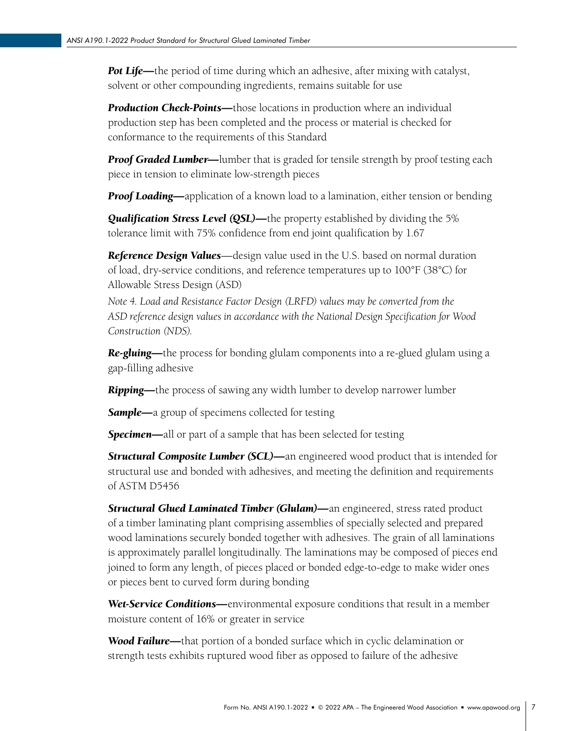***Pot Life***—the period of time during which an adhesive, after mixing with catalyst, solvent or other compounding ingredients, remains suitable for use

***Production Check-Points***—those locations in production where an individual production step has been completed and the process or material is checked for conformance to the requirements of this Standard

***Proof Graded Lumber***—lumber that is graded for tensile strength by proof testing each piece in tension to eliminate low-strength pieces

***Proof Loading***—application of a known load to a lamination, either tension or bending

***Qualification Stress Level (QSL)***—the property established by dividing the 5% tolerance limit with 75% confidence from end joint qualification by 1.67

***Reference Design Values***—design value used in the U.S. based on normal duration of load, dry-service conditions, and reference temperatures up to 100°F (38°C) for Allowable Stress Design (ASD)

*Note 4. Load and Resistance Factor Design (LRFD) values may be converted from the ASD reference design values in accordance with the National Design Specification for Wood Construction (NDS).*

***Re-gluing***—the process for bonding glulam components into a re-glued glulam using a gap-filling adhesive

***Ripping***—the process of sawing any width lumber to develop narrower lumber

***Sample***—a group of specimens collected for testing

***Specimen***—all or part of a sample that has been selected for testing

***Structural Composite Lumber (SCL)***—an engineered wood product that is intended for structural use and bonded with adhesives, and meeting the definition and requirements of ASTM D5456

***Structural Glued Laminated Timber (Glulam)***—an engineered, stress rated product of a timber laminating plant comprising assemblies of specially selected and prepared wood laminations securely bonded together with adhesives. The grain of all laminations is approximately parallel longitudinally. The laminations may be composed of pieces end joined to form any length, of pieces placed or bonded edge-to-edge to make wider ones or pieces bent to curved form during bonding

***Wet-Service Conditions***—environmental exposure conditions that result in a member moisture content of 16% or greater in service

***Wood Failure***—that portion of a bonded surface which in cyclic delamination or strength tests exhibits ruptured wood fiber as opposed to failure of the adhesive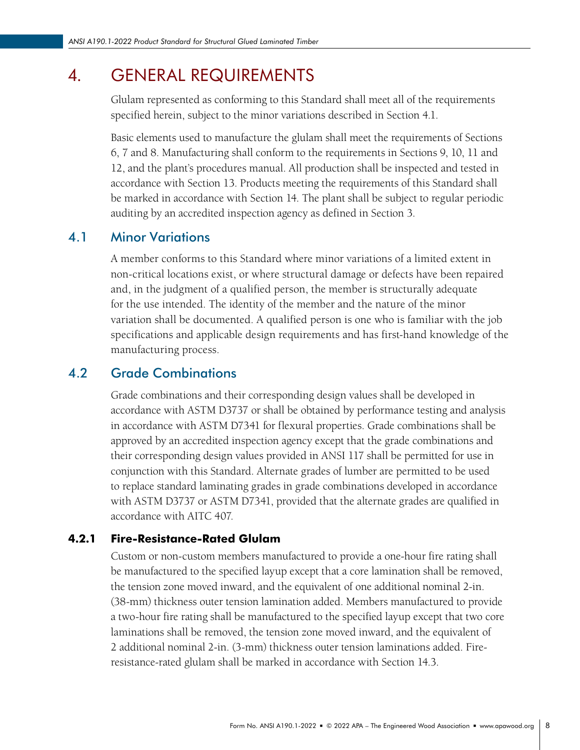# 4. GENERAL REQUIREMENTS

Glulam represented as conforming to this Standard shall meet all of the requirements specified herein, subject to the minor variations described in Section 4.1.

Basic elements used to manufacture the glulam shall meet the requirements of Sections 6, 7 and 8. Manufacturing shall conform to the requirements in Sections 9, 10, 11 and 12, and the plant's procedures manual. All production shall be inspected and tested in accordance with Section 13. Products meeting the requirements of this Standard shall be marked in accordance with Section 14. The plant shall be subject to regular periodic auditing by an accredited inspection agency as defined in Section 3.

## 4.1 Minor Variations

A member conforms to this Standard where minor variations of a limited extent in non-critical locations exist, or where structural damage or defects have been repaired and, in the judgment of a qualified person, the member is structurally adequate for the use intended. The identity of the member and the nature of the minor variation shall be documented. A qualified person is one who is familiar with the job specifications and applicable design requirements and has first-hand knowledge of the manufacturing process.

## 4.2 Grade Combinations

Grade combinations and their corresponding design values shall be developed in accordance with ASTM D3737 or shall be obtained by performance testing and analysis in accordance with ASTM D7341 for flexural properties. Grade combinations shall be approved by an accredited inspection agency except that the grade combinations and their corresponding design values provided in ANSI 117 shall be permitted for use in conjunction with this Standard. Alternate grades of lumber are permitted to be used to replace standard laminating grades in grade combinations developed in accordance with ASTM D3737 or ASTM D7341, provided that the alternate grades are qualified in accordance with AITC 407.

### 4.2.1 Fire-Resistance-Rated Glulam

Custom or non-custom members manufactured to provide a one-hour fire rating shall be manufactured to the specified layup except that a core lamination shall be removed, the tension zone moved inward, and the equivalent of one additional nominal 2-in. (38-mm) thickness outer tension lamination added. Members manufactured to provide a two-hour fire rating shall be manufactured to the specified layup except that two core laminations shall be removed, the tension zone moved inward, and the equivalent of 2 additional nominal 2-in. (3-mm) thickness outer tension laminations added. Fire-resistance-rated glulam shall be marked in accordance with Section 14.3.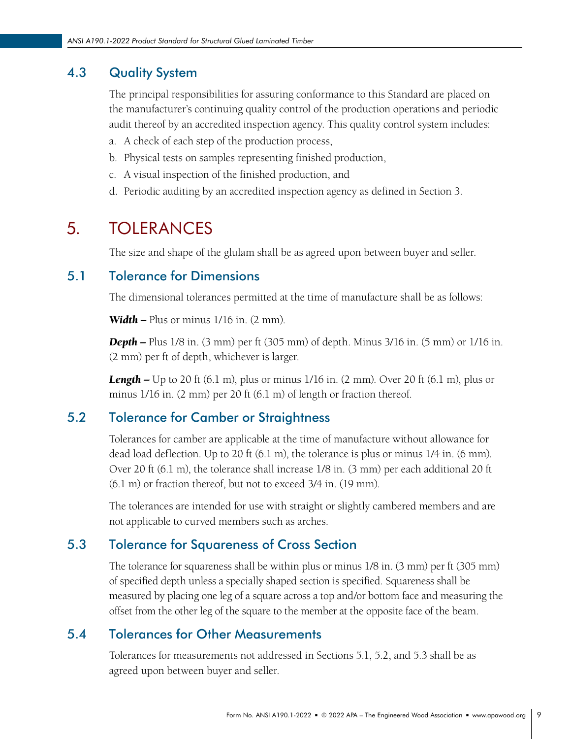### 4.3 Quality System

The principal responsibilities for assuring conformance to this Standard are placed on the manufacturer's continuing quality control of the production operations and periodic audit thereof by an accredited inspection agency. This quality control system includes:

a. A check of each step of the production process,

b. Physical tests on samples representing finished production,

c. A visual inspection of the finished production, and

d. Periodic auditing by an accredited inspection agency as defined in Section 3.

## 5. TOLERANCES

The size and shape of the glulam shall be as agreed upon between buyer and seller.

### 5.1 Tolerance for Dimensions

The dimensional tolerances permitted at the time of manufacture shall be as follows:

***Width –*** Plus or minus 1/16 in. (2 mm).

***Depth –*** Plus 1/8 in. (3 mm) per ft (305 mm) of depth. Minus 3/16 in. (5 mm) or 1/16 in. (2 mm) per ft of depth, whichever is larger.

***Length –*** Up to 20 ft (6.1 m), plus or minus 1/16 in. (2 mm). Over 20 ft (6.1 m), plus or minus 1/16 in. (2 mm) per 20 ft (6.1 m) of length or fraction thereof.

### 5.2 Tolerance for Camber or Straightness

Tolerances for camber are applicable at the time of manufacture without allowance for dead load deflection. Up to 20 ft (6.1 m), the tolerance is plus or minus 1/4 in. (6 mm). Over 20 ft (6.1 m), the tolerance shall increase 1/8 in. (3 mm) per each additional 20 ft (6.1 m) or fraction thereof, but not to exceed 3/4 in. (19 mm).

The tolerances are intended for use with straight or slightly cambered members and are not applicable to curved members such as arches.

### 5.3 Tolerance for Squareness of Cross Section

The tolerance for squareness shall be within plus or minus 1/8 in. (3 mm) per ft (305 mm) of specified depth unless a specially shaped section is specified. Squareness shall be measured by placing one leg of a square across a top and/or bottom face and measuring the offset from the other leg of the square to the member at the opposite face of the beam.

### 5.4 Tolerances for Other Measurements

Tolerances for measurements not addressed in Sections 5.1, 5.2, and 5.3 shall be as agreed upon between buyer and seller.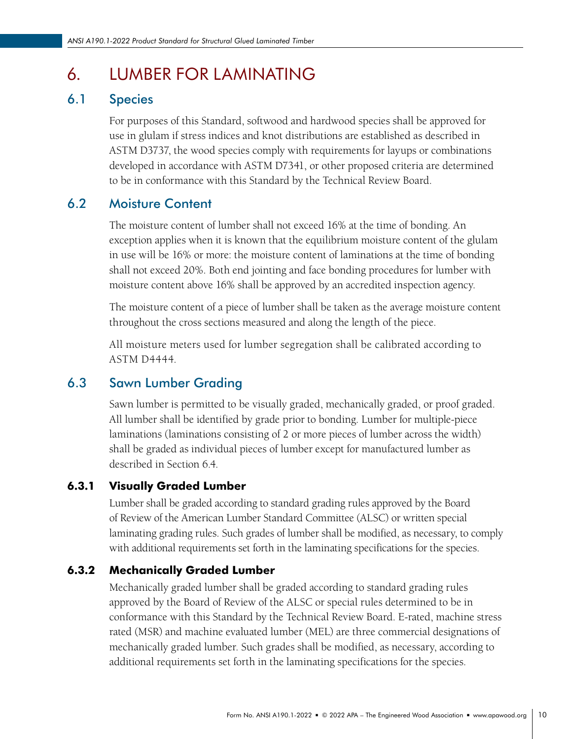# 6. LUMBER FOR LAMINATING

## 6.1 Species

For purposes of this Standard, softwood and hardwood species shall be approved for use in glulam if stress indices and knot distributions are established as described in ASTM D3737, the wood species comply with requirements for layups or combinations developed in accordance with ASTM D7341, or other proposed criteria are determined to be in conformance with this Standard by the Technical Review Board.

## 6.2 Moisture Content

The moisture content of lumber shall not exceed 16% at the time of bonding. An exception applies when it is known that the equilibrium moisture content of the glulam in use will be 16% or more: the moisture content of laminations at the time of bonding shall not exceed 20%. Both end jointing and face bonding procedures for lumber with moisture content above 16% shall be approved by an accredited inspection agency.

The moisture content of a piece of lumber shall be taken as the average moisture content throughout the cross sections measured and along the length of the piece.

All moisture meters used for lumber segregation shall be calibrated according to ASTM D4444.

## 6.3 Sawn Lumber Grading

Sawn lumber is permitted to be visually graded, mechanically graded, or proof graded. All lumber shall be identified by grade prior to bonding. Lumber for multiple-piece laminations (laminations consisting of 2 or more pieces of lumber across the width) shall be graded as individual pieces of lumber except for manufactured lumber as described in Section 6.4.

### 6.3.1 Visually Graded Lumber

Lumber shall be graded according to standard grading rules approved by the Board of Review of the American Lumber Standard Committee (ALSC) or written special laminating grading rules. Such grades of lumber shall be modified, as necessary, to comply with additional requirements set forth in the laminating specifications for the species.

### 6.3.2 Mechanically Graded Lumber

Mechanically graded lumber shall be graded according to standard grading rules approved by the Board of Review of the ALSC or special rules determined to be in conformance with this Standard by the Technical Review Board. E-rated, machine stress rated (MSR) and machine evaluated lumber (MEL) are three commercial designations of mechanically graded lumber. Such grades shall be modified, as necessary, according to additional requirements set forth in the laminating specifications for the species.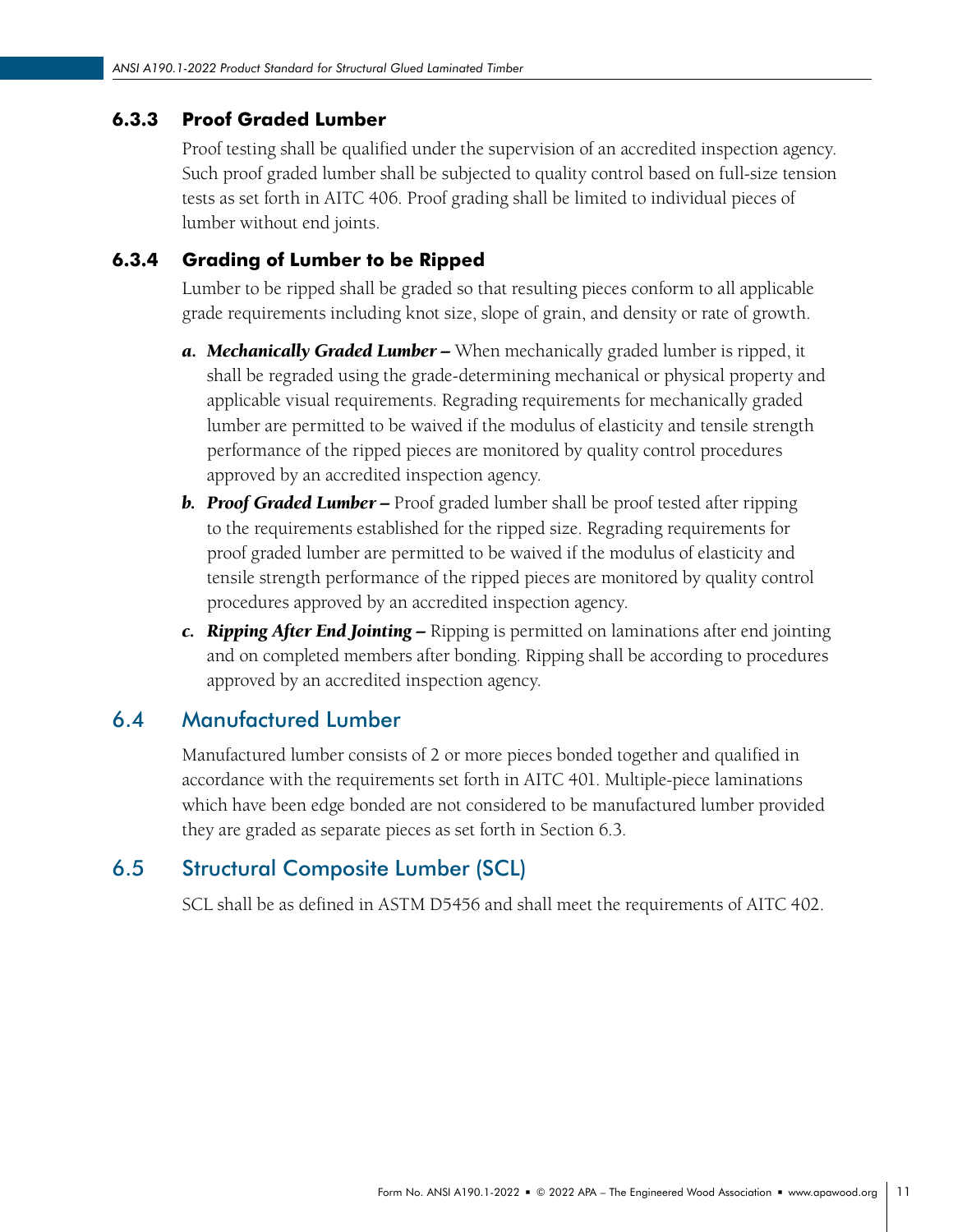#### 6.3.3 Proof Graded Lumber

Proof testing shall be qualified under the supervision of an accredited inspection agency. Such proof graded lumber shall be subjected to quality control based on full-size tension tests as set forth in AITC 406. Proof grading shall be limited to individual pieces of lumber without end joints.

#### 6.3.4 Grading of Lumber to be Ripped

Lumber to be ripped shall be graded so that resulting pieces conform to all applicable grade requirements including knot size, slope of grain, and density or rate of growth.

*a.* ***Mechanically Graded Lumber –*** When mechanically graded lumber is ripped, it shall be regraded using the grade-determining mechanical or physical property and applicable visual requirements. Regrading requirements for mechanically graded lumber are permitted to be waived if the modulus of elasticity and tensile strength performance of the ripped pieces are monitored by quality control procedures approved by an accredited inspection agency.

*b.* ***Proof Graded Lumber –*** Proof graded lumber shall be proof tested after ripping to the requirements established for the ripped size. Regrading requirements for proof graded lumber are permitted to be waived if the modulus of elasticity and tensile strength performance of the ripped pieces are monitored by quality control procedures approved by an accredited inspection agency.

*c.* ***Ripping After End Jointing –*** Ripping is permitted on laminations after end jointing and on completed members after bonding. Ripping shall be according to procedures approved by an accredited inspection agency.

### 6.4 Manufactured Lumber

Manufactured lumber consists of 2 or more pieces bonded together and qualified in accordance with the requirements set forth in AITC 401. Multiple-piece laminations which have been edge bonded are not considered to be manufactured lumber provided they are graded as separate pieces as set forth in Section 6.3.

### 6.5 Structural Composite Lumber (SCL)

SCL shall be as defined in ASTM D5456 and shall meet the requirements of AITC 402.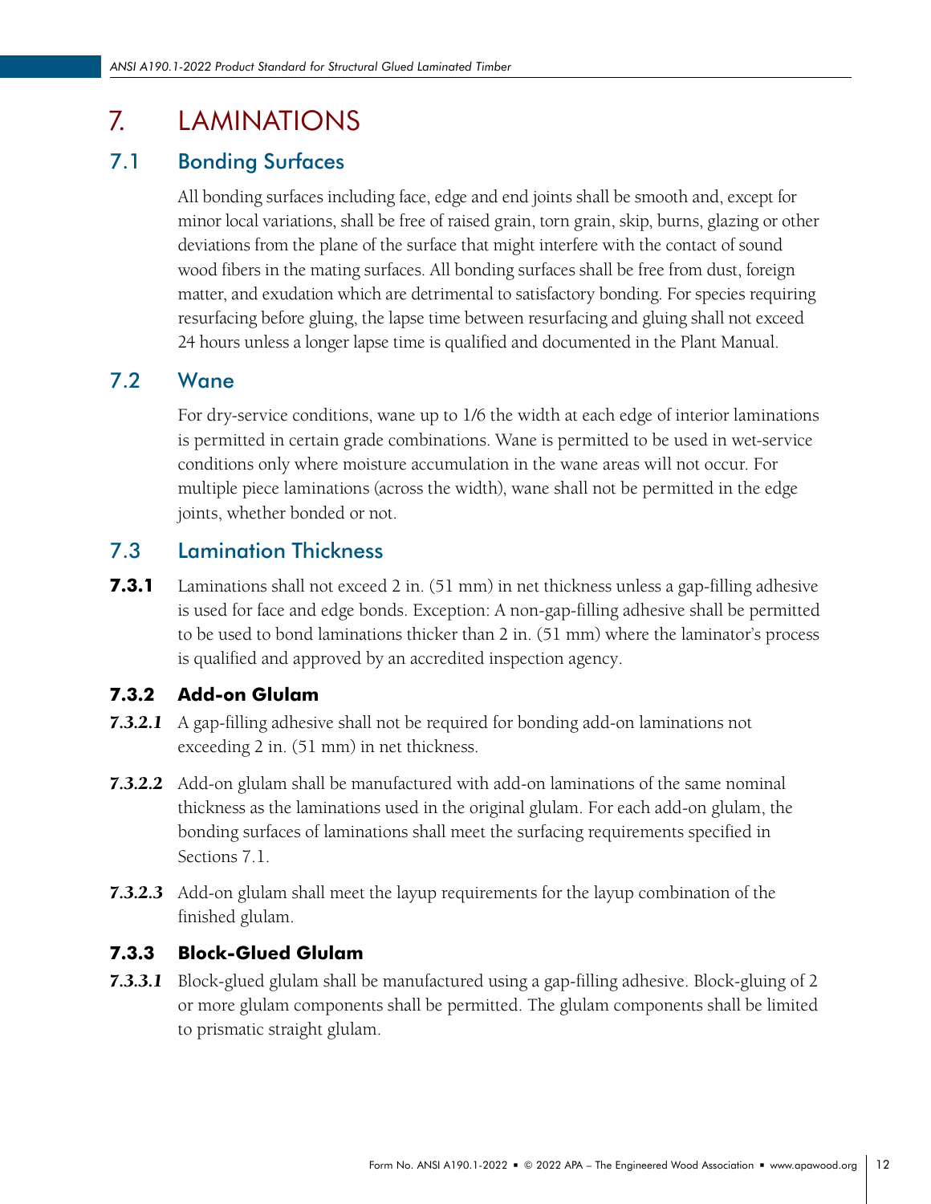# 7. LAMINATIONS

## 7.1 Bonding Surfaces

All bonding surfaces including face, edge and end joints shall be smooth and, except for minor local variations, shall be free of raised grain, torn grain, skip, burns, glazing or other deviations from the plane of the surface that might interfere with the contact of sound wood fibers in the mating surfaces. All bonding surfaces shall be free from dust, foreign matter, and exudation which are detrimental to satisfactory bonding. For species requiring resurfacing before gluing, the lapse time between resurfacing and gluing shall not exceed 24 hours unless a longer lapse time is qualified and documented in the Plant Manual.

## 7.2 Wane

For dry-service conditions, wane up to 1/6 the width at each edge of interior laminations is permitted in certain grade combinations. Wane is permitted to be used in wet-service conditions only where moisture accumulation in the wane areas will not occur. For multiple piece laminations (across the width), wane shall not be permitted in the edge joints, whether bonded or not.

## 7.3 Lamination Thickness

**7.3.1** Laminations shall not exceed 2 in. (51 mm) in net thickness unless a gap-filling adhesive is used for face and edge bonds. Exception: A non-gap-filling adhesive shall be permitted to be used to bond laminations thicker than 2 in. (51 mm) where the laminator's process is qualified and approved by an accredited inspection agency.

### 7.3.2 Add-on Glulam

***7.3.2.1*** A gap-filling adhesive shall not be required for bonding add-on laminations not exceeding 2 in. (51 mm) in net thickness.

***7.3.2.2*** Add-on glulam shall be manufactured with add-on laminations of the same nominal thickness as the laminations used in the original glulam. For each add-on glulam, the bonding surfaces of laminations shall meet the surfacing requirements specified in Sections 7.1.

***7.3.2.3*** Add-on glulam shall meet the layup requirements for the layup combination of the finished glulam.

### 7.3.3 Block-Glued Glulam

***7.3.3.1*** Block-glued glulam shall be manufactured using a gap-filling adhesive. Block-gluing of 2 or more glulam components shall be permitted. The glulam components shall be limited to prismatic straight glulam.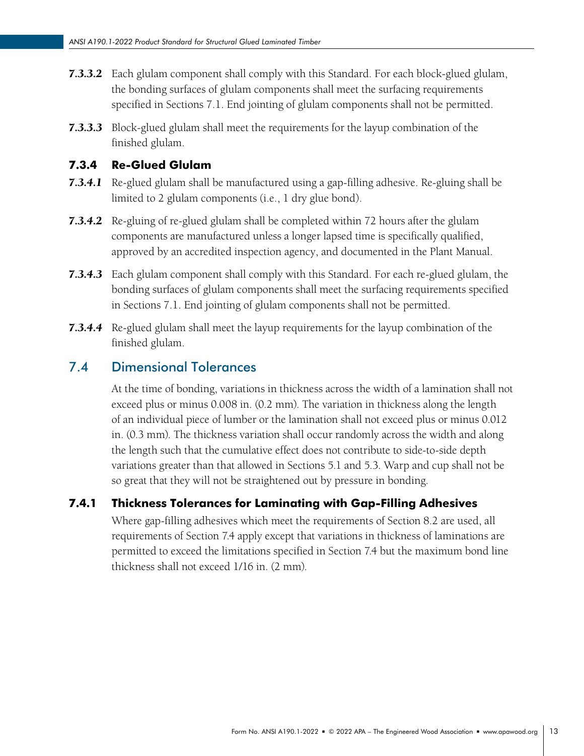***7.3.3.2*** Each glulam component shall comply with this Standard. For each block-glued glulam, the bonding surfaces of glulam components shall meet the surfacing requirements specified in Sections 7.1. End jointing of glulam components shall not be permitted.

***7.3.3.3*** Block-glued glulam shall meet the requirements for the layup combination of the finished glulam.

### 7.3.4 Re-Glued Glulam

***7.3.4.1*** Re-glued glulam shall be manufactured using a gap-filling adhesive. Re-gluing shall be limited to 2 glulam components (i.e., 1 dry glue bond).

***7.3.4.2*** Re-gluing of re-glued glulam shall be completed within 72 hours after the glulam components are manufactured unless a longer lapsed time is specifically qualified, approved by an accredited inspection agency, and documented in the Plant Manual.

***7.3.4.3*** Each glulam component shall comply with this Standard. For each re-glued glulam, the bonding surfaces of glulam components shall meet the surfacing requirements specified in Sections 7.1. End jointing of glulam components shall not be permitted.

***7.3.4.4*** Re-glued glulam shall meet the layup requirements for the layup combination of the finished glulam.

## 7.4 Dimensional Tolerances

At the time of bonding, variations in thickness across the width of a lamination shall not exceed plus or minus 0.008 in. (0.2 mm). The variation in thickness along the length of an individual piece of lumber or the lamination shall not exceed plus or minus 0.012 in. (0.3 mm). The thickness variation shall occur randomly across the width and along the length such that the cumulative effect does not contribute to side-to-side depth variations greater than that allowed in Sections 5.1 and 5.3. Warp and cup shall not be so great that they will not be straightened out by pressure in bonding.

### 7.4.1 Thickness Tolerances for Laminating with Gap-Filling Adhesives

Where gap-filling adhesives which meet the requirements of Section 8.2 are used, all requirements of Section 7.4 apply except that variations in thickness of laminations are permitted to exceed the limitations specified in Section 7.4 but the maximum bond line thickness shall not exceed 1/16 in. (2 mm).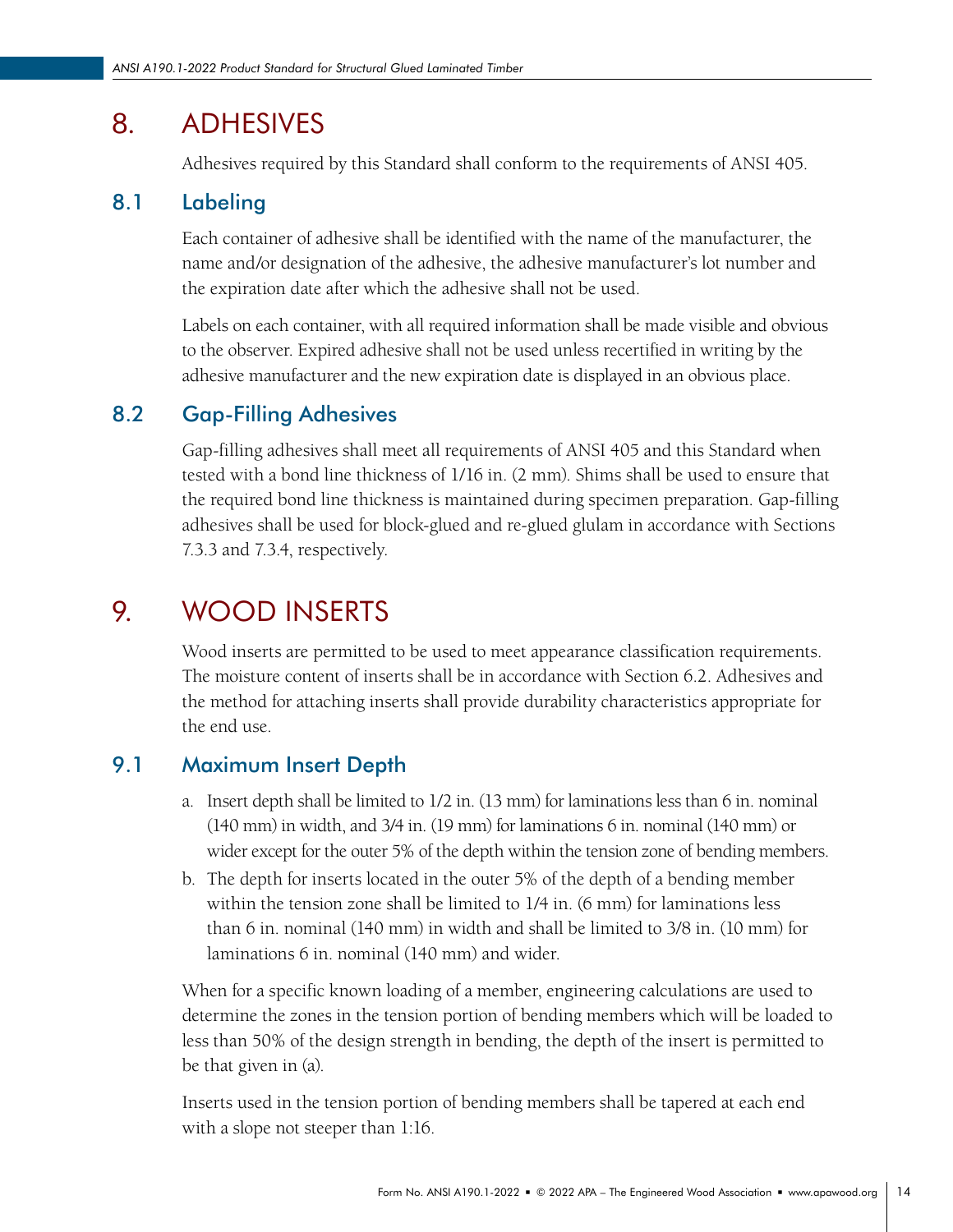# 8. ADHESIVES

Adhesives required by this Standard shall conform to the requirements of ANSI 405.

## 8.1 Labeling

Each container of adhesive shall be identified with the name of the manufacturer, the name and/or designation of the adhesive, the adhesive manufacturer's lot number and the expiration date after which the adhesive shall not be used.

Labels on each container, with all required information shall be made visible and obvious to the observer. Expired adhesive shall not be used unless recertified in writing by the adhesive manufacturer and the new expiration date is displayed in an obvious place.

## 8.2 Gap-Filling Adhesives

Gap-filling adhesives shall meet all requirements of ANSI 405 and this Standard when tested with a bond line thickness of 1/16 in. (2 mm). Shims shall be used to ensure that the required bond line thickness is maintained during specimen preparation. Gap-filling adhesives shall be used for block-glued and re-glued glulam in accordance with Sections 7.3.3 and 7.3.4, respectively.

# 9. WOOD INSERTS

Wood inserts are permitted to be used to meet appearance classification requirements. The moisture content of inserts shall be in accordance with Section 6.2. Adhesives and the method for attaching inserts shall provide durability characteristics appropriate for the end use.

## 9.1 Maximum Insert Depth

a. Insert depth shall be limited to 1/2 in. (13 mm) for laminations less than 6 in. nominal (140 mm) in width, and 3/4 in. (19 mm) for laminations 6 in. nominal (140 mm) or wider except for the outer 5% of the depth within the tension zone of bending members.

b. The depth for inserts located in the outer 5% of the depth of a bending member within the tension zone shall be limited to 1/4 in. (6 mm) for laminations less than 6 in. nominal (140 mm) in width and shall be limited to 3/8 in. (10 mm) for laminations 6 in. nominal (140 mm) and wider.

When for a specific known loading of a member, engineering calculations are used to determine the zones in the tension portion of bending members which will be loaded to less than 50% of the design strength in bending, the depth of the insert is permitted to be that given in (a).

Inserts used in the tension portion of bending members shall be tapered at each end with a slope not steeper than 1:16.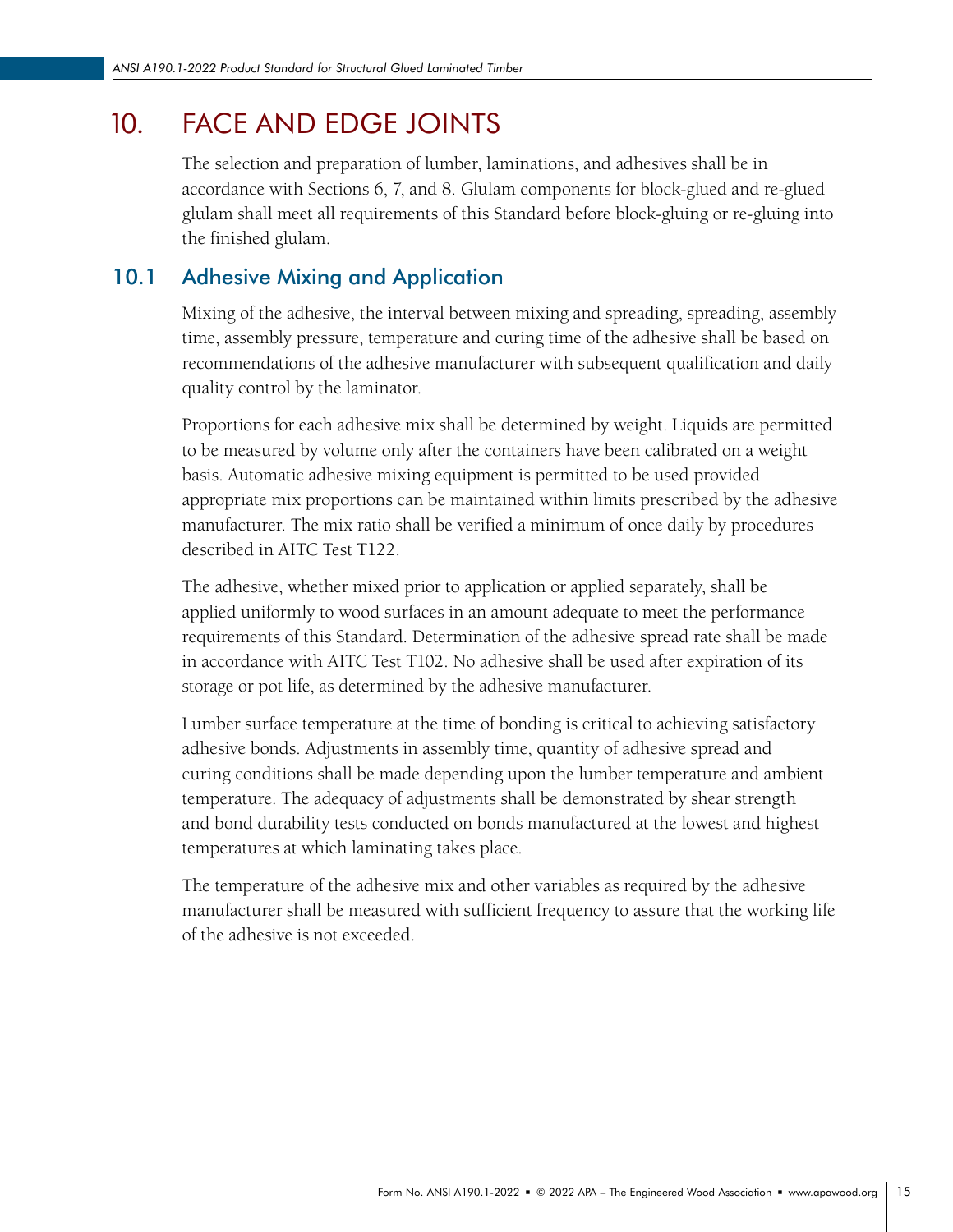# 10. FACE AND EDGE JOINTS

The selection and preparation of lumber, laminations, and adhesives shall be in accordance with Sections 6, 7, and 8. Glulam components for block-glued and re-glued glulam shall meet all requirements of this Standard before block-gluing or re-gluing into the finished glulam.

## 10.1 Adhesive Mixing and Application

Mixing of the adhesive, the interval between mixing and spreading, spreading, assembly time, assembly pressure, temperature and curing time of the adhesive shall be based on recommendations of the adhesive manufacturer with subsequent qualification and daily quality control by the laminator.

Proportions for each adhesive mix shall be determined by weight. Liquids are permitted to be measured by volume only after the containers have been calibrated on a weight basis. Automatic adhesive mixing equipment is permitted to be used provided appropriate mix proportions can be maintained within limits prescribed by the adhesive manufacturer. The mix ratio shall be verified a minimum of once daily by procedures described in AITC Test T122.

The adhesive, whether mixed prior to application or applied separately, shall be applied uniformly to wood surfaces in an amount adequate to meet the performance requirements of this Standard. Determination of the adhesive spread rate shall be made in accordance with AITC Test T102. No adhesive shall be used after expiration of its storage or pot life, as determined by the adhesive manufacturer.

Lumber surface temperature at the time of bonding is critical to achieving satisfactory adhesive bonds. Adjustments in assembly time, quantity of adhesive spread and curing conditions shall be made depending upon the lumber temperature and ambient temperature. The adequacy of adjustments shall be demonstrated by shear strength and bond durability tests conducted on bonds manufactured at the lowest and highest temperatures at which laminating takes place.

The temperature of the adhesive mix and other variables as required by the adhesive manufacturer shall be measured with sufficient frequency to assure that the working life of the adhesive is not exceeded.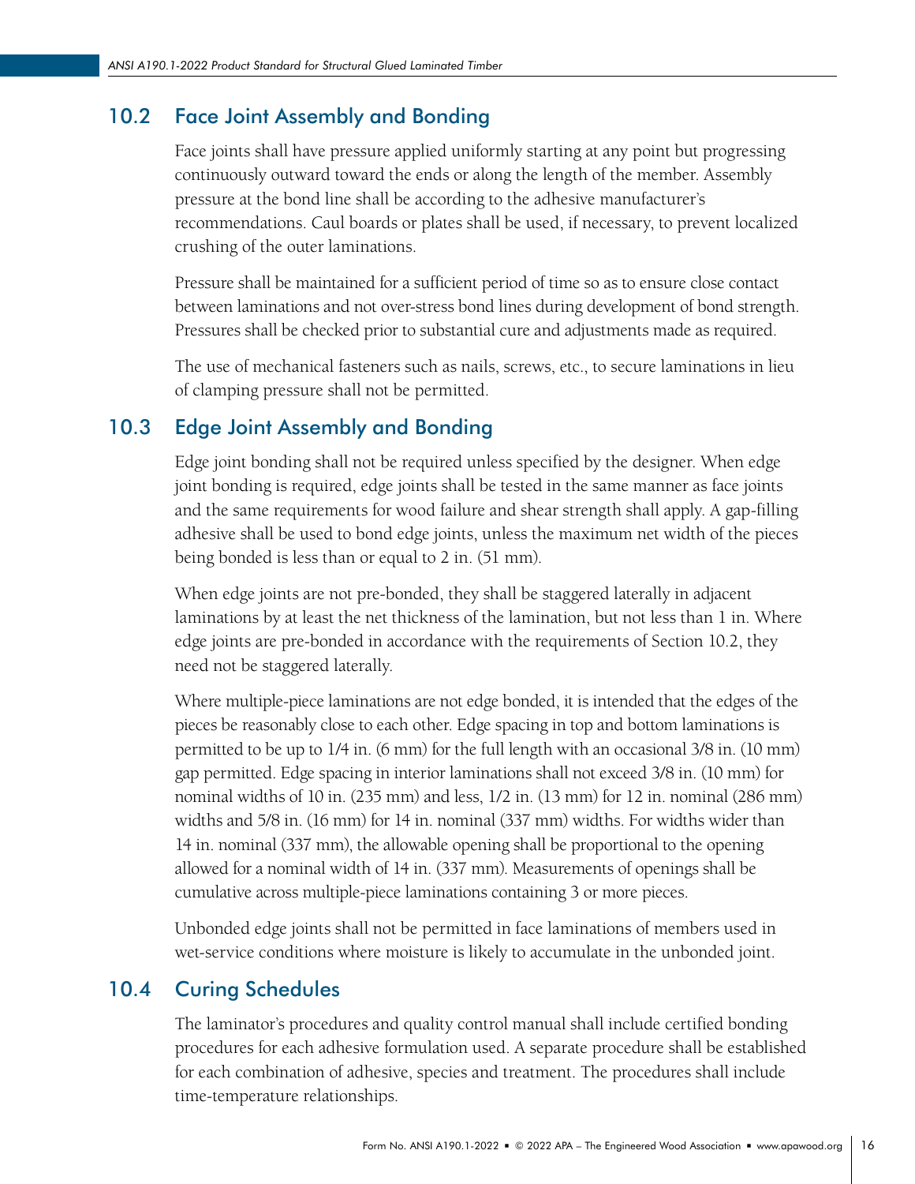## 10.2 Face Joint Assembly and Bonding

Face joints shall have pressure applied uniformly starting at any point but progressing continuously outward toward the ends or along the length of the member. Assembly pressure at the bond line shall be according to the adhesive manufacturer's recommendations. Caul boards or plates shall be used, if necessary, to prevent localized crushing of the outer laminations.

Pressure shall be maintained for a sufficient period of time so as to ensure close contact between laminations and not over-stress bond lines during development of bond strength. Pressures shall be checked prior to substantial cure and adjustments made as required.

The use of mechanical fasteners such as nails, screws, etc., to secure laminations in lieu of clamping pressure shall not be permitted.

## 10.3 Edge Joint Assembly and Bonding

Edge joint bonding shall not be required unless specified by the designer. When edge joint bonding is required, edge joints shall be tested in the same manner as face joints and the same requirements for wood failure and shear strength shall apply. A gap-filling adhesive shall be used to bond edge joints, unless the maximum net width of the pieces being bonded is less than or equal to 2 in. (51 mm).

When edge joints are not pre-bonded, they shall be staggered laterally in adjacent laminations by at least the net thickness of the lamination, but not less than 1 in. Where edge joints are pre-bonded in accordance with the requirements of Section 10.2, they need not be staggered laterally.

Where multiple-piece laminations are not edge bonded, it is intended that the edges of the pieces be reasonably close to each other. Edge spacing in top and bottom laminations is permitted to be up to 1/4 in. (6 mm) for the full length with an occasional 3/8 in. (10 mm) gap permitted. Edge spacing in interior laminations shall not exceed 3/8 in. (10 mm) for nominal widths of 10 in. (235 mm) and less, 1/2 in. (13 mm) for 12 in. nominal (286 mm) widths and 5/8 in. (16 mm) for 14 in. nominal (337 mm) widths. For widths wider than 14 in. nominal (337 mm), the allowable opening shall be proportional to the opening allowed for a nominal width of 14 in. (337 mm). Measurements of openings shall be cumulative across multiple-piece laminations containing 3 or more pieces.

Unbonded edge joints shall not be permitted in face laminations of members used in wet-service conditions where moisture is likely to accumulate in the unbonded joint.

## 10.4 Curing Schedules

The laminator's procedures and quality control manual shall include certified bonding procedures for each adhesive formulation used. A separate procedure shall be established for each combination of adhesive, species and treatment. The procedures shall include time-temperature relationships.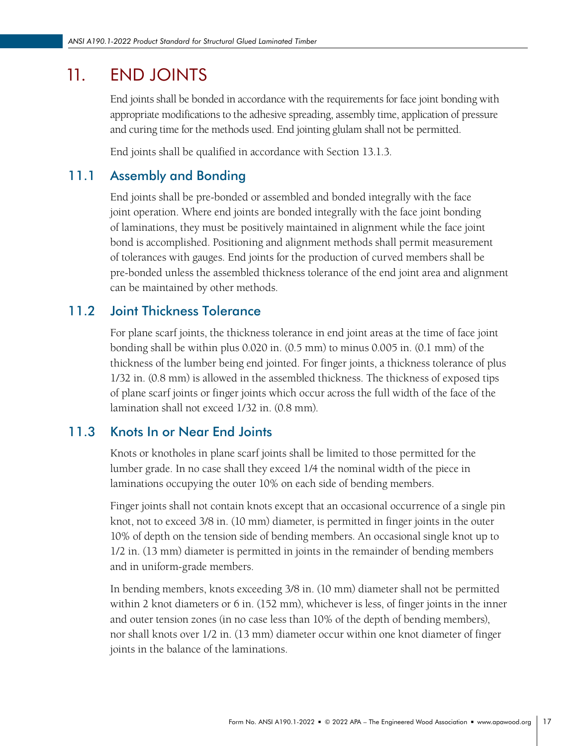# 11. END JOINTS

End joints shall be bonded in accordance with the requirements for face joint bonding with appropriate modifications to the adhesive spreading, assembly time, application of pressure and curing time for the methods used. End jointing glulam shall not be permitted.

End joints shall be qualified in accordance with Section 13.1.3.

## 11.1 Assembly and Bonding

End joints shall be pre-bonded or assembled and bonded integrally with the face joint operation. Where end joints are bonded integrally with the face joint bonding of laminations, they must be positively maintained in alignment while the face joint bond is accomplished. Positioning and alignment methods shall permit measurement of tolerances with gauges. End joints for the production of curved members shall be pre-bonded unless the assembled thickness tolerance of the end joint area and alignment can be maintained by other methods.

## 11.2 Joint Thickness Tolerance

For plane scarf joints, the thickness tolerance in end joint areas at the time of face joint bonding shall be within plus 0.020 in. (0.5 mm) to minus 0.005 in. (0.1 mm) of the thickness of the lumber being end jointed. For finger joints, a thickness tolerance of plus 1/32 in. (0.8 mm) is allowed in the assembled thickness. The thickness of exposed tips of plane scarf joints or finger joints which occur across the full width of the face of the lamination shall not exceed 1/32 in. (0.8 mm).

## 11.3 Knots In or Near End Joints

Knots or knotholes in plane scarf joints shall be limited to those permitted for the lumber grade. In no case shall they exceed 1/4 the nominal width of the piece in laminations occupying the outer 10% on each side of bending members.

Finger joints shall not contain knots except that an occasional occurrence of a single pin knot, not to exceed 3/8 in. (10 mm) diameter, is permitted in finger joints in the outer 10% of depth on the tension side of bending members. An occasional single knot up to 1/2 in. (13 mm) diameter is permitted in joints in the remainder of bending members and in uniform-grade members.

In bending members, knots exceeding 3/8 in. (10 mm) diameter shall not be permitted within 2 knot diameters or 6 in. (152 mm), whichever is less, of finger joints in the inner and outer tension zones (in no case less than 10% of the depth of bending members), nor shall knots over 1/2 in. (13 mm) diameter occur within one knot diameter of finger joints in the balance of the laminations.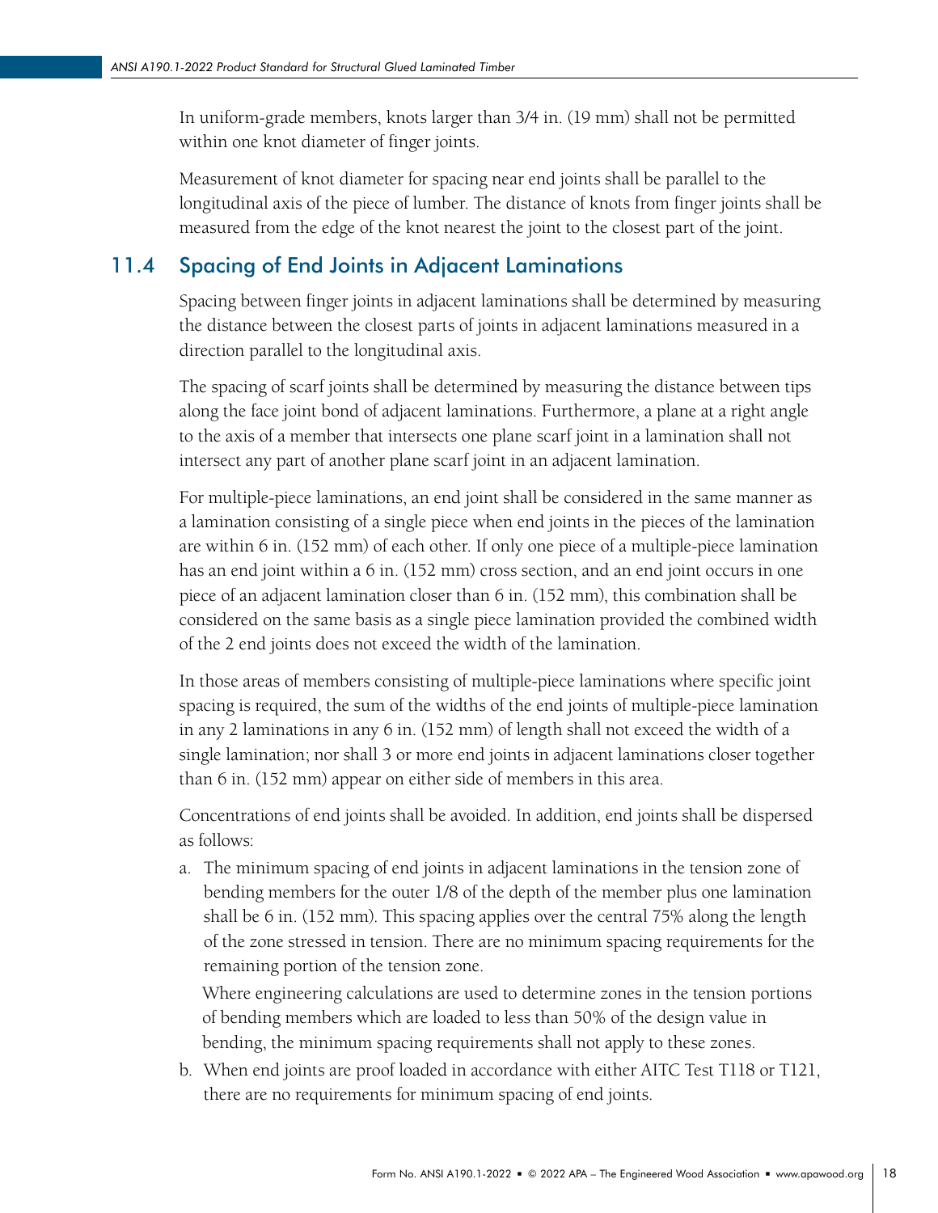In uniform-grade members, knots larger than 3/4 in. (19 mm) shall not be permitted within one knot diameter of finger joints.

Measurement of knot diameter for spacing near end joints shall be parallel to the longitudinal axis of the piece of lumber. The distance of knots from finger joints shall be measured from the edge of the knot nearest the joint to the closest part of the joint.

## 11.4 Spacing of End Joints in Adjacent Laminations

Spacing between finger joints in adjacent laminations shall be determined by measuring the distance between the closest parts of joints in adjacent laminations measured in a direction parallel to the longitudinal axis.

The spacing of scarf joints shall be determined by measuring the distance between tips along the face joint bond of adjacent laminations. Furthermore, a plane at a right angle to the axis of a member that intersects one plane scarf joint in a lamination shall not intersect any part of another plane scarf joint in an adjacent lamination.

For multiple-piece laminations, an end joint shall be considered in the same manner as a lamination consisting of a single piece when end joints in the pieces of the lamination are within 6 in. (152 mm) of each other. If only one piece of a multiple-piece lamination has an end joint within a 6 in. (152 mm) cross section, and an end joint occurs in one piece of an adjacent lamination closer than 6 in. (152 mm), this combination shall be considered on the same basis as a single piece lamination provided the combined width of the 2 end joints does not exceed the width of the lamination.

In those areas of members consisting of multiple-piece laminations where specific joint spacing is required, the sum of the widths of the end joints of multiple-piece lamination in any 2 laminations in any 6 in. (152 mm) of length shall not exceed the width of a single lamination; nor shall 3 or more end joints in adjacent laminations closer together than 6 in. (152 mm) appear on either side of members in this area.

Concentrations of end joints shall be avoided. In addition, end joints shall be dispersed as follows:

a. The minimum spacing of end joints in adjacent laminations in the tension zone of bending members for the outer 1/8 of the depth of the member plus one lamination shall be 6 in. (152 mm). This spacing applies over the central 75% along the length of the zone stressed in tension. There are no minimum spacing requirements for the remaining portion of the tension zone.

   Where engineering calculations are used to determine zones in the tension portions of bending members which are loaded to less than 50% of the design value in bending, the minimum spacing requirements shall not apply to these zones.

b. When end joints are proof loaded in accordance with either AITC Test T118 or T121, there are no requirements for minimum spacing of end joints.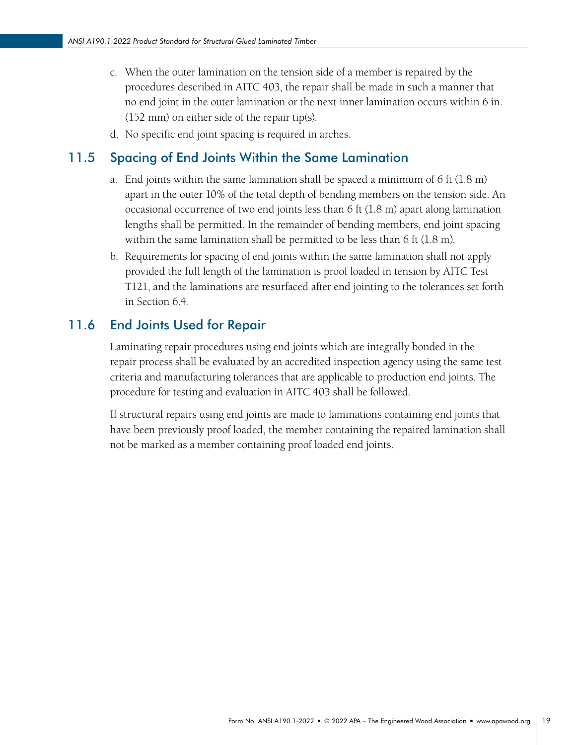c. When the outer lamination on the tension side of a member is repaired by the procedures described in AITC 403, the repair shall be made in such a manner that no end joint in the outer lamination or the next inner lamination occurs within 6 in. (152 mm) on either side of the repair tip(s).

d. No specific end joint spacing is required in arches.

## 11.5 Spacing of End Joints Within the Same Lamination

a. End joints within the same lamination shall be spaced a minimum of 6 ft (1.8 m) apart in the outer 10% of the total depth of bending members on the tension side. An occasional occurrence of two end joints less than 6 ft (1.8 m) apart along lamination lengths shall be permitted. In the remainder of bending members, end joint spacing within the same lamination shall be permitted to be less than 6 ft (1.8 m).

b. Requirements for spacing of end joints within the same lamination shall not apply provided the full length of the lamination is proof loaded in tension by AITC Test T121, and the laminations are resurfaced after end jointing to the tolerances set forth in Section 6.4.

## 11.6 End Joints Used for Repair

Laminating repair procedures using end joints which are integrally bonded in the repair process shall be evaluated by an accredited inspection agency using the same test criteria and manufacturing tolerances that are applicable to production end joints. The procedure for testing and evaluation in AITC 403 shall be followed.

If structural repairs using end joints are made to laminations containing end joints that have been previously proof loaded, the member containing the repaired lamination shall not be marked as a member containing proof loaded end joints.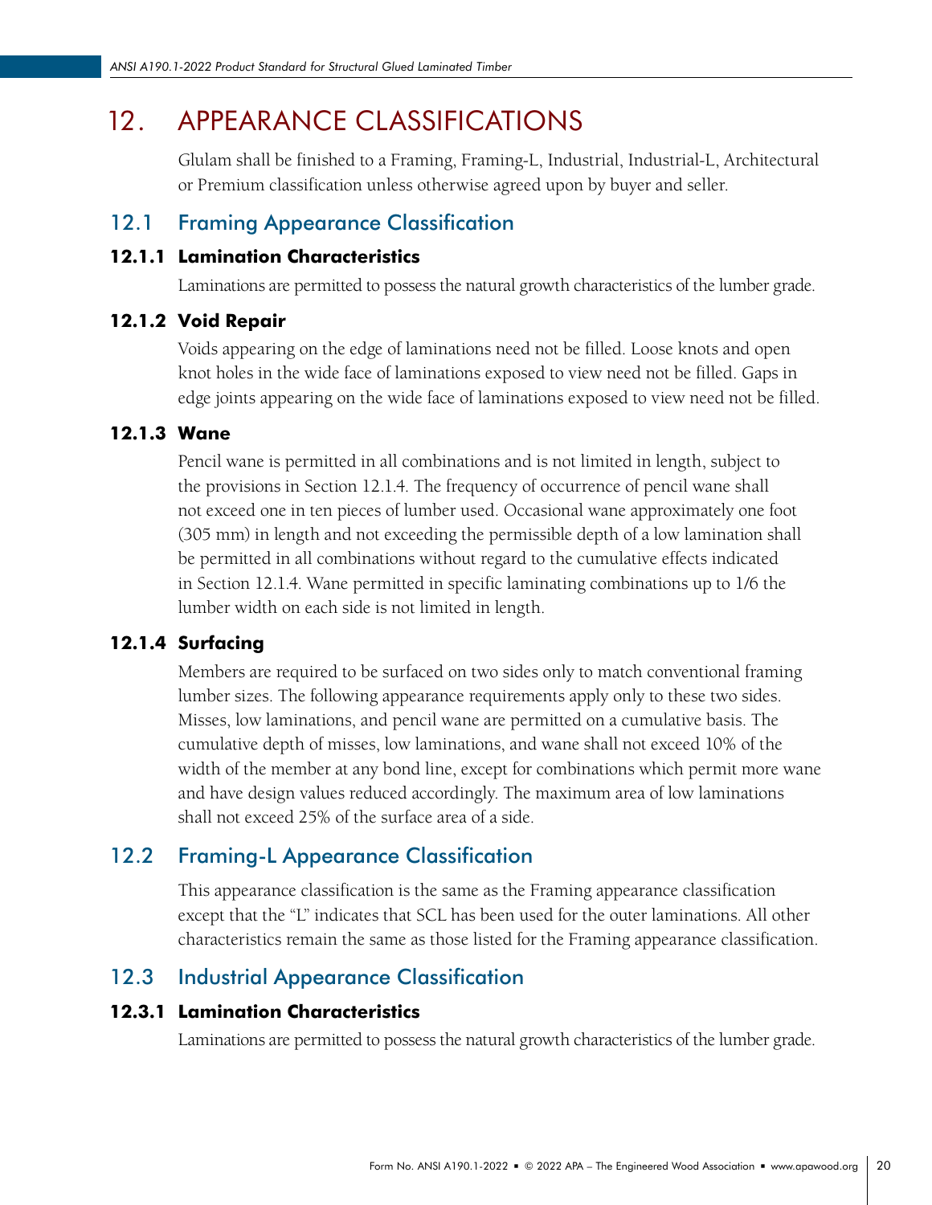# 12. APPEARANCE CLASSIFICATIONS

Glulam shall be finished to a Framing, Framing-L, Industrial, Industrial-L, Architectural or Premium classification unless otherwise agreed upon by buyer and seller.

## 12.1 Framing Appearance Classification

### 12.1.1 Lamination Characteristics

Laminations are permitted to possess the natural growth characteristics of the lumber grade.

### 12.1.2 Void Repair

Voids appearing on the edge of laminations need not be filled. Loose knots and open knot holes in the wide face of laminations exposed to view need not be filled. Gaps in edge joints appearing on the wide face of laminations exposed to view need not be filled.

### 12.1.3 Wane

Pencil wane is permitted in all combinations and is not limited in length, subject to the provisions in Section 12.1.4. The frequency of occurrence of pencil wane shall not exceed one in ten pieces of lumber used. Occasional wane approximately one foot (305 mm) in length and not exceeding the permissible depth of a low lamination shall be permitted in all combinations without regard to the cumulative effects indicated in Section 12.1.4. Wane permitted in specific laminating combinations up to 1/6 the lumber width on each side is not limited in length.

### 12.1.4 Surfacing

Members are required to be surfaced on two sides only to match conventional framing lumber sizes. The following appearance requirements apply only to these two sides. Misses, low laminations, and pencil wane are permitted on a cumulative basis. The cumulative depth of misses, low laminations, and wane shall not exceed 10% of the width of the member at any bond line, except for combinations which permit more wane and have design values reduced accordingly. The maximum area of low laminations shall not exceed 25% of the surface area of a side.

## 12.2 Framing-L Appearance Classification

This appearance classification is the same as the Framing appearance classification except that the "L" indicates that SCL has been used for the outer laminations. All other characteristics remain the same as those listed for the Framing appearance classification.

## 12.3 Industrial Appearance Classification

### 12.3.1 Lamination Characteristics

Laminations are permitted to possess the natural growth characteristics of the lumber grade.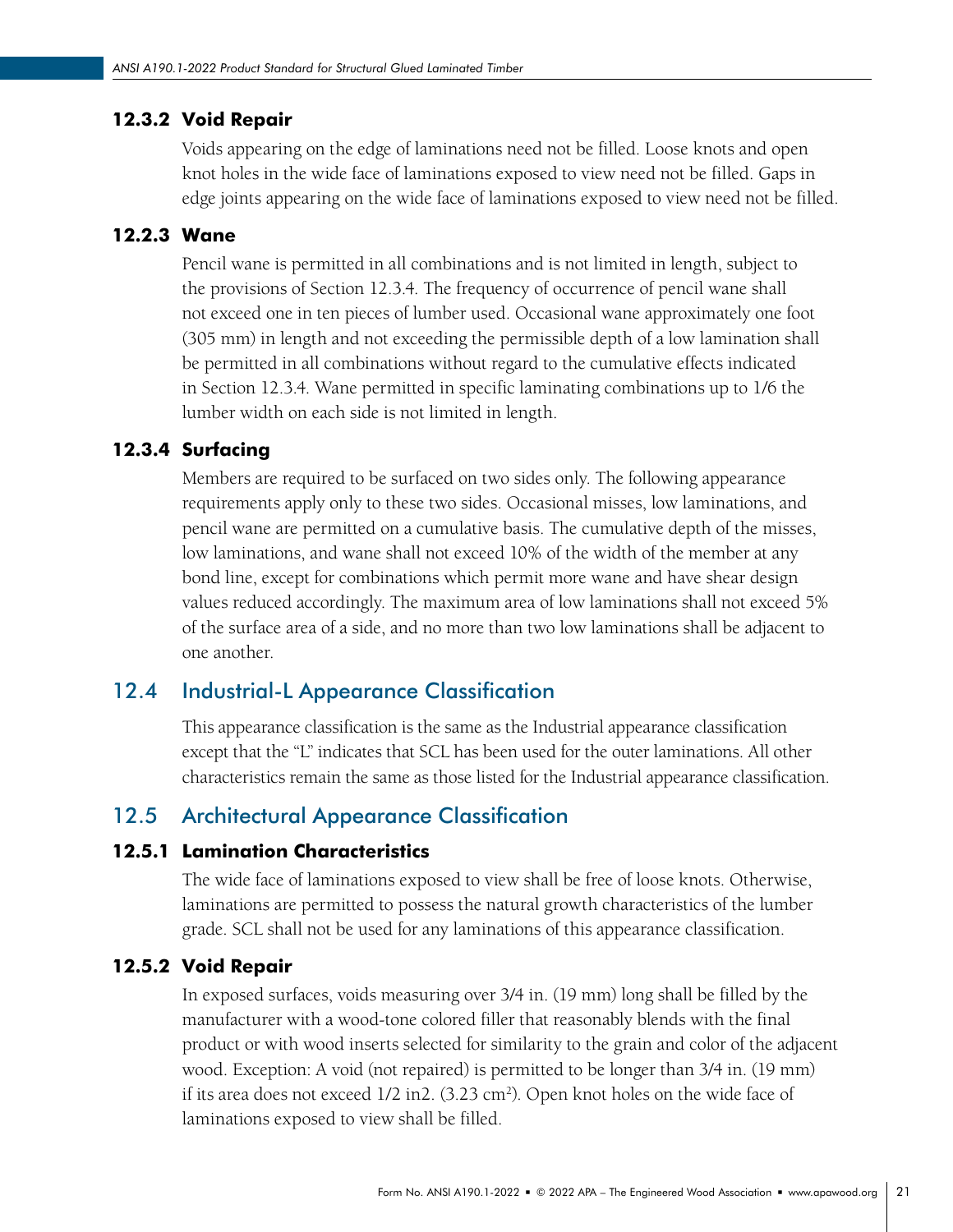#### 12.3.2 Void Repair

Voids appearing on the edge of laminations need not be filled. Loose knots and open knot holes in the wide face of laminations exposed to view need not be filled. Gaps in edge joints appearing on the wide face of laminations exposed to view need not be filled.

#### 12.2.3 Wane

Pencil wane is permitted in all combinations and is not limited in length, subject to the provisions of Section 12.3.4. The frequency of occurrence of pencil wane shall not exceed one in ten pieces of lumber used. Occasional wane approximately one foot (305 mm) in length and not exceeding the permissible depth of a low lamination shall be permitted in all combinations without regard to the cumulative effects indicated in Section 12.3.4. Wane permitted in specific laminating combinations up to 1/6 the lumber width on each side is not limited in length.

#### 12.3.4 Surfacing

Members are required to be surfaced on two sides only. The following appearance requirements apply only to these two sides. Occasional misses, low laminations, and pencil wane are permitted on a cumulative basis. The cumulative depth of the misses, low laminations, and wane shall not exceed 10% of the width of the member at any bond line, except for combinations which permit more wane and have shear design values reduced accordingly. The maximum area of low laminations shall not exceed 5% of the surface area of a side, and no more than two low laminations shall be adjacent to one another.

### 12.4 Industrial-L Appearance Classification

This appearance classification is the same as the Industrial appearance classification except that the "L" indicates that SCL has been used for the outer laminations. All other characteristics remain the same as those listed for the Industrial appearance classification.

### 12.5 Architectural Appearance Classification

#### 12.5.1 Lamination Characteristics

The wide face of laminations exposed to view shall be free of loose knots. Otherwise, laminations are permitted to possess the natural growth characteristics of the lumber grade. SCL shall not be used for any laminations of this appearance classification.

#### 12.5.2 Void Repair

In exposed surfaces, voids measuring over 3/4 in. (19 mm) long shall be filled by the manufacturer with a wood-tone colored filler that reasonably blends with the final product or with wood inserts selected for similarity to the grain and color of the adjacent wood. Exception: A void (not repaired) is permitted to be longer than 3/4 in. (19 mm) if its area does not exceed 1/2 in2. (3.23 $cm^2$). Open knot holes on the wide face of laminations exposed to view shall be filled.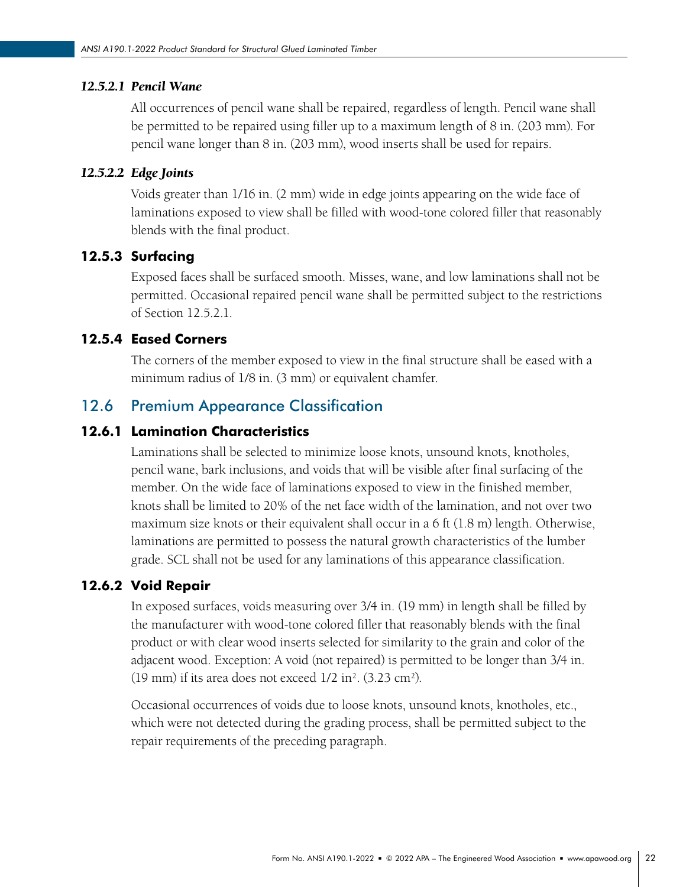#### *12.5.2.1 Pencil Wane*

All occurrences of pencil wane shall be repaired, regardless of length. Pencil wane shall be permitted to be repaired using filler up to a maximum length of 8 in. (203 mm). For pencil wane longer than 8 in. (203 mm), wood inserts shall be used for repairs.

#### *12.5.2.2 Edge Joints*

Voids greater than 1/16 in. (2 mm) wide in edge joints appearing on the wide face of laminations exposed to view shall be filled with wood-tone colored filler that reasonably blends with the final product.

### 12.5.3 Surfacing

Exposed faces shall be surfaced smooth. Misses, wane, and low laminations shall not be permitted. Occasional repaired pencil wane shall be permitted subject to the restrictions of Section 12.5.2.1.

### 12.5.4 Eased Corners

The corners of the member exposed to view in the final structure shall be eased with a minimum radius of 1/8 in. (3 mm) or equivalent chamfer.

## 12.6 Premium Appearance Classification

### 12.6.1 Lamination Characteristics

Laminations shall be selected to minimize loose knots, unsound knots, knotholes, pencil wane, bark inclusions, and voids that will be visible after final surfacing of the member. On the wide face of laminations exposed to view in the finished member, knots shall be limited to 20% of the net face width of the lamination, and not over two maximum size knots or their equivalent shall occur in a 6 ft (1.8 m) length. Otherwise, laminations are permitted to possess the natural growth characteristics of the lumber grade. SCL shall not be used for any laminations of this appearance classification.

### 12.6.2 Void Repair

In exposed surfaces, voids measuring over 3/4 in. (19 mm) in length shall be filled by the manufacturer with wood-tone colored filler that reasonably blends with the final product or with clear wood inserts selected for similarity to the grain and color of the adjacent wood. Exception: A void (not repaired) is permitted to be longer than 3/4 in. (19 mm) if its area does not exceed 1/2 in$^2$. (3.23 cm$^2$).

Occasional occurrences of voids due to loose knots, unsound knots, knotholes, etc., which were not detected during the grading process, shall be permitted subject to the repair requirements of the preceding paragraph.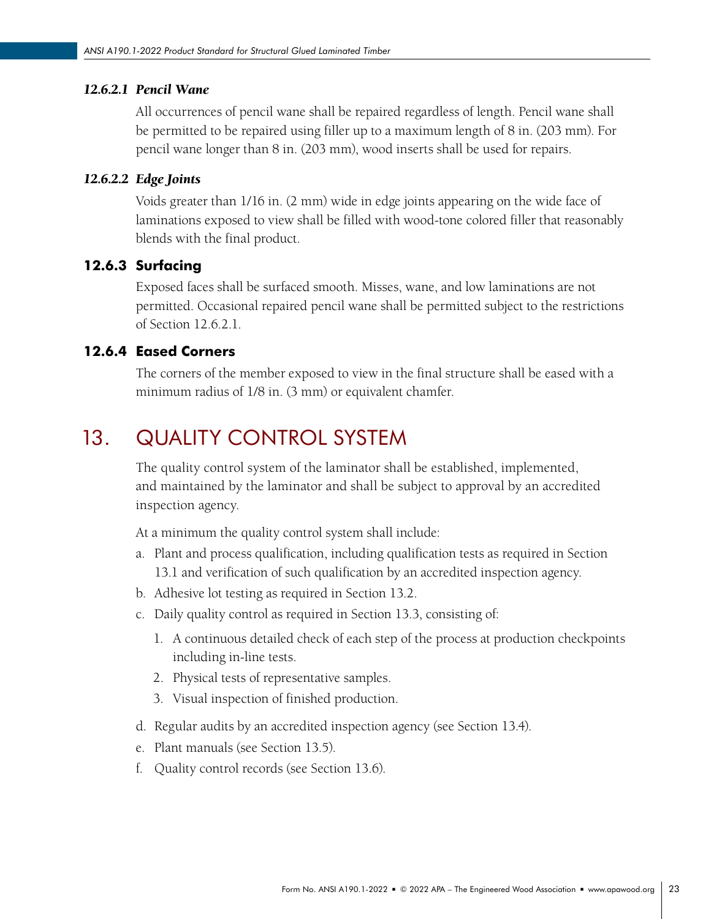#### *12.6.2.1 Pencil Wane*

All occurrences of pencil wane shall be repaired regardless of length. Pencil wane shall be permitted to be repaired using filler up to a maximum length of 8 in. (203 mm). For pencil wane longer than 8 in. (203 mm), wood inserts shall be used for repairs.

#### *12.6.2.2 Edge Joints*

Voids greater than 1/16 in. (2 mm) wide in edge joints appearing on the wide face of laminations exposed to view shall be filled with wood-tone colored filler that reasonably blends with the final product.

### 12.6.3 Surfacing

Exposed faces shall be surfaced smooth. Misses, wane, and low laminations are not permitted. Occasional repaired pencil wane shall be permitted subject to the restrictions of Section 12.6.2.1.

### 12.6.4 Eased Corners

The corners of the member exposed to view in the final structure shall be eased with a minimum radius of 1/8 in. (3 mm) or equivalent chamfer.

## 13. QUALITY CONTROL SYSTEM

The quality control system of the laminator shall be established, implemented, and maintained by the laminator and shall be subject to approval by an accredited inspection agency.

At a minimum the quality control system shall include:

a. Plant and process qualification, including qualification tests as required in Section 13.1 and verification of such qualification by an accredited inspection agency.

b. Adhesive lot testing as required in Section 13.2.

c. Daily quality control as required in Section 13.3, consisting of:

   1. A continuous detailed check of each step of the process at production checkpoints including in-line tests.
   2. Physical tests of representative samples.
   3. Visual inspection of finished production.

d. Regular audits by an accredited inspection agency (see Section 13.4).

e. Plant manuals (see Section 13.5).

f. Quality control records (see Section 13.6).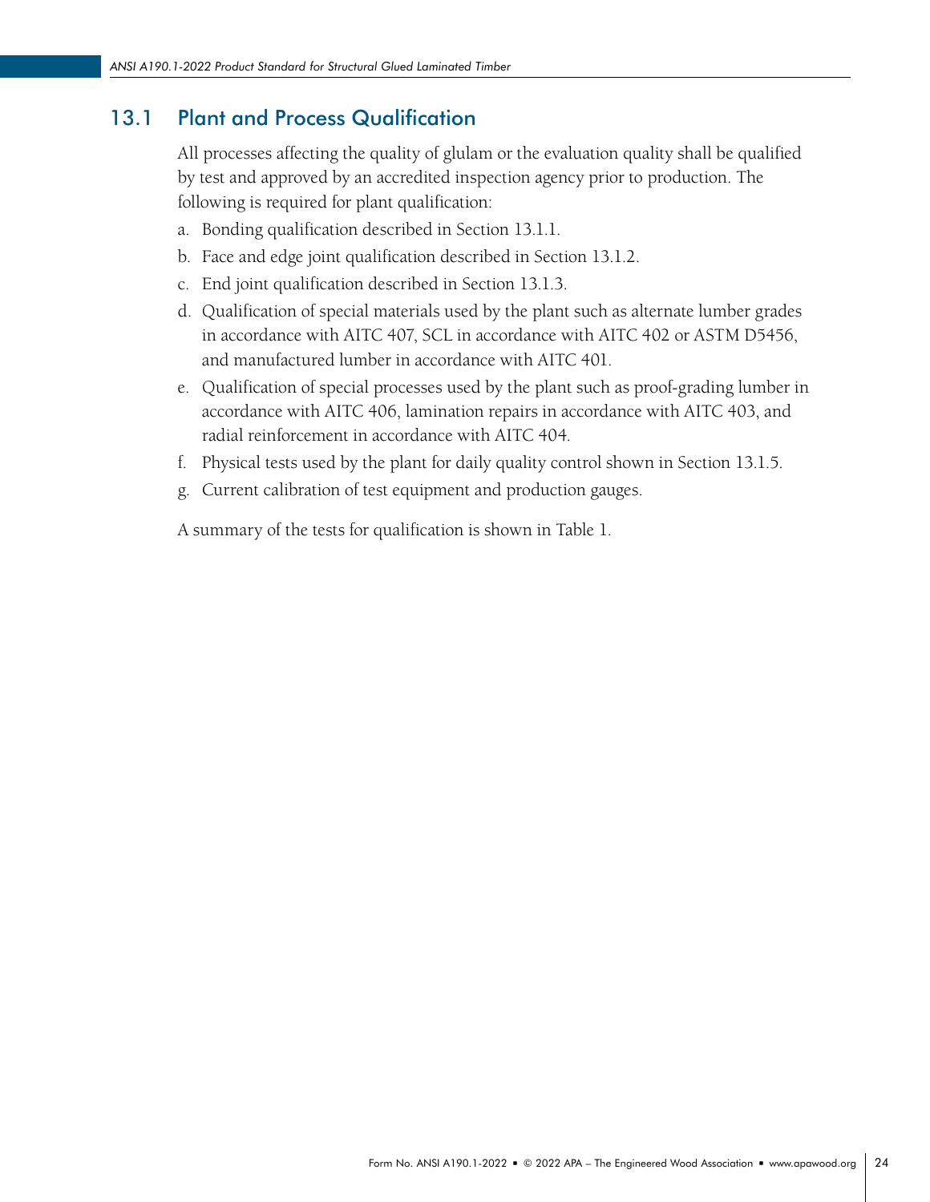## 13.1 Plant and Process Qualification

All processes affecting the quality of glulam or the evaluation quality shall be qualified by test and approved by an accredited inspection agency prior to production. The following is required for plant qualification:

a. Bonding qualification described in Section 13.1.1.
b. Face and edge joint qualification described in Section 13.1.2.
c. End joint qualification described in Section 13.1.3.
d. Qualification of special materials used by the plant such as alternate lumber grades in accordance with AITC 407, SCL in accordance with AITC 402 or ASTM D5456, and manufactured lumber in accordance with AITC 401.
e. Qualification of special processes used by the plant such as proof-grading lumber in accordance with AITC 406, lamination repairs in accordance with AITC 403, and radial reinforcement in accordance with AITC 404.
f. Physical tests used by the plant for daily quality control shown in Section 13.1.5.
g. Current calibration of test equipment and production gauges.

A summary of the tests for qualification is shown in Table 1.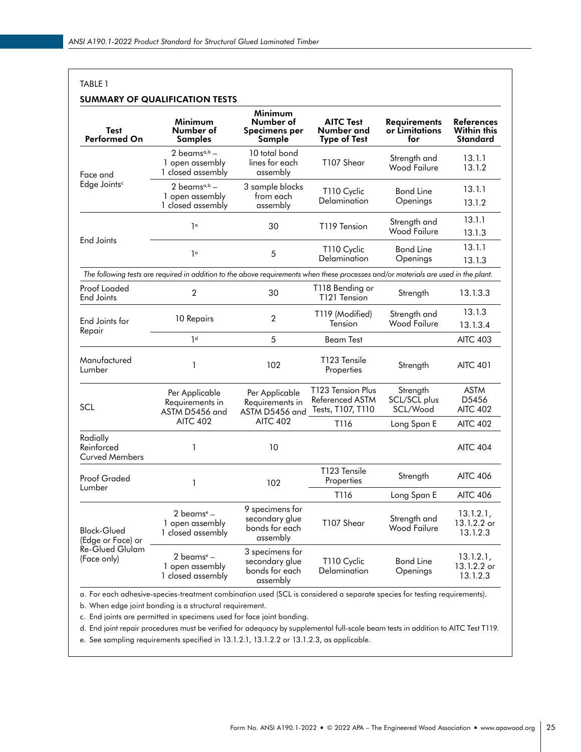TABLE 1

## SUMMARY OF QUALIFICATION TESTS

| Test Performed On | Minimum Number of Samples | Minimum Number of Specimens per Sample | AITC Test Number and Type of Test | Requirements or Limitations for | References Within this Standard |
|---|---|---|---|---|---|
| Face and Edge Joints[c] | 2 beams[a,b] – 1 open assembly 1 closed assembly | 10 total bond lines for each assembly | T107 Shear | Strength and Wood Failure | 13.1.1 13.1.2 |
| | 2 beams[a,b] – 1 open assembly 1 closed assembly | 3 sample blocks from each assembly | T110 Cyclic Delamination | Bond Line Openings | 13.1.1 13.1.2 |
| End Joints | 1[a] | 30 | T119 Tension | Strength and Wood Failure | 13.1.1 13.1.3 |
| | 1[a] | 5 | T110 Cyclic Delamination | Bond Line Openings | 13.1.1 13.1.3 |
| *The following tests are required in addition to the above requirements when these processes and/or materials are used in the plant.* | | | | | |
| Proof Loaded End Joints | 2 | 30 | T118 Bending or T121 Tension | Strength | 13.1.3.3 |
| End Joints for Repair | 10 Repairs | 2 | T119 (Modified) Tension | Strength and Wood Failure | 13.1.3 13.1.3.4 |
| | 1[d] | 5 | Beam Test | | AITC 403 |
| Manufactured Lumber | 1 | 102 | T123 Tensile Properties | Strength | AITC 401 |
| SCL | Per Applicable Requirements in ASTM D5456 and AITC 402 | Per Applicable Requirements in ASTM D5456 and AITC 402 | T123 Tension Plus Referenced ASTM Tests, T107, T110 | Strength SCL/SCL plus SCL/Wood | ASTM D5456 AITC 402 |
| | | | T116 | Long Span E | AITC 402 |
| Radially Reinforced Curved Members | 1 | 10 | | | AITC 404 |
| Proof Graded Lumber | 1 | 102 | T123 Tensile Properties | Strength | AITC 406 |
| | | | T116 | Long Span E | AITC 406 |
| Block-Glued (Edge or Face) or Re-Glued Glulam (Face only) | 2 beams[e] – 1 open assembly 1 closed assembly | 9 specimens for secondary glue bonds for each assembly | T107 Shear | Strength and Wood Failure | 13.1.2.1, 13.1.2.2 or 13.1.2.3 |
| | 2 beams[e] – 1 open assembly 1 closed assembly | 3 specimens for secondary glue bonds for each assembly | T110 Cyclic Delamination | Bond Line Openings | 13.1.2.1, 13.1.2.2 or 13.1.2.3 |

a. For each adhesive-species-treatment combination used (SCL is considered a separate species for testing requirements).

b. When edge joint bonding is a structural requirement.

c. End joints are permitted in specimens used for face joint bonding.

d. End joint repair procedures must be verified for adequacy by supplemental full-scale beam tests in addition to AITC Test T119.

e. See sampling requirements specified in 13.1.2.1, 13.1.2.2 or 13.1.2.3, as applicable.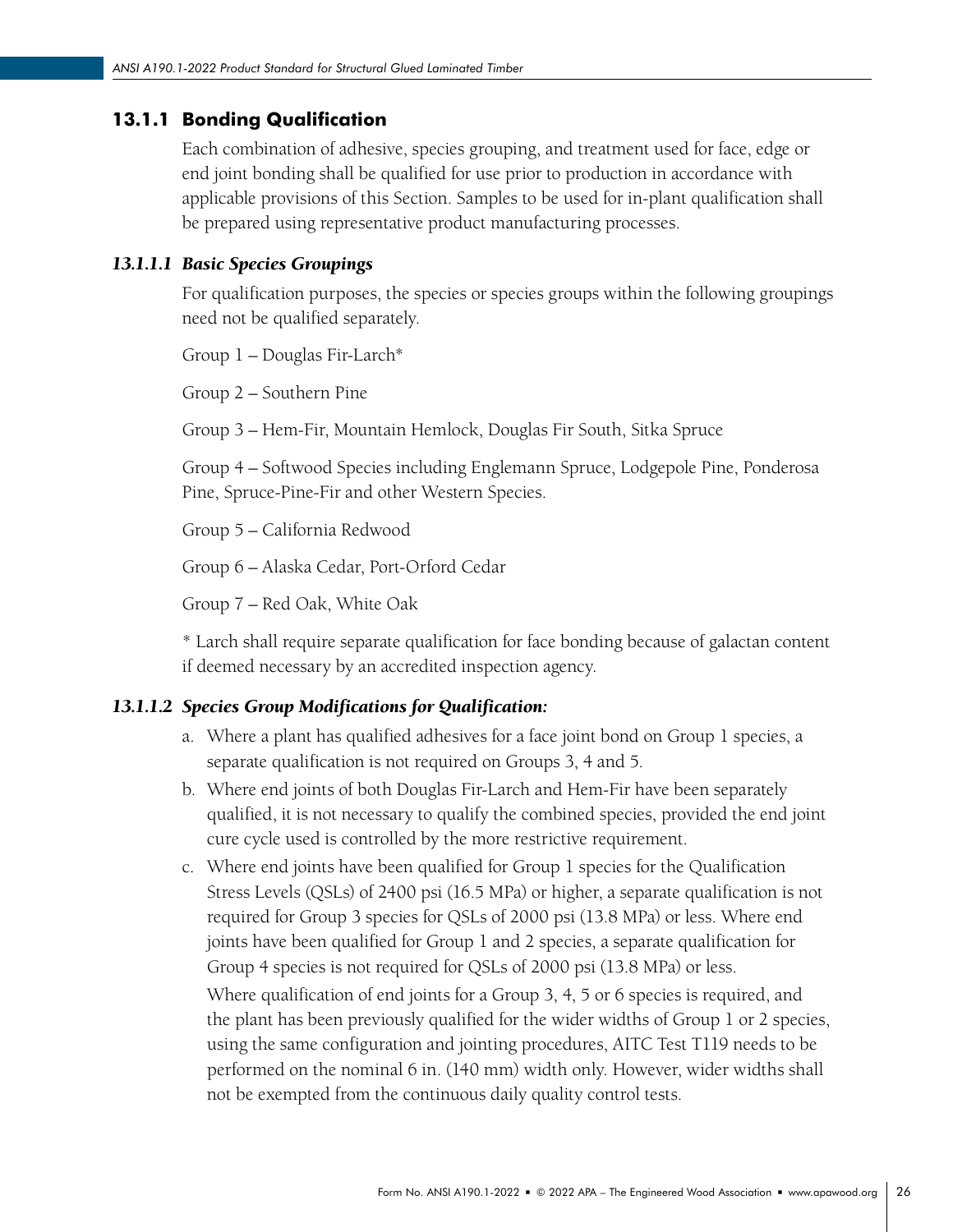### 13.1.1 Bonding Qualification

Each combination of adhesive, species grouping, and treatment used for face, edge or end joint bonding shall be qualified for use prior to production in accordance with applicable provisions of this Section. Samples to be used for in-plant qualification shall be prepared using representative product manufacturing processes.

#### *13.1.1.1 Basic Species Groupings*

For qualification purposes, the species or species groups within the following groupings need not be qualified separately.

Group 1 – Douglas Fir-Larch*

Group 2 – Southern Pine

Group 3 – Hem-Fir, Mountain Hemlock, Douglas Fir South, Sitka Spruce

Group 4 – Softwood Species including Englemann Spruce, Lodgepole Pine, Ponderosa Pine, Spruce-Pine-Fir and other Western Species.

Group 5 – California Redwood

Group 6 – Alaska Cedar, Port-Orford Cedar

Group 7 – Red Oak, White Oak

\* Larch shall require separate qualification for face bonding because of galactan content if deemed necessary by an accredited inspection agency.

#### *13.1.1.2 Species Group Modifications for Qualification:*

a. Where a plant has qualified adhesives for a face joint bond on Group 1 species, a separate qualification is not required on Groups 3, 4 and 5.
b. Where end joints of both Douglas Fir-Larch and Hem-Fir have been separately qualified, it is not necessary to qualify the combined species, provided the end joint cure cycle used is controlled by the more restrictive requirement.
c. Where end joints have been qualified for Group 1 species for the Qualification Stress Levels (QSLs) of 2400 psi (16.5 MPa) or higher, a separate qualification is not required for Group 3 species for QSLs of 2000 psi (13.8 MPa) or less. Where end joints have been qualified for Group 1 and 2 species, a separate qualification for Group 4 species is not required for QSLs of 2000 psi (13.8 MPa) or less.

   Where qualification of end joints for a Group 3, 4, 5 or 6 species is required, and the plant has been previously qualified for the wider widths of Group 1 or 2 species, using the same configuration and jointing procedures, AITC Test T119 needs to be performed on the nominal 6 in. (140 mm) width only. However, wider widths shall not be exempted from the continuous daily quality control tests.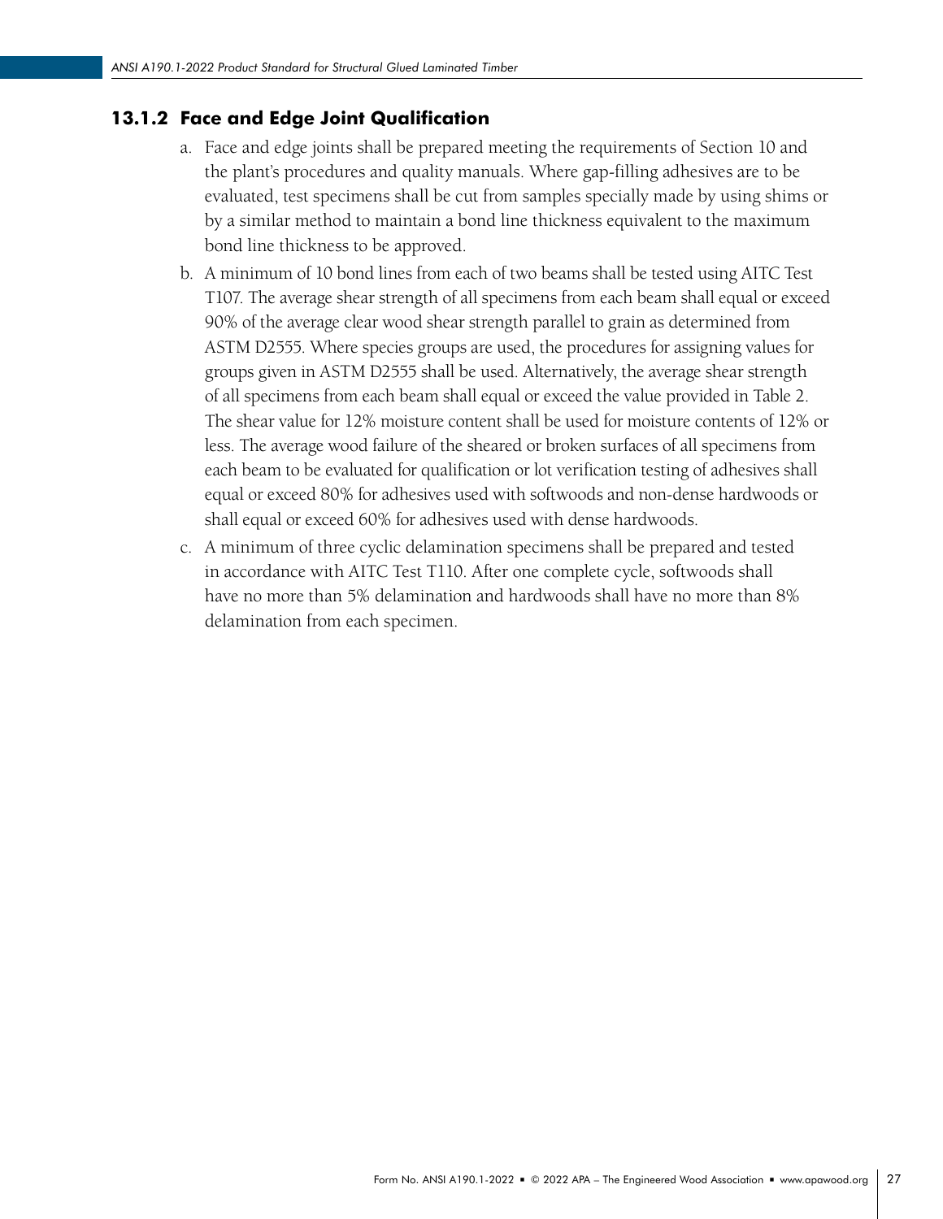### 13.1.2 Face and Edge Joint Qualification

a. Face and edge joints shall be prepared meeting the requirements of Section 10 and the plant's procedures and quality manuals. Where gap-filling adhesives are to be evaluated, test specimens shall be cut from samples specially made by using shims or by a similar method to maintain a bond line thickness equivalent to the maximum bond line thickness to be approved.

b. A minimum of 10 bond lines from each of two beams shall be tested using AITC Test T107. The average shear strength of all specimens from each beam shall equal or exceed 90% of the average clear wood shear strength parallel to grain as determined from ASTM D2555. Where species groups are used, the procedures for assigning values for groups given in ASTM D2555 shall be used. Alternatively, the average shear strength of all specimens from each beam shall equal or exceed the value provided in Table 2. The shear value for 12% moisture content shall be used for moisture contents of 12% or less. The average wood failure of the sheared or broken surfaces of all specimens from each beam to be evaluated for qualification or lot verification testing of adhesives shall equal or exceed 80% for adhesives used with softwoods and non-dense hardwoods or shall equal or exceed 60% for adhesives used with dense hardwoods.

c. A minimum of three cyclic delamination specimens shall be prepared and tested in accordance with AITC Test T110. After one complete cycle, softwoods shall have no more than 5% delamination and hardwoods shall have no more than 8% delamination from each specimen.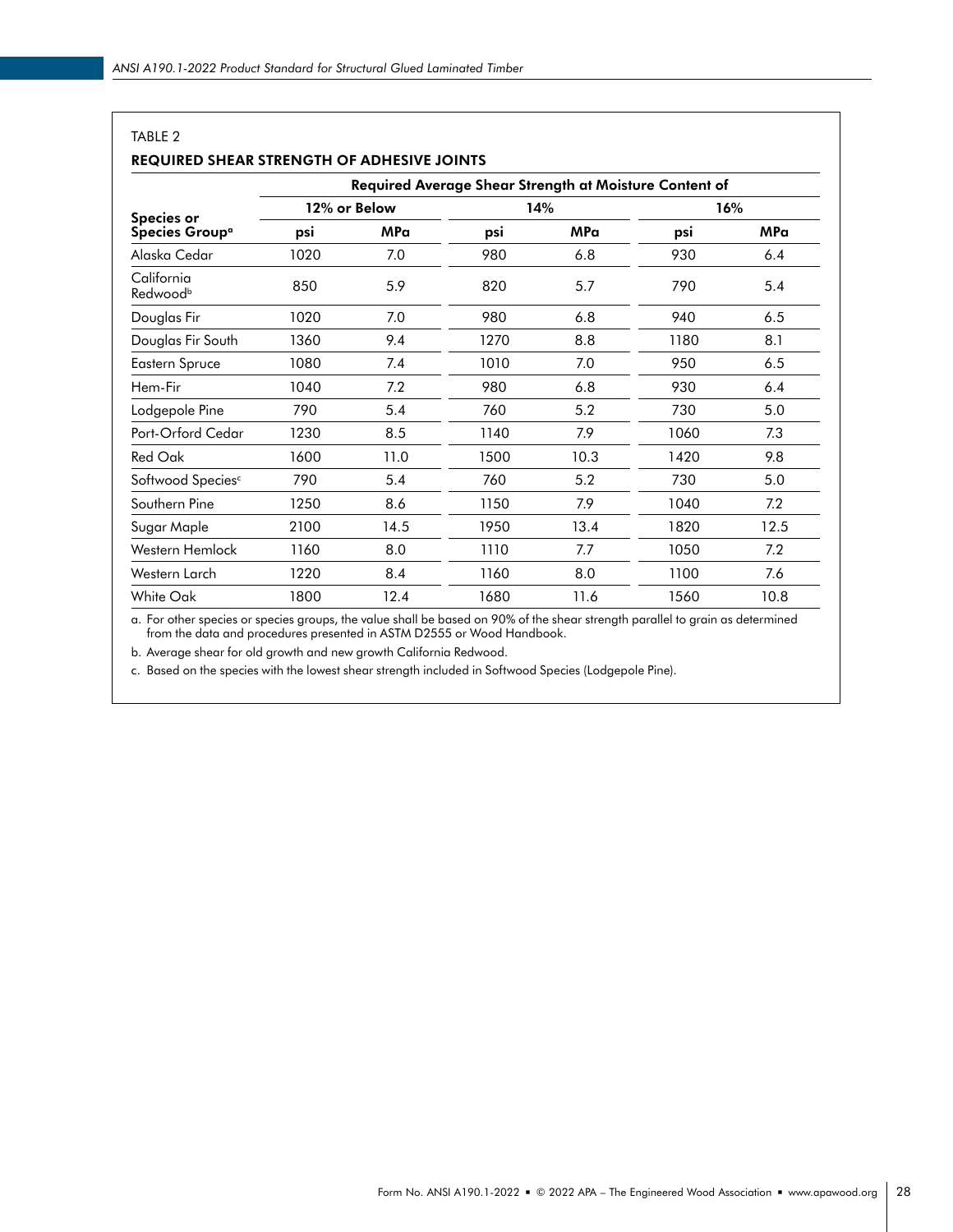TABLE 2

**REQUIRED SHEAR STRENGTH OF ADHESIVE JOINTS**

| Species or Species Group[a] | Required Average Shear Strength at Moisture Content of | | | | | |
|---|---|---|---|---|---|---|
| | 12% or Below | | 14% | | 16% | |
| | psi | MPa | psi | MPa | psi | MPa |
| Alaska Cedar | 1020 | 7.0 | 980 | 6.8 | 930 | 6.4 |
| California Redwood[b] | 850 | 5.9 | 820 | 5.7 | 790 | 5.4 |
| Douglas Fir | 1020 | 7.0 | 980 | 6.8 | 940 | 6.5 |
| Douglas Fir South | 1360 | 9.4 | 1270 | 8.8 | 1180 | 8.1 |
| Eastern Spruce | 1080 | 7.4 | 1010 | 7.0 | 950 | 6.5 |
| Hem-Fir | 1040 | 7.2 | 980 | 6.8 | 930 | 6.4 |
| Lodgepole Pine | 790 | 5.4 | 760 | 5.2 | 730 | 5.0 |
| Port-Orford Cedar | 1230 | 8.5 | 1140 | 7.9 | 1060 | 7.3 |
| Red Oak | 1600 | 11.0 | 1500 | 10.3 | 1420 | 9.8 |
| Softwood Species[c] | 790 | 5.4 | 760 | 5.2 | 730 | 5.0 |
| Southern Pine | 1250 | 8.6 | 1150 | 7.9 | 1040 | 7.2 |
| Sugar Maple | 2100 | 14.5 | 1950 | 13.4 | 1820 | 12.5 |
| Western Hemlock | 1160 | 8.0 | 1110 | 7.7 | 1050 | 7.2 |
| Western Larch | 1220 | 8.4 | 1160 | 8.0 | 1100 | 7.6 |
| White Oak | 1800 | 12.4 | 1680 | 11.6 | 1560 | 10.8 |

a. For other species or species groups, the value shall be based on 90% of the shear strength parallel to grain as determined from the data and procedures presented in ASTM D2555 or Wood Handbook.

b. Average shear for old growth and new growth California Redwood.

c. Based on the species with the lowest shear strength included in Softwood Species (Lodgepole Pine).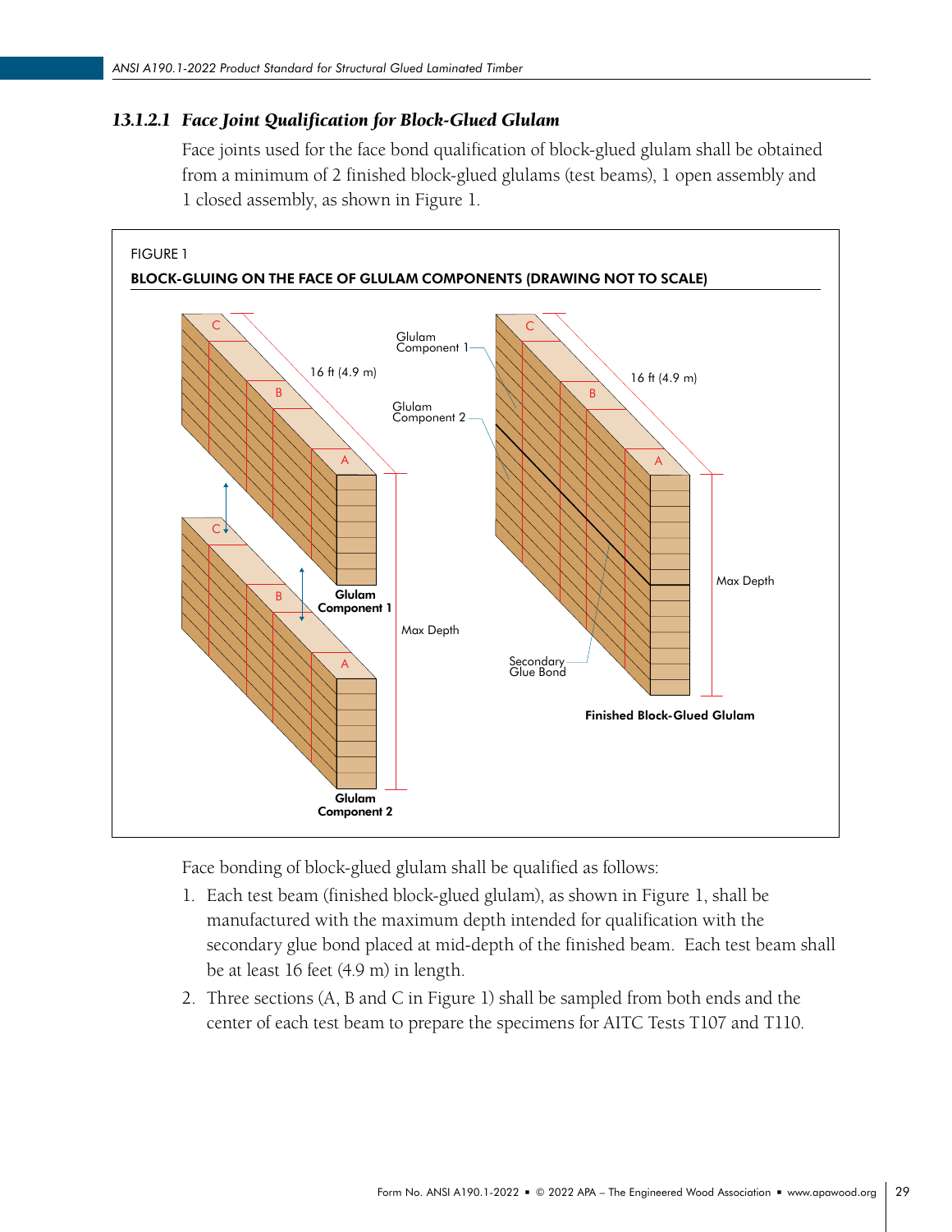### *13.1.2.1 Face Joint Qualification for Block-Glued Glulam*

Face joints used for the face bond qualification of block-glued glulam shall be obtained from a minimum of 2 finished block-glued glulams (test beams), 1 open assembly and 1 closed assembly, as shown in Figure 1.

FIGURE 1

BLOCK-GLUING ON THE FACE OF GLULAM COMPONENTS (DRAWING NOT TO SCALE)

Face bonding of block-glued glulam shall be qualified as follows:

1. Each test beam (finished block-glued glulam), as shown in Figure 1, shall be manufactured with the maximum depth intended for qualification with the secondary glue bond placed at mid-depth of the finished beam. Each test beam shall be at least 16 feet (4.9 m) in length.
2. Three sections (A, B and C in Figure 1) shall be sampled from both ends and the center of each test beam to prepare the specimens for AITC Tests T107 and T110.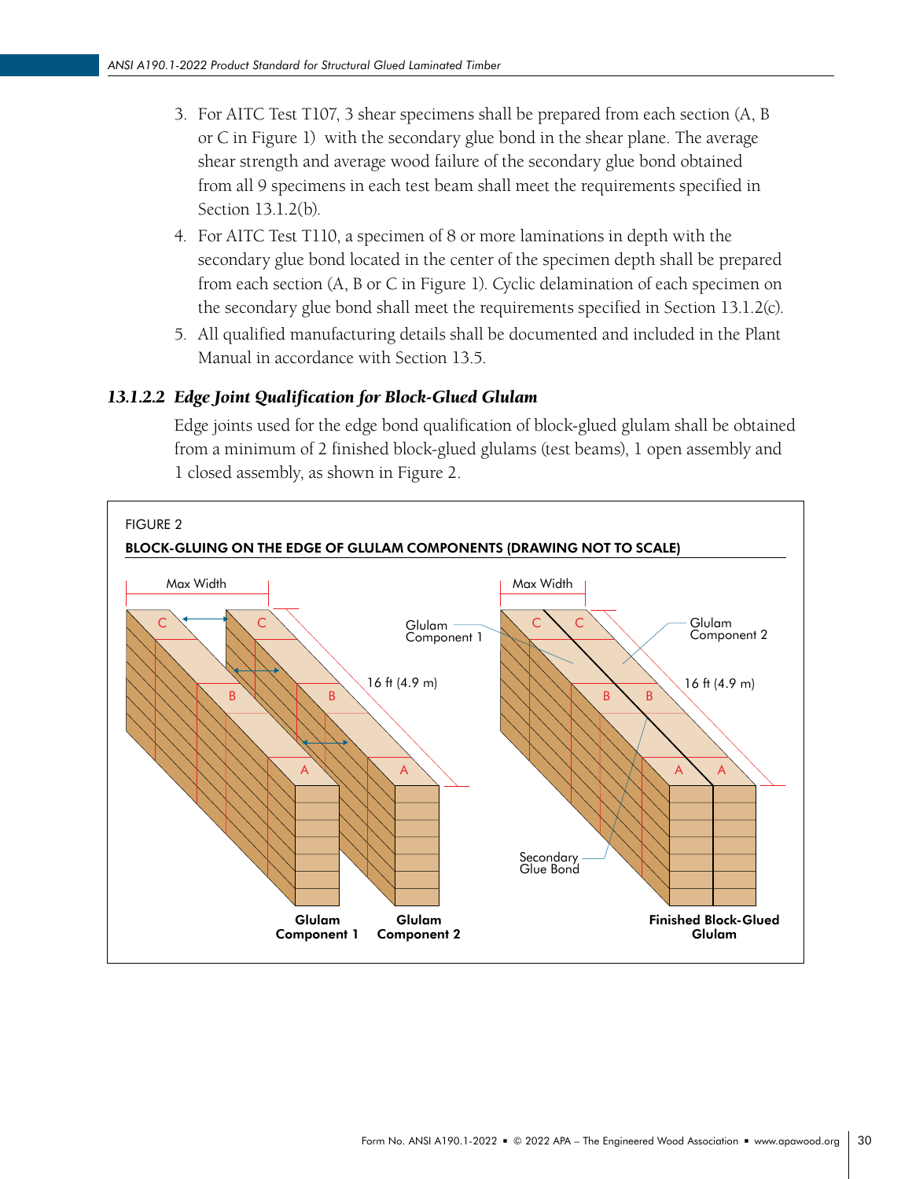3. For AITC Test T107, 3 shear specimens shall be prepared from each section (A, B or C in Figure 1) with the secondary glue bond in the shear plane. The average shear strength and average wood failure of the secondary glue bond obtained from all 9 specimens in each test beam shall meet the requirements specified in Section 13.1.2(b).
4. For AITC Test T110, a specimen of 8 or more laminations in depth with the secondary glue bond located in the center of the specimen depth shall be prepared from each section (A, B or C in Figure 1). Cyclic delamination of each specimen on the secondary glue bond shall meet the requirements specified in Section 13.1.2(c).
5. All qualified manufacturing details shall be documented and included in the Plant Manual in accordance with Section 13.5.

#### *13.1.2.2 Edge Joint Qualification for Block-Glued Glulam*

Edge joints used for the edge bond qualification of block-glued glulam shall be obtained from a minimum of 2 finished block-glued glulams (test beams), 1 open assembly and 1 closed assembly, as shown in Figure 2.

FIGURE 2

**BLOCK-GLUING ON THE EDGE OF GLULAM COMPONENTS (DRAWING NOT TO SCALE)**

Max Width | Max Width | C | C | B | B | A | A | C | C | B | B | A | A | Glulam Component 1 | Glulam Component 2 | 16 ft (4.9 m) | 16 ft (4.9 m) | Secondary Glue Bond | **Glulam Component 1** | **Glulam Component 2** | **Finished Block-Glued Glulam**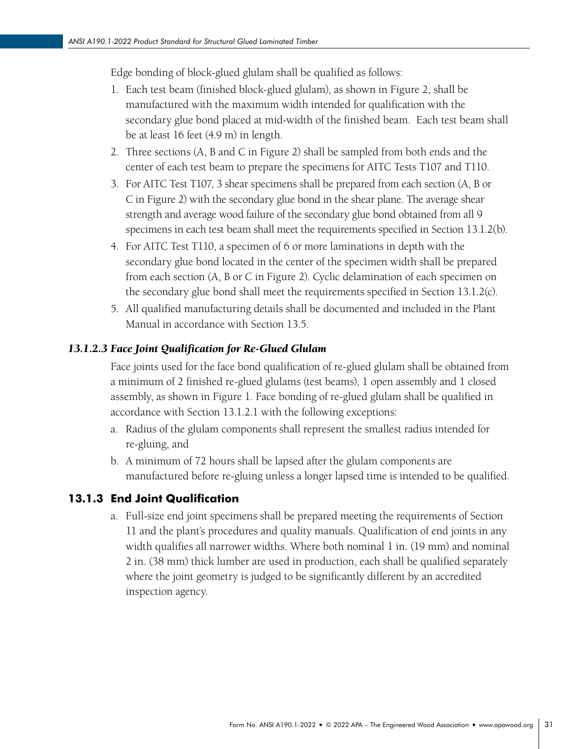Edge bonding of block-glued glulam shall be qualified as follows:

1. Each test beam (finished block-glued glulam), as shown in Figure 2, shall be manufactured with the maximum width intended for qualification with the secondary glue bond placed at mid-width of the finished beam. Each test beam shall be at least 16 feet (4.9 m) in length.
2. Three sections (A, B and C in Figure 2) shall be sampled from both ends and the center of each test beam to prepare the specimens for AITC Tests T107 and T110.
3. For AITC Test T107, 3 shear specimens shall be prepared from each section (A, B or C in Figure 2) with the secondary glue bond in the shear plane. The average shear strength and average wood failure of the secondary glue bond obtained from all 9 specimens in each test beam shall meet the requirements specified in Section 13.1.2(b).
4. For AITC Test T110, a specimen of 6 or more laminations in depth with the secondary glue bond located in the center of the specimen width shall be prepared from each section (A, B or C in Figure 2). Cyclic delamination of each specimen on the secondary glue bond shall meet the requirements specified in Section 13.1.2(c).
5. All qualified manufacturing details shall be documented and included in the Plant Manual in accordance with Section 13.5.

#### *13.1.2.3 Face Joint Qualification for Re-Glued Glulam*

Face joints used for the face bond qualification of re-glued glulam shall be obtained from a minimum of 2 finished re-glued glulams (test beams), 1 open assembly and 1 closed assembly, as shown in Figure 1. Face bonding of re-glued glulam shall be qualified in accordance with Section 13.1.2.1 with the following exceptions:

a. Radius of the glulam components shall represent the smallest radius intended for re-gluing, and
b. A minimum of 72 hours shall be lapsed after the glulam components are manufactured before re-gluing unless a longer lapsed time is intended to be qualified.

### 13.1.3 End Joint Qualification

a. Full-size end joint specimens shall be prepared meeting the requirements of Section 11 and the plant's procedures and quality manuals. Qualification of end joints in any width qualifies all narrower widths. Where both nominal 1 in. (19 mm) and nominal 2 in. (38 mm) thick lumber are used in production, each shall be qualified separately where the joint geometry is judged to be significantly different by an accredited inspection agency.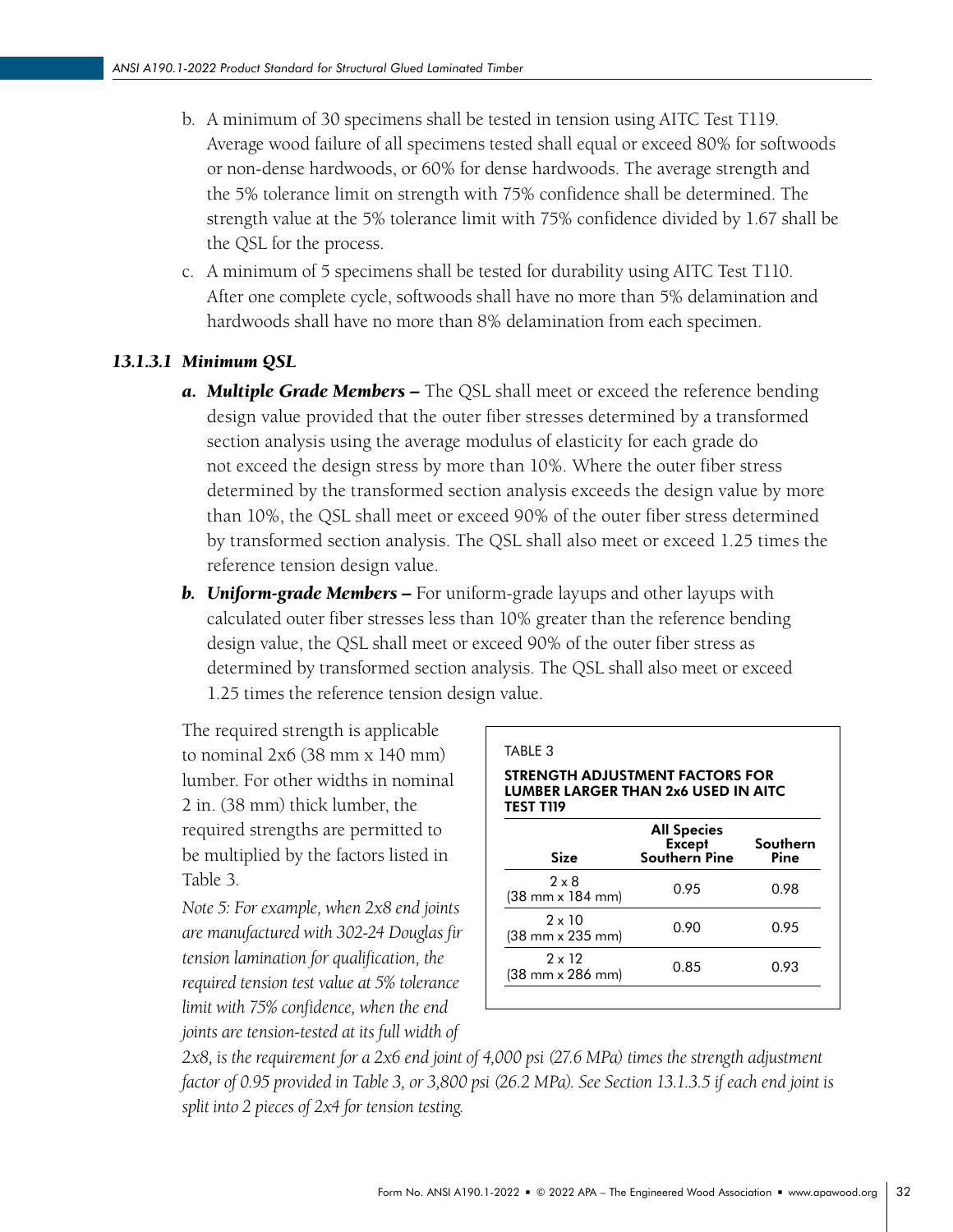b. A minimum of 30 specimens shall be tested in tension using AITC Test T119. Average wood failure of all specimens tested shall equal or exceed 80% for softwoods or non-dense hardwoods, or 60% for dense hardwoods. The average strength and the 5% tolerance limit on strength with 75% confidence shall be determined. The strength value at the 5% tolerance limit with 75% confidence divided by 1.67 shall be the QSL for the process.

c. A minimum of 5 specimens shall be tested for durability using AITC Test T110. After one complete cycle, softwoods shall have no more than 5% delamination and hardwoods shall have no more than 8% delamination from each specimen.

#### *13.1.3.1 Minimum QSL*

***a. Multiple Grade Members –*** The QSL shall meet or exceed the reference bending design value provided that the outer fiber stresses determined by a transformed section analysis using the average modulus of elasticity for each grade do not exceed the design stress by more than 10%. Where the outer fiber stress determined by the transformed section analysis exceeds the design value by more than 10%, the QSL shall meet or exceed 90% of the outer fiber stress determined by transformed section analysis. The QSL shall also meet or exceed 1.25 times the reference tension design value.

***b. Uniform-grade Members –*** For uniform-grade layups and other layups with calculated outer fiber stresses less than 10% greater than the reference bending design value, the QSL shall meet or exceed 90% of the outer fiber stress as determined by transformed section analysis. The QSL shall also meet or exceed 1.25 times the reference tension design value.

The required strength is applicable to nominal 2x6 (38 mm x 140 mm) lumber. For other widths in nominal 2 in. (38 mm) thick lumber, the required strengths are permitted to be multiplied by the factors listed in Table 3.

TABLE 3

**STRENGTH ADJUSTMENT FACTORS FOR LUMBER LARGER THAN 2x6 USED IN AITC TEST T119**

| Size | All Species Except Southern Pine | Southern Pine |
|---|---|---|
| 2 x 8 (38 mm x 184 mm) | 0.95 | 0.98 |
| 2 x 10 (38 mm x 235 mm) | 0.90 | 0.95 |
| 2 x 12 (38 mm x 286 mm) | 0.85 | 0.93 |

*Note 5: For example, when 2x8 end joints are manufactured with 302-24 Douglas fir tension lamination for qualification, the required tension test value at 5% tolerance limit with 75% confidence, when the end joints are tension-tested at its full width of 2x8, is the requirement for a 2x6 end joint of 4,000 psi (27.6 MPa) times the strength adjustment factor of 0.95 provided in Table 3, or 3,800 psi (26.2 MPa). See Section 13.1.3.5 if each end joint is split into 2 pieces of 2x4 for tension testing.*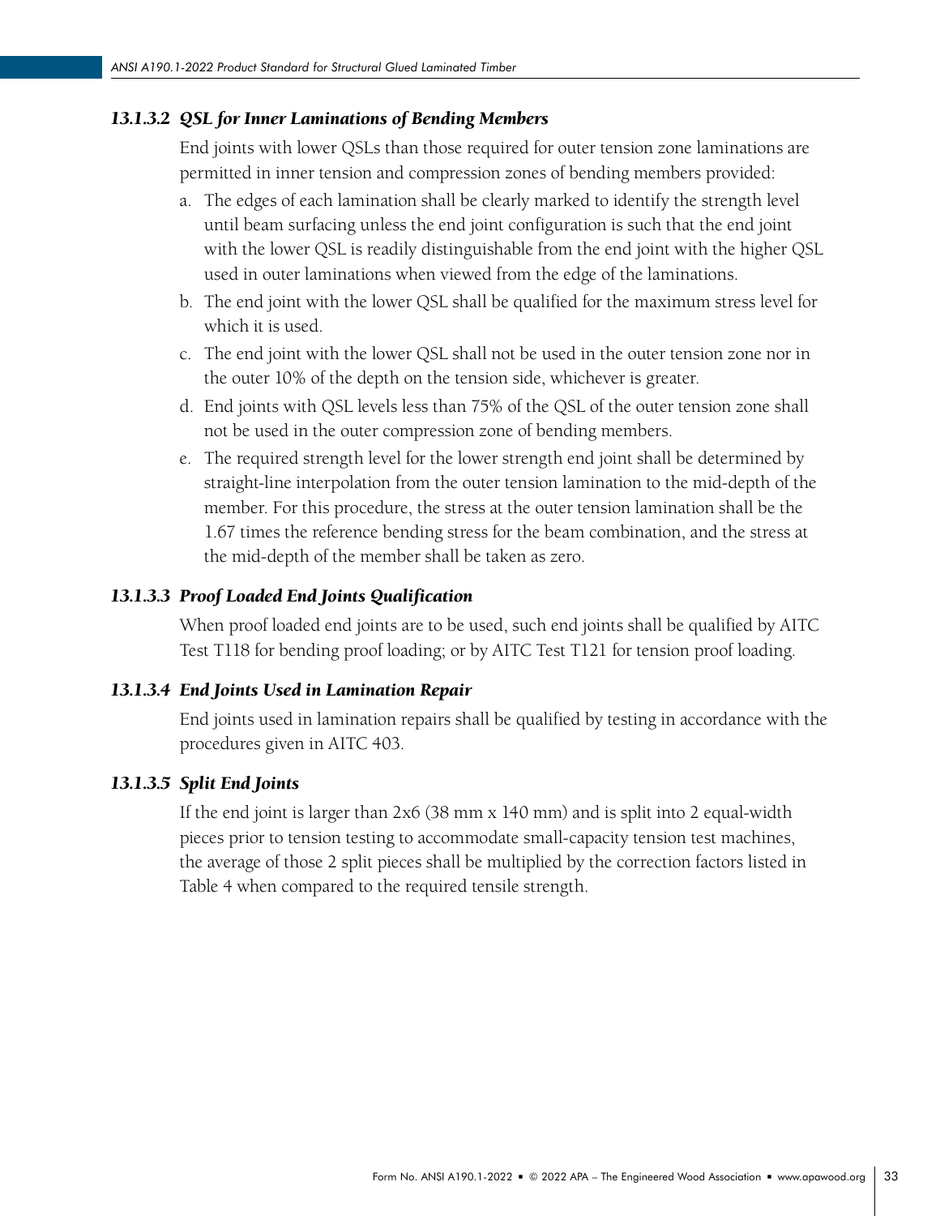#### *13.1.3.2 QSL for Inner Laminations of Bending Members*

End joints with lower QSLs than those required for outer tension zone laminations are permitted in inner tension and compression zones of bending members provided:

a. The edges of each lamination shall be clearly marked to identify the strength level until beam surfacing unless the end joint configuration is such that the end joint with the lower QSL is readily distinguishable from the end joint with the higher QSL used in outer laminations when viewed from the edge of the laminations.
b. The end joint with the lower QSL shall be qualified for the maximum stress level for which it is used.
c. The end joint with the lower QSL shall not be used in the outer tension zone nor in the outer 10% of the depth on the tension side, whichever is greater.
d. End joints with QSL levels less than 75% of the QSL of the outer tension zone shall not be used in the outer compression zone of bending members.
e. The required strength level for the lower strength end joint shall be determined by straight-line interpolation from the outer tension lamination to the mid-depth of the member. For this procedure, the stress at the outer tension lamination shall be the 1.67 times the reference bending stress for the beam combination, and the stress at the mid-depth of the member shall be taken as zero.

#### *13.1.3.3 Proof Loaded End Joints Qualification*

When proof loaded end joints are to be used, such end joints shall be qualified by AITC Test T118 for bending proof loading; or by AITC Test T121 for tension proof loading.

#### *13.1.3.4 End Joints Used in Lamination Repair*

End joints used in lamination repairs shall be qualified by testing in accordance with the procedures given in AITC 403.

#### *13.1.3.5 Split End Joints*

If the end joint is larger than 2x6 (38 mm x 140 mm) and is split into 2 equal-width pieces prior to tension testing to accommodate small-capacity tension test machines, the average of those 2 split pieces shall be multiplied by the correction factors listed in Table 4 when compared to the required tensile strength.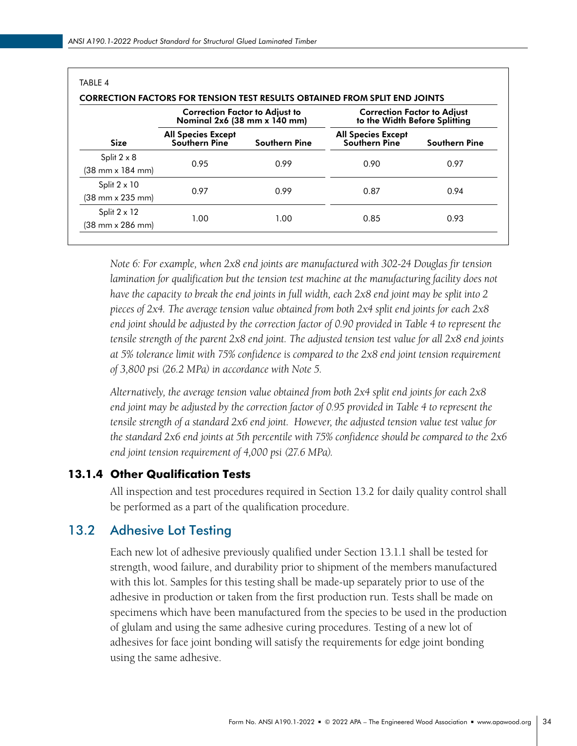TABLE 4

CORRECTION FACTORS FOR TENSION TEST RESULTS OBTAINED FROM SPLIT END JOINTS

| Size | Correction Factor to Adjust to Nominal 2x6 (38 mm x 140 mm) | | Correction Factor to Adjust to the Width Before Splitting | |
|---|---|---|---|---|
| | All Species Except Southern Pine | Southern Pine | All Species Except Southern Pine | Southern Pine |
| Split 2 x 8 (38 mm x 184 mm) | 0.95 | 0.99 | 0.90 | 0.97 |
| Split 2 x 10 (38 mm x 235 mm) | 0.97 | 0.99 | 0.87 | 0.94 |
| Split 2 x 12 (38 mm x 286 mm) | 1.00 | 1.00 | 0.85 | 0.93 |

*Note 6: For example, when 2x8 end joints are manufactured with 302-24 Douglas fir tension lamination for qualification but the tension test machine at the manufacturing facility does not have the capacity to break the end joints in full width, each 2x8 end joint may be split into 2 pieces of 2x4. The average tension value obtained from both 2x4 split end joints for each 2x8 end joint should be adjusted by the correction factor of 0.90 provided in Table 4 to represent the tensile strength of the parent 2x8 end joint. The adjusted tension test value for all 2x8 end joints at 5% tolerance limit with 75% confidence is compared to the 2x8 end joint tension requirement of 3,800 psi (26.2 MPa) in accordance with Note 5.*

*Alternatively, the average tension value obtained from both 2x4 split end joints for each 2x8 end joint may be adjusted by the correction factor of 0.95 provided in Table 4 to represent the tensile strength of a standard 2x6 end joint. However, the adjusted tension value test value for the standard 2x6 end joints at 5th percentile with 75% confidence should be compared to the 2x6 end joint tension requirement of 4,000 psi (27.6 MPa).*

### 13.1.4 Other Qualification Tests

All inspection and test procedures required in Section 13.2 for daily quality control shall be performed as a part of the qualification procedure.

## 13.2 Adhesive Lot Testing

Each new lot of adhesive previously qualified under Section 13.1.1 shall be tested for strength, wood failure, and durability prior to shipment of the members manufactured with this lot. Samples for this testing shall be made-up separately prior to use of the adhesive in production or taken from the first production run. Tests shall be made on specimens which have been manufactured from the species to be used in the production of glulam and using the same adhesive curing procedures. Testing of a new lot of adhesives for face joint bonding will satisfy the requirements for edge joint bonding using the same adhesive.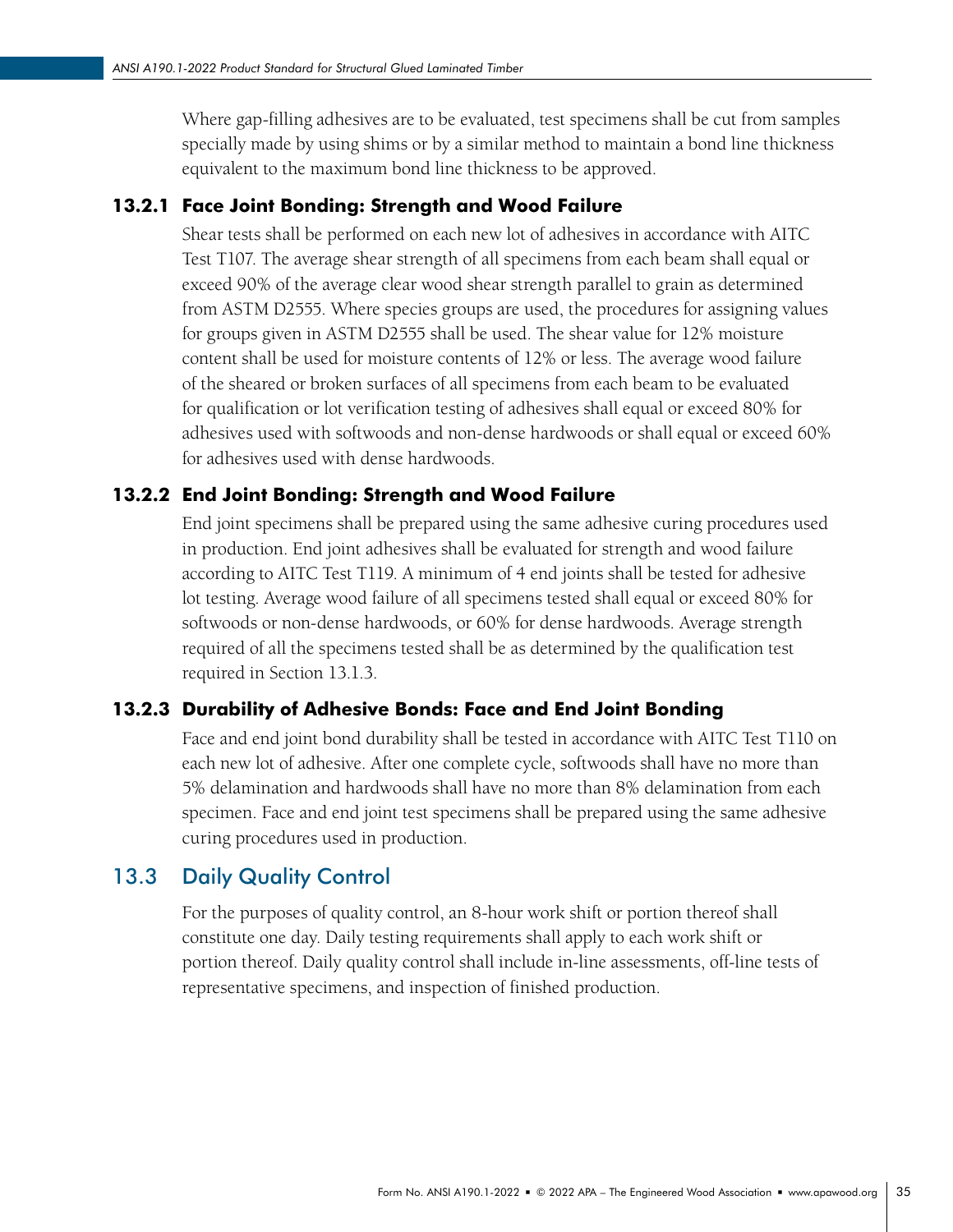Where gap-filling adhesives are to be evaluated, test specimens shall be cut from samples specially made by using shims or by a similar method to maintain a bond line thickness equivalent to the maximum bond line thickness to be approved.

### 13.2.1 Face Joint Bonding: Strength and Wood Failure

Shear tests shall be performed on each new lot of adhesives in accordance with AITC Test T107. The average shear strength of all specimens from each beam shall equal or exceed 90% of the average clear wood shear strength parallel to grain as determined from ASTM D2555. Where species groups are used, the procedures for assigning values for groups given in ASTM D2555 shall be used. The shear value for 12% moisture content shall be used for moisture contents of 12% or less. The average wood failure of the sheared or broken surfaces of all specimens from each beam to be evaluated for qualification or lot verification testing of adhesives shall equal or exceed 80% for adhesives used with softwoods and non-dense hardwoods or shall equal or exceed 60% for adhesives used with dense hardwoods.

### 13.2.2 End Joint Bonding: Strength and Wood Failure

End joint specimens shall be prepared using the same adhesive curing procedures used in production. End joint adhesives shall be evaluated for strength and wood failure according to AITC Test T119. A minimum of 4 end joints shall be tested for adhesive lot testing. Average wood failure of all specimens tested shall equal or exceed 80% for softwoods or non-dense hardwoods, or 60% for dense hardwoods. Average strength required of all the specimens tested shall be as determined by the qualification test required in Section 13.1.3.

### 13.2.3 Durability of Adhesive Bonds: Face and End Joint Bonding

Face and end joint bond durability shall be tested in accordance with AITC Test T110 on each new lot of adhesive. After one complete cycle, softwoods shall have no more than 5% delamination and hardwoods shall have no more than 8% delamination from each specimen. Face and end joint test specimens shall be prepared using the same adhesive curing procedures used in production.

## 13.3 Daily Quality Control

For the purposes of quality control, an 8-hour work shift or portion thereof shall constitute one day. Daily testing requirements shall apply to each work shift or portion thereof. Daily quality control shall include in-line assessments, off-line tests of representative specimens, and inspection of finished production.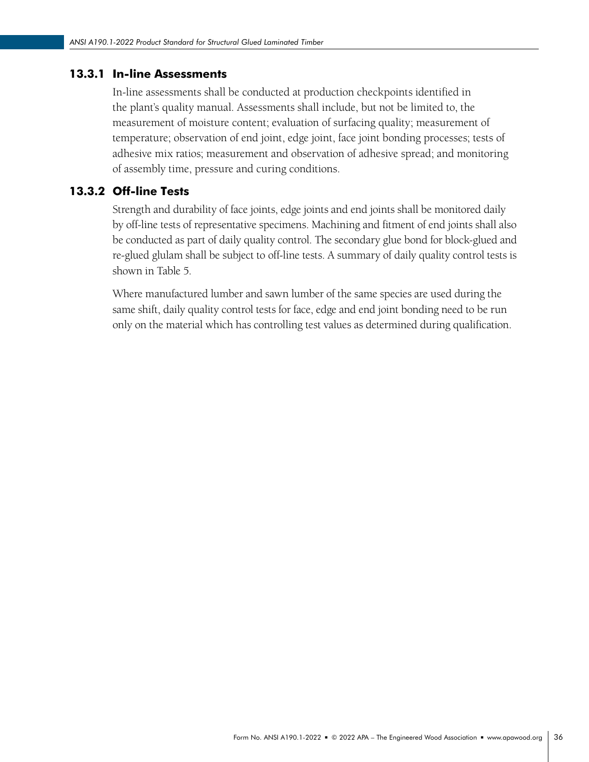### 13.3.1 In-line Assessments

In-line assessments shall be conducted at production checkpoints identified in the plant's quality manual. Assessments shall include, but not be limited to, the measurement of moisture content; evaluation of surfacing quality; measurement of temperature; observation of end joint, edge joint, face joint bonding processes; tests of adhesive mix ratios; measurement and observation of adhesive spread; and monitoring of assembly time, pressure and curing conditions.

### 13.3.2 Off-line Tests

Strength and durability of face joints, edge joints and end joints shall be monitored daily by off-line tests of representative specimens. Machining and fitment of end joints shall also be conducted as part of daily quality control. The secondary glue bond for block-glued and re-glued glulam shall be subject to off-line tests. A summary of daily quality control tests is shown in Table 5.

Where manufactured lumber and sawn lumber of the same species are used during the same shift, daily quality control tests for face, edge and end joint bonding need to be run only on the material which has controlling test values as determined during qualification.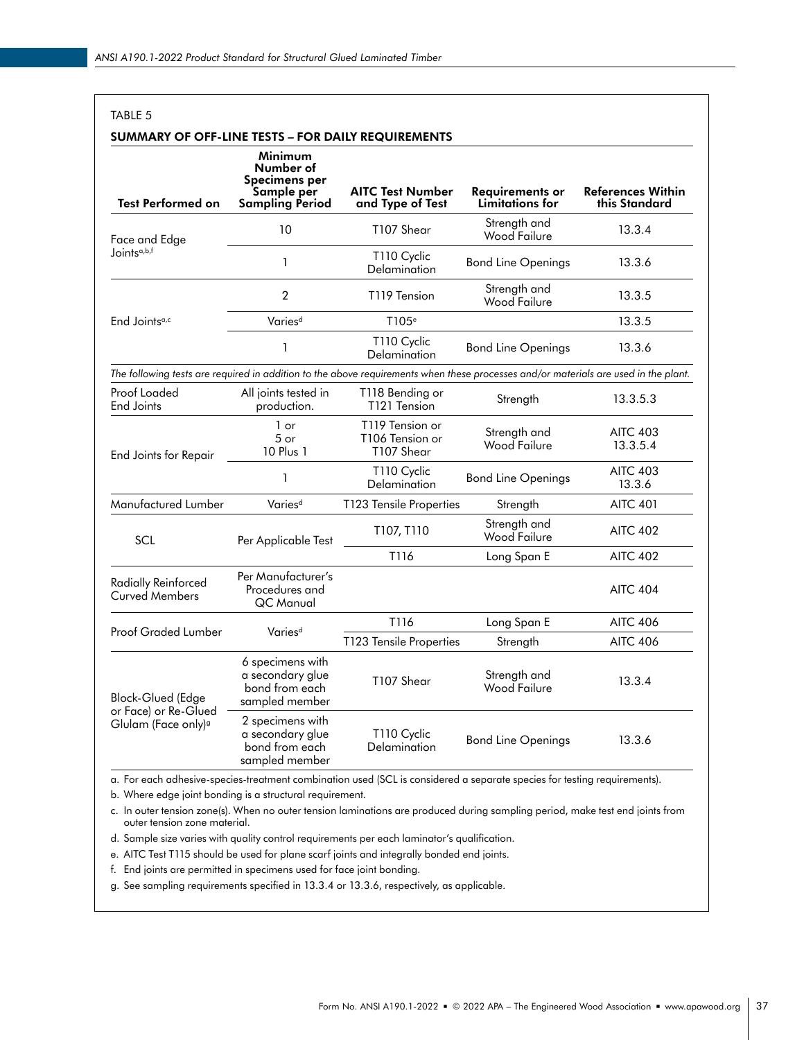TABLE 5

**SUMMARY OF OFF-LINE TESTS – FOR DAILY REQUIREMENTS**

| Test Performed on | Minimum Number of Specimens per Sample per Sampling Period | AITC Test Number and Type of Test | Requirements or Limitations for | References Within this Standard |
|---|---|---|---|---|
| Face and Edge Joints[a,b,f] | 10 | T107 Shear | Strength and Wood Failure | 13.3.4 |
| | 1 | T110 Cyclic Delamination | Bond Line Openings | 13.3.6 |
| End Joints[a,c] | 2 | T119 Tension | Strength and Wood Failure | 13.3.5 |
| | Varies[d] | T105[e] | | 13.3.5 |
| | 1 | T110 Cyclic Delamination | Bond Line Openings | 13.3.6 |
| *The following tests are required in addition to the above requirements when these processes and/or materials are used in the plant.* | | | | |
| Proof Loaded End Joints | All joints tested in production. | T118 Bending or T121 Tension | Strength | 13.3.5.3 |
| End Joints for Repair | 1 or 5 or 10 Plus 1 | T119 Tension or T106 Tension or T107 Shear | Strength and Wood Failure | AITC 403 13.3.5.4 |
| | 1 | T110 Cyclic Delamination | Bond Line Openings | AITC 403 13.3.6 |
| Manufactured Lumber | Varies[d] | T123 Tensile Properties | Strength | AITC 401 |
| SCL | Per Applicable Test | T107, T110 | Strength and Wood Failure | AITC 402 |
| | | T116 | Long Span E | AITC 402 |
| Radially Reinforced Curved Members | Per Manufacturer's Procedures and QC Manual | | | AITC 404 |
| Proof Graded Lumber | Varies[d] | T116 | Long Span E | AITC 406 |
| | | T123 Tensile Properties | Strength | AITC 406 |
| Block-Glued (Edge or Face) or Re-Glued Glulam (Face only)[g] | 6 specimens with a secondary glue bond from each sampled member | T107 Shear | Strength and Wood Failure | 13.3.4 |
| | 2 specimens with a secondary glue bond from each sampled member | T110 Cyclic Delamination | Bond Line Openings | 13.3.6 |

a. For each adhesive-species-treatment combination used (SCL is considered a separate species for testing requirements).

b. Where edge joint bonding is a structural requirement.

c. In outer tension zone(s). When no outer tension laminations are produced during sampling period, make test end joints from outer tension zone material.

d. Sample size varies with quality control requirements per each laminator's qualification.

e. AITC Test T115 should be used for plane scarf joints and integrally bonded end joints.

f. End joints are permitted in specimens used for face joint bonding.

g. See sampling requirements specified in 13.3.4 or 13.3.6, respectively, as applicable.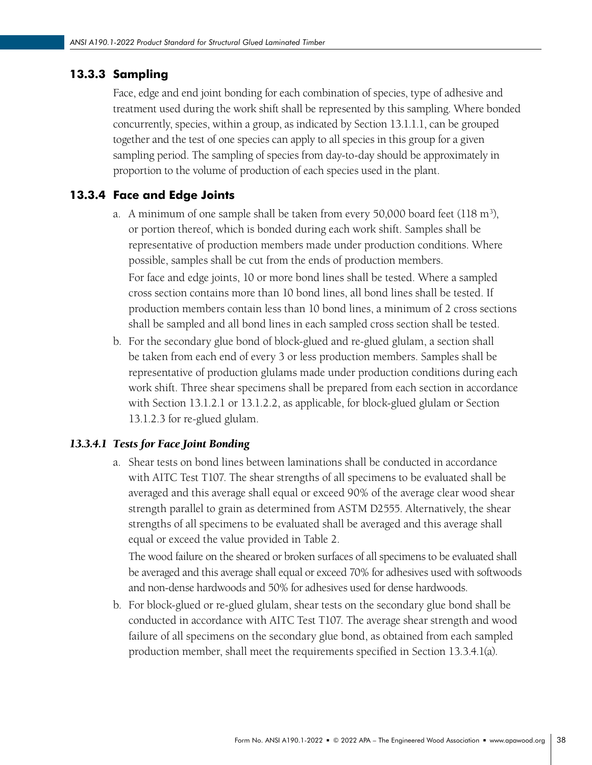### 13.3.3 Sampling

Face, edge and end joint bonding for each combination of species, type of adhesive and treatment used during the work shift shall be represented by this sampling. Where bonded concurrently, species, within a group, as indicated by Section 13.1.1.1, can be grouped together and the test of one species can apply to all species in this group for a given sampling period. The sampling of species from day-to-day should be approximately in proportion to the volume of production of each species used in the plant.

### 13.3.4 Face and Edge Joints

a. A minimum of one sample shall be taken from every 50,000 board feet (118 $m^3$), or portion thereof, which is bonded during each work shift. Samples shall be representative of production members made under production conditions. Where possible, samples shall be cut from the ends of production members.

   For face and edge joints, 10 or more bond lines shall be tested. Where a sampled cross section contains more than 10 bond lines, all bond lines shall be tested. If production members contain less than 10 bond lines, a minimum of 2 cross sections shall be sampled and all bond lines in each sampled cross section shall be tested.

b. For the secondary glue bond of block-glued and re-glued glulam, a section shall be taken from each end of every 3 or less production members. Samples shall be representative of production glulams made under production conditions during each work shift. Three shear specimens shall be prepared from each section in accordance with Section 13.1.2.1 or 13.1.2.2, as applicable, for block-glued glulam or Section 13.1.2.3 for re-glued glulam.

#### *13.3.4.1 Tests for Face Joint Bonding*

a. Shear tests on bond lines between laminations shall be conducted in accordance with AITC Test T107. The shear strengths of all specimens to be evaluated shall be averaged and this average shall equal or exceed 90% of the average clear wood shear strength parallel to grain as determined from ASTM D2555. Alternatively, the shear strengths of all specimens to be evaluated shall be averaged and this average shall equal or exceed the value provided in Table 2.

   The wood failure on the sheared or broken surfaces of all specimens to be evaluated shall be averaged and this average shall equal or exceed 70% for adhesives used with softwoods and non-dense hardwoods and 50% for adhesives used for dense hardwoods.

b. For block-glued or re-glued glulam, shear tests on the secondary glue bond shall be conducted in accordance with AITC Test T107. The average shear strength and wood failure of all specimens on the secondary glue bond, as obtained from each sampled production member, shall meet the requirements specified in Section 13.3.4.1(a).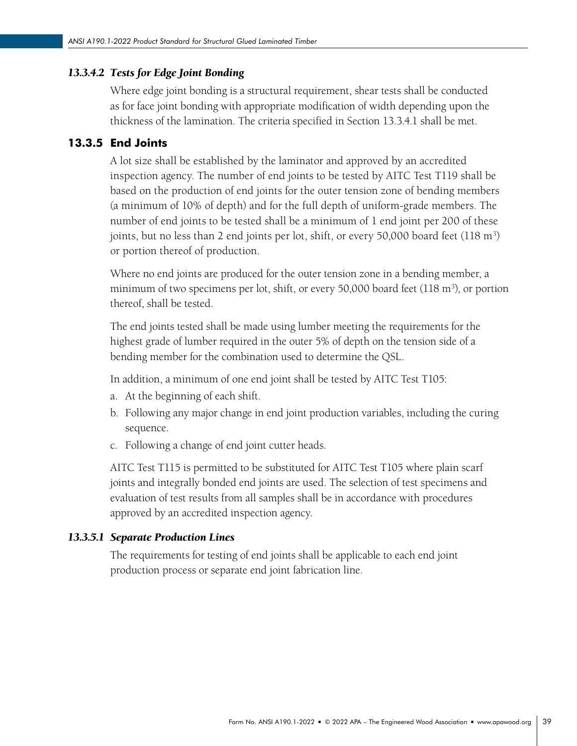#### *13.3.4.2 Tests for Edge Joint Bonding*

Where edge joint bonding is a structural requirement, shear tests shall be conducted as for face joint bonding with appropriate modification of width depending upon the thickness of the lamination. The criteria specified in Section 13.3.4.1 shall be met.

### 13.3.5 End Joints

A lot size shall be established by the laminator and approved by an accredited inspection agency. The number of end joints to be tested by AITC Test T119 shall be based on the production of end joints for the outer tension zone of bending members (a minimum of 10% of depth) and for the full depth of uniform-grade members. The number of end joints to be tested shall be a minimum of 1 end joint per 200 of these joints, but no less than 2 end joints per lot, shift, or every 50,000 board feet (118 $m^3$) or portion thereof of production.

Where no end joints are produced for the outer tension zone in a bending member, a minimum of two specimens per lot, shift, or every 50,000 board feet (118 $m^3$), or portion thereof, shall be tested.

The end joints tested shall be made using lumber meeting the requirements for the highest grade of lumber required in the outer 5% of depth on the tension side of a bending member for the combination used to determine the QSL.

In addition, a minimum of one end joint shall be tested by AITC Test T105:

a. At the beginning of each shift.
b. Following any major change in end joint production variables, including the curing sequence.
c. Following a change of end joint cutter heads.

AITC Test T115 is permitted to be substituted for AITC Test T105 where plain scarf joints and integrally bonded end joints are used. The selection of test specimens and evaluation of test results from all samples shall be in accordance with procedures approved by an accredited inspection agency.

#### *13.3.5.1 Separate Production Lines*

The requirements for testing of end joints shall be applicable to each end joint production process or separate end joint fabrication line.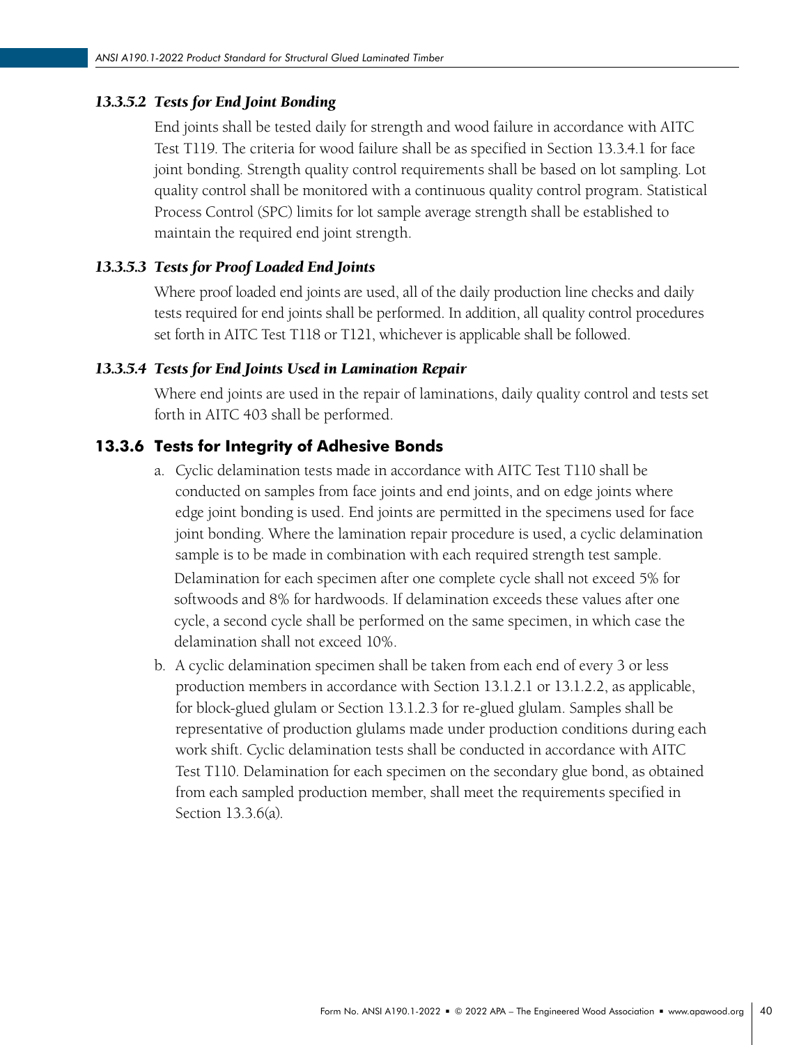#### *13.3.5.2 Tests for End Joint Bonding*

End joints shall be tested daily for strength and wood failure in accordance with AITC Test T119. The criteria for wood failure shall be as specified in Section 13.3.4.1 for face joint bonding. Strength quality control requirements shall be based on lot sampling. Lot quality control shall be monitored with a continuous quality control program. Statistical Process Control (SPC) limits for lot sample average strength shall be established to maintain the required end joint strength.

#### *13.3.5.3 Tests for Proof Loaded End Joints*

Where proof loaded end joints are used, all of the daily production line checks and daily tests required for end joints shall be performed. In addition, all quality control procedures set forth in AITC Test T118 or T121, whichever is applicable shall be followed.

#### *13.3.5.4 Tests for End Joints Used in Lamination Repair*

Where end joints are used in the repair of laminations, daily quality control and tests set forth in AITC 403 shall be performed.

### 13.3.6 Tests for Integrity of Adhesive Bonds

a. Cyclic delamination tests made in accordance with AITC Test T110 shall be conducted on samples from face joints and end joints, and on edge joints where edge joint bonding is used. End joints are permitted in the specimens used for face joint bonding. Where the lamination repair procedure is used, a cyclic delamination sample is to be made in combination with each required strength test sample.

   Delamination for each specimen after one complete cycle shall not exceed 5% for softwoods and 8% for hardwoods. If delamination exceeds these values after one cycle, a second cycle shall be performed on the same specimen, in which case the delamination shall not exceed 10%.

b. A cyclic delamination specimen shall be taken from each end of every 3 or less production members in accordance with Section 13.1.2.1 or 13.1.2.2, as applicable, for block-glued glulam or Section 13.1.2.3 for re-glued glulam. Samples shall be representative of production glulams made under production conditions during each work shift. Cyclic delamination tests shall be conducted in accordance with AITC Test T110. Delamination for each specimen on the secondary glue bond, as obtained from each sampled production member, shall meet the requirements specified in Section 13.3.6(a).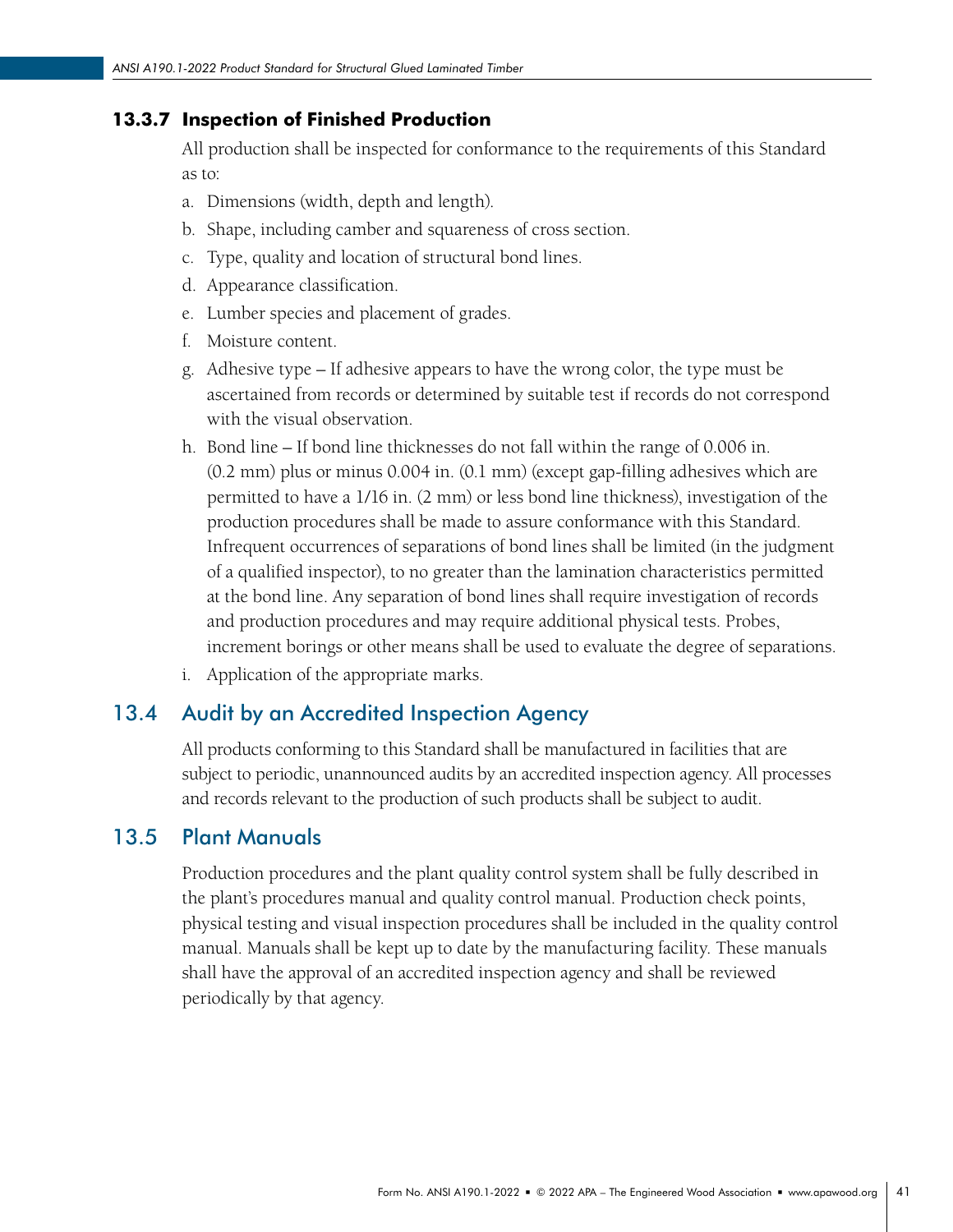#### 13.3.7 Inspection of Finished Production

All production shall be inspected for conformance to the requirements of this Standard as to:

a. Dimensions (width, depth and length).
b. Shape, including camber and squareness of cross section.
c. Type, quality and location of structural bond lines.
d. Appearance classification.
e. Lumber species and placement of grades.
f. Moisture content.
g. Adhesive type – If adhesive appears to have the wrong color, the type must be ascertained from records or determined by suitable test if records do not correspond with the visual observation.
h. Bond line – If bond line thicknesses do not fall within the range of 0.006 in. (0.2 mm) plus or minus 0.004 in. (0.1 mm) (except gap-filling adhesives which are permitted to have a 1/16 in. (2 mm) or less bond line thickness), investigation of the production procedures shall be made to assure conformance with this Standard. Infrequent occurrences of separations of bond lines shall be limited (in the judgment of a qualified inspector), to no greater than the lamination characteristics permitted at the bond line. Any separation of bond lines shall require investigation of records and production procedures and may require additional physical tests. Probes, increment borings or other means shall be used to evaluate the degree of separations.
i. Application of the appropriate marks.

### 13.4 Audit by an Accredited Inspection Agency

All products conforming to this Standard shall be manufactured in facilities that are subject to periodic, unannounced audits by an accredited inspection agency. All processes and records relevant to the production of such products shall be subject to audit.

### 13.5 Plant Manuals

Production procedures and the plant quality control system shall be fully described in the plant's procedures manual and quality control manual. Production check points, physical testing and visual inspection procedures shall be included in the quality control manual. Manuals shall be kept up to date by the manufacturing facility. These manuals shall have the approval of an accredited inspection agency and shall be reviewed periodically by that agency.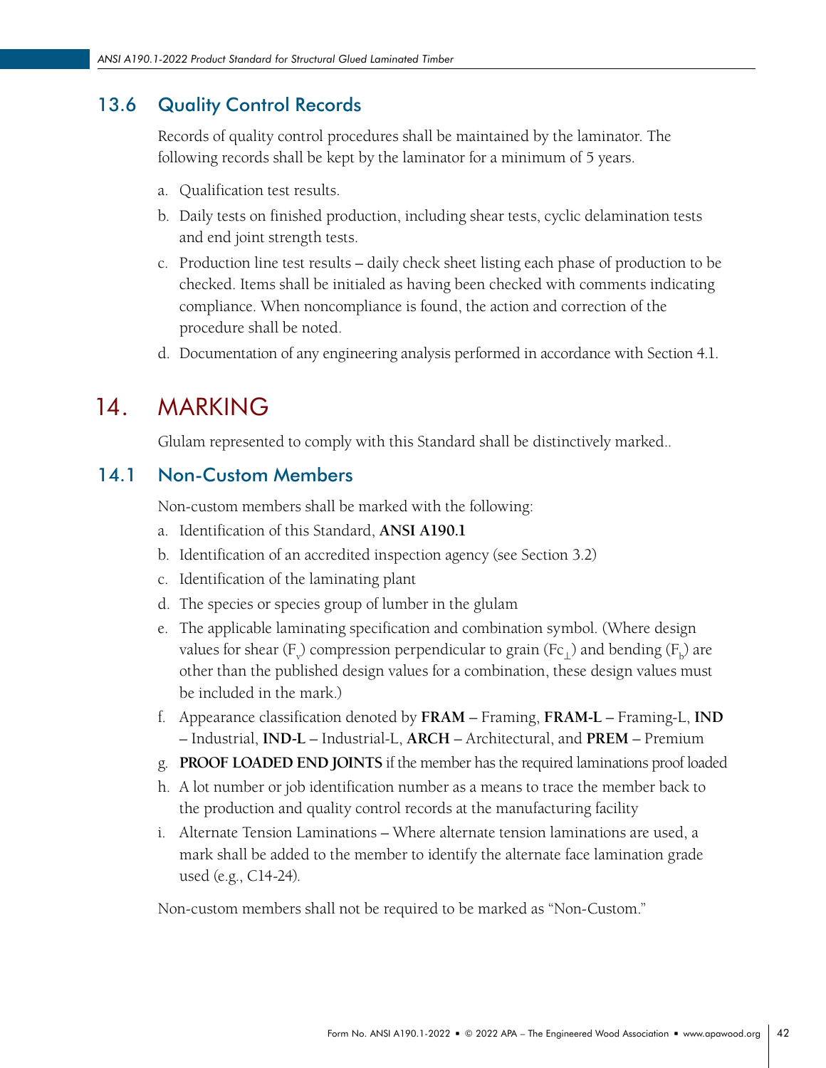## 13.6 Quality Control Records

Records of quality control procedures shall be maintained by the laminator. The following records shall be kept by the laminator for a minimum of 5 years.

a. Qualification test results.

b. Daily tests on finished production, including shear tests, cyclic delamination tests and end joint strength tests.

c. Production line test results – daily check sheet listing each phase of production to be checked. Items shall be initialed as having been checked with comments indicating compliance. When noncompliance is found, the action and correction of the procedure shall be noted.

d. Documentation of any engineering analysis performed in accordance with Section 4.1.

# 14. MARKING

Glulam represented to comply with this Standard shall be distinctively marked..

## 14.1 Non-Custom Members

Non-custom members shall be marked with the following:

a. Identification of this Standard, **ANSI A190.1**

b. Identification of an accredited inspection agency (see Section 3.2)

c. Identification of the laminating plant

d. The species or species group of lumber in the glulam

e. The applicable laminating specification and combination symbol. (Where design values for shear ($F_v$) compression perpendicular to grain ($Fc_{\perp}$) and bending ($F_b$) are other than the published design values for a combination, these design values must be included in the mark.)

f. Appearance classification denoted by **FRAM** – Framing, **FRAM-L** – Framing-L, **IND** – Industrial, **IND-L** – Industrial-L, **ARCH** – Architectural, and **PREM** – Premium

g. **PROOF LOADED END JOINTS** if the member has the required laminations proof loaded

h. A lot number or job identification number as a means to trace the member back to the production and quality control records at the manufacturing facility

i. Alternate Tension Laminations – Where alternate tension laminations are used, a mark shall be added to the member to identify the alternate face lamination grade used (e.g., C14-24).

Non-custom members shall not be required to be marked as "Non-Custom."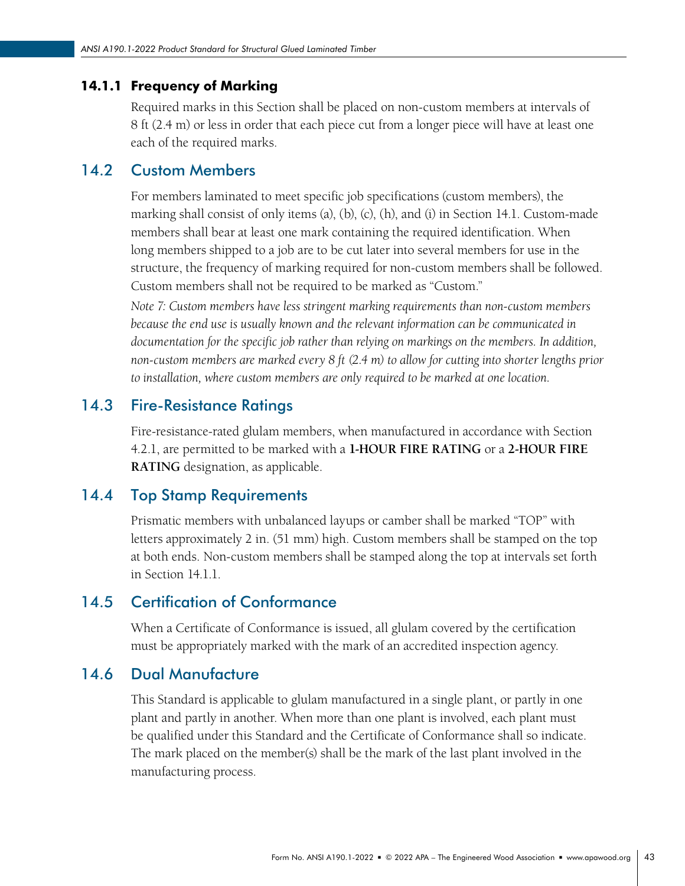#### 14.1.1 Frequency of Marking

Required marks in this Section shall be placed on non-custom members at intervals of 8 ft (2.4 m) or less in order that each piece cut from a longer piece will have at least one each of the required marks.

### 14.2 Custom Members

For members laminated to meet specific job specifications (custom members), the marking shall consist of only items (a), (b), (c), (h), and (i) in Section 14.1. Custom-made members shall bear at least one mark containing the required identification. When long members shipped to a job are to be cut later into several members for use in the structure, the frequency of marking required for non-custom members shall be followed. Custom members shall not be required to be marked as "Custom."

*Note 7: Custom members have less stringent marking requirements than non-custom members because the end use is usually known and the relevant information can be communicated in documentation for the specific job rather than relying on markings on the members. In addition, non-custom members are marked every 8 ft (2.4 m) to allow for cutting into shorter lengths prior to installation, where custom members are only required to be marked at one location.*

### 14.3 Fire-Resistance Ratings

Fire-resistance-rated glulam members, when manufactured in accordance with Section 4.2.1, are permitted to be marked with a **1-HOUR FIRE RATING** or a **2-HOUR FIRE RATING** designation, as applicable.

### 14.4 Top Stamp Requirements

Prismatic members with unbalanced layups or camber shall be marked "TOP" with letters approximately 2 in. (51 mm) high. Custom members shall be stamped on the top at both ends. Non-custom members shall be stamped along the top at intervals set forth in Section 14.1.1.

### 14.5 Certification of Conformance

When a Certificate of Conformance is issued, all glulam covered by the certification must be appropriately marked with the mark of an accredited inspection agency.

### 14.6 Dual Manufacture

This Standard is applicable to glulam manufactured in a single plant, or partly in one plant and partly in another. When more than one plant is involved, each plant must be qualified under this Standard and the Certificate of Conformance shall so indicate. The mark placed on the member(s) shall be the mark of the last plant involved in the manufacturing process.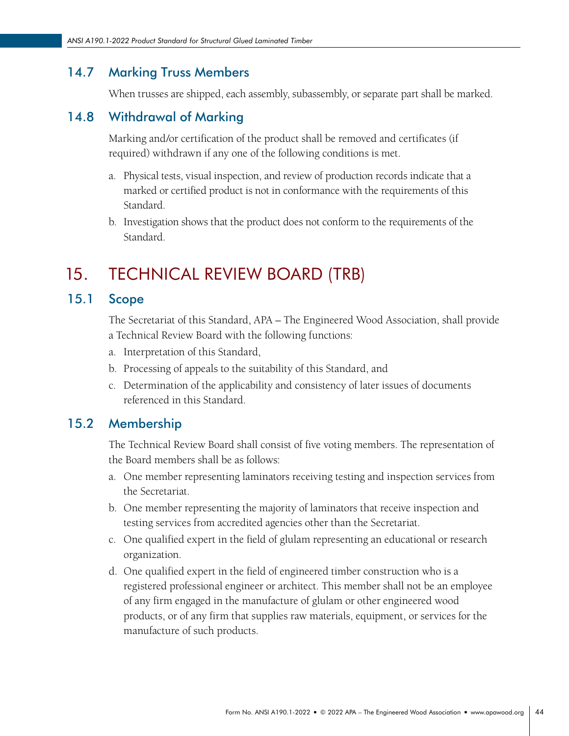### 14.7 Marking Truss Members

When trusses are shipped, each assembly, subassembly, or separate part shall be marked.

### 14.8 Withdrawal of Marking

Marking and/or certification of the product shall be removed and certificates (if required) withdrawn if any one of the following conditions is met.

a. Physical tests, visual inspection, and review of production records indicate that a marked or certified product is not in conformance with the requirements of this Standard.

b. Investigation shows that the product does not conform to the requirements of the Standard.

## 15. TECHNICAL REVIEW BOARD (TRB)

### 15.1 Scope

The Secretariat of this Standard, APA – The Engineered Wood Association, shall provide a Technical Review Board with the following functions:

a. Interpretation of this Standard,

b. Processing of appeals to the suitability of this Standard, and

c. Determination of the applicability and consistency of later issues of documents referenced in this Standard.

### 15.2 Membership

The Technical Review Board shall consist of five voting members. The representation of the Board members shall be as follows:

a. One member representing laminators receiving testing and inspection services from the Secretariat.

b. One member representing the majority of laminators that receive inspection and testing services from accredited agencies other than the Secretariat.

c. One qualified expert in the field of glulam representing an educational or research organization.

d. One qualified expert in the field of engineered timber construction who is a registered professional engineer or architect. This member shall not be an employee of any firm engaged in the manufacture of glulam or other engineered wood products, or of any firm that supplies raw materials, equipment, or services for the manufacture of such products.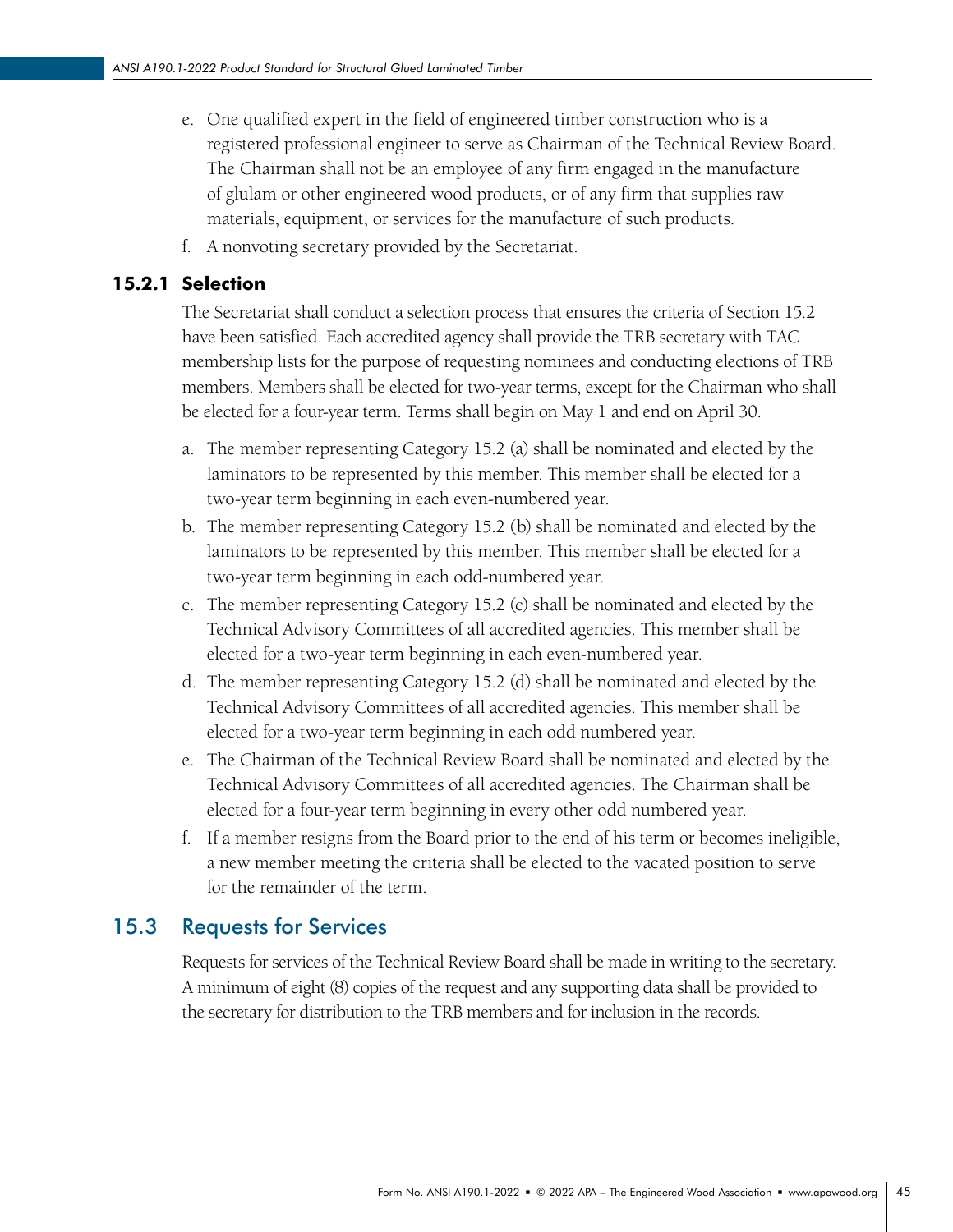e. One qualified expert in the field of engineered timber construction who is a registered professional engineer to serve as Chairman of the Technical Review Board. The Chairman shall not be an employee of any firm engaged in the manufacture of glulam or other engineered wood products, or of any firm that supplies raw materials, equipment, or services for the manufacture of such products.

f. A nonvoting secretary provided by the Secretariat.

### 15.2.1 Selection

The Secretariat shall conduct a selection process that ensures the criteria of Section 15.2 have been satisfied. Each accredited agency shall provide the TRB secretary with TAC membership lists for the purpose of requesting nominees and conducting elections of TRB members. Members shall be elected for two-year terms, except for the Chairman who shall be elected for a four-year term. Terms shall begin on May 1 and end on April 30.

a. The member representing Category 15.2 (a) shall be nominated and elected by the laminators to be represented by this member. This member shall be elected for a two-year term beginning in each even-numbered year.

b. The member representing Category 15.2 (b) shall be nominated and elected by the laminators to be represented by this member. This member shall be elected for a two-year term beginning in each odd-numbered year.

c. The member representing Category 15.2 (c) shall be nominated and elected by the Technical Advisory Committees of all accredited agencies. This member shall be elected for a two-year term beginning in each even-numbered year.

d. The member representing Category 15.2 (d) shall be nominated and elected by the Technical Advisory Committees of all accredited agencies. This member shall be elected for a two-year term beginning in each odd numbered year.

e. The Chairman of the Technical Review Board shall be nominated and elected by the Technical Advisory Committees of all accredited agencies. The Chairman shall be elected for a four-year term beginning in every other odd numbered year.

f. If a member resigns from the Board prior to the end of his term or becomes ineligible, a new member meeting the criteria shall be elected to the vacated position to serve for the remainder of the term.

## 15.3 Requests for Services

Requests for services of the Technical Review Board shall be made in writing to the secretary. A minimum of eight (8) copies of the request and any supporting data shall be provided to the secretary for distribution to the TRB members and for inclusion in the records.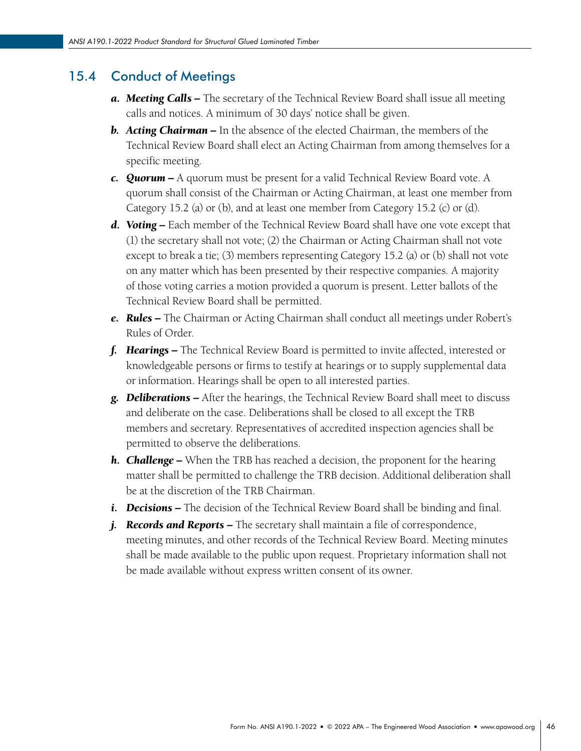## 15.4 Conduct of Meetings

- ***a. Meeting Calls –*** The secretary of the Technical Review Board shall issue all meeting calls and notices. A minimum of 30 days' notice shall be given.
- ***b. Acting Chairman –*** In the absence of the elected Chairman, the members of the Technical Review Board shall elect an Acting Chairman from among themselves for a specific meeting.
- ***c. Quorum –*** A quorum must be present for a valid Technical Review Board vote. A quorum shall consist of the Chairman or Acting Chairman, at least one member from Category 15.2 (a) or (b), and at least one member from Category 15.2 (c) or (d).
- ***d. Voting –*** Each member of the Technical Review Board shall have one vote except that (1) the secretary shall not vote; (2) the Chairman or Acting Chairman shall not vote except to break a tie; (3) members representing Category 15.2 (a) or (b) shall not vote on any matter which has been presented by their respective companies. A majority of those voting carries a motion provided a quorum is present. Letter ballots of the Technical Review Board shall be permitted.
- ***e. Rules –*** The Chairman or Acting Chairman shall conduct all meetings under Robert's Rules of Order.
- ***f. Hearings –*** The Technical Review Board is permitted to invite affected, interested or knowledgeable persons or firms to testify at hearings or to supply supplemental data or information. Hearings shall be open to all interested parties.
- ***g. Deliberations –*** After the hearings, the Technical Review Board shall meet to discuss and deliberate on the case. Deliberations shall be closed to all except the TRB members and secretary. Representatives of accredited inspection agencies shall be permitted to observe the deliberations.
- ***h. Challenge –*** When the TRB has reached a decision, the proponent for the hearing matter shall be permitted to challenge the TRB decision. Additional deliberation shall be at the discretion of the TRB Chairman.
- ***i. Decisions –*** The decision of the Technical Review Board shall be binding and final.
- ***j. Records and Reports –*** The secretary shall maintain a file of correspondence, meeting minutes, and other records of the Technical Review Board. Meeting minutes shall be made available to the public upon request. Proprietary information shall not be made available without express written consent of its owner.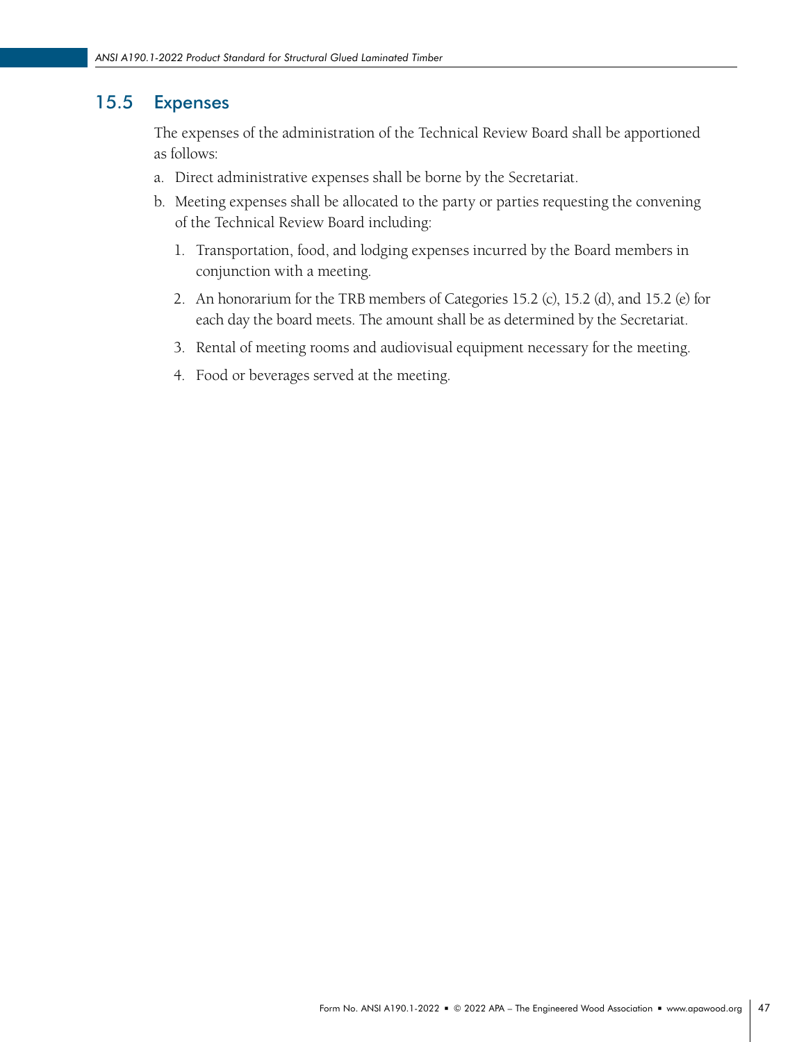## 15.5 Expenses

The expenses of the administration of the Technical Review Board shall be apportioned as follows:

a. Direct administrative expenses shall be borne by the Secretariat.

b. Meeting expenses shall be allocated to the party or parties requesting the convening of the Technical Review Board including:

   1. Transportation, food, and lodging expenses incurred by the Board members in conjunction with a meeting.

   2. An honorarium for the TRB members of Categories 15.2 (c), 15.2 (d), and 15.2 (e) for each day the board meets. The amount shall be as determined by the Secretariat.

   3. Rental of meeting rooms and audiovisual equipment necessary for the meeting.

   4. Food or beverages served at the meeting.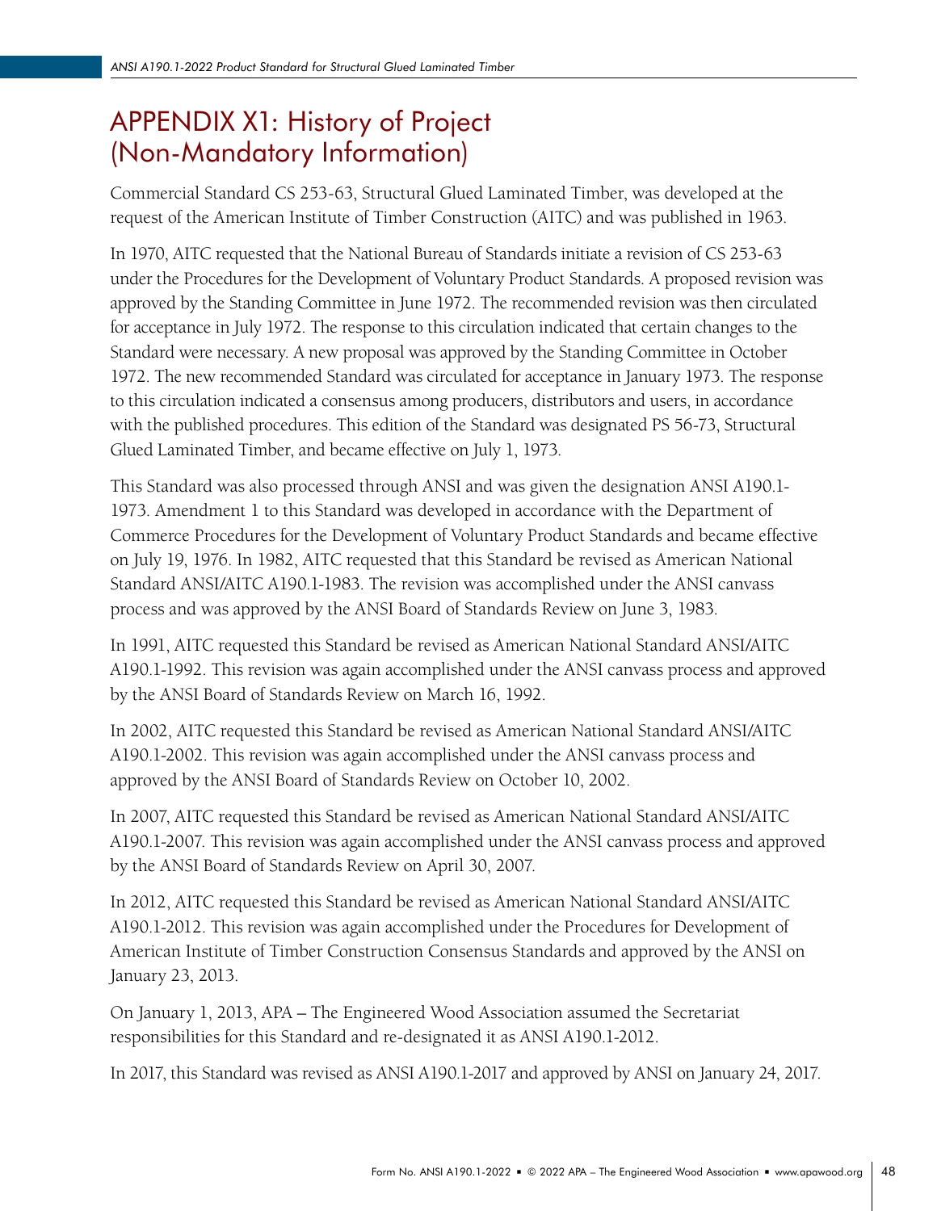# APPENDIX X1: History of Project (Non-Mandatory Information)

Commercial Standard CS 253-63, Structural Glued Laminated Timber, was developed at the request of the American Institute of Timber Construction (AITC) and was published in 1963.

In 1970, AITC requested that the National Bureau of Standards initiate a revision of CS 253-63 under the Procedures for the Development of Voluntary Product Standards. A proposed revision was approved by the Standing Committee in June 1972. The recommended revision was then circulated for acceptance in July 1972. The response to this circulation indicated that certain changes to the Standard were necessary. A new proposal was approved by the Standing Committee in October 1972. The new recommended Standard was circulated for acceptance in January 1973. The response to this circulation indicated a consensus among producers, distributors and users, in accordance with the published procedures. This edition of the Standard was designated PS 56-73, Structural Glued Laminated Timber, and became effective on July 1, 1973.

This Standard was also processed through ANSI and was given the designation ANSI A190.1-1973. Amendment 1 to this Standard was developed in accordance with the Department of Commerce Procedures for the Development of Voluntary Product Standards and became effective on July 19, 1976. In 1982, AITC requested that this Standard be revised as American National Standard ANSI/AITC A190.1-1983. The revision was accomplished under the ANSI canvass process and was approved by the ANSI Board of Standards Review on June 3, 1983.

In 1991, AITC requested this Standard be revised as American National Standard ANSI/AITC A190.1-1992. This revision was again accomplished under the ANSI canvass process and approved by the ANSI Board of Standards Review on March 16, 1992.

In 2002, AITC requested this Standard be revised as American National Standard ANSI/AITC A190.1-2002. This revision was again accomplished under the ANSI canvass process and approved by the ANSI Board of Standards Review on October 10, 2002.

In 2007, AITC requested this Standard be revised as American National Standard ANSI/AITC A190.1-2007. This revision was again accomplished under the ANSI canvass process and approved by the ANSI Board of Standards Review on April 30, 2007.

In 2012, AITC requested this Standard be revised as American National Standard ANSI/AITC A190.1-2012. This revision was again accomplished under the Procedures for Development of American Institute of Timber Construction Consensus Standards and approved by the ANSI on January 23, 2013.

On January 1, 2013, APA – The Engineered Wood Association assumed the Secretariat responsibilities for this Standard and re-designated it as ANSI A190.1-2012.

In 2017, this Standard was revised as ANSI A190.1-2017 and approved by ANSI on January 24, 2017.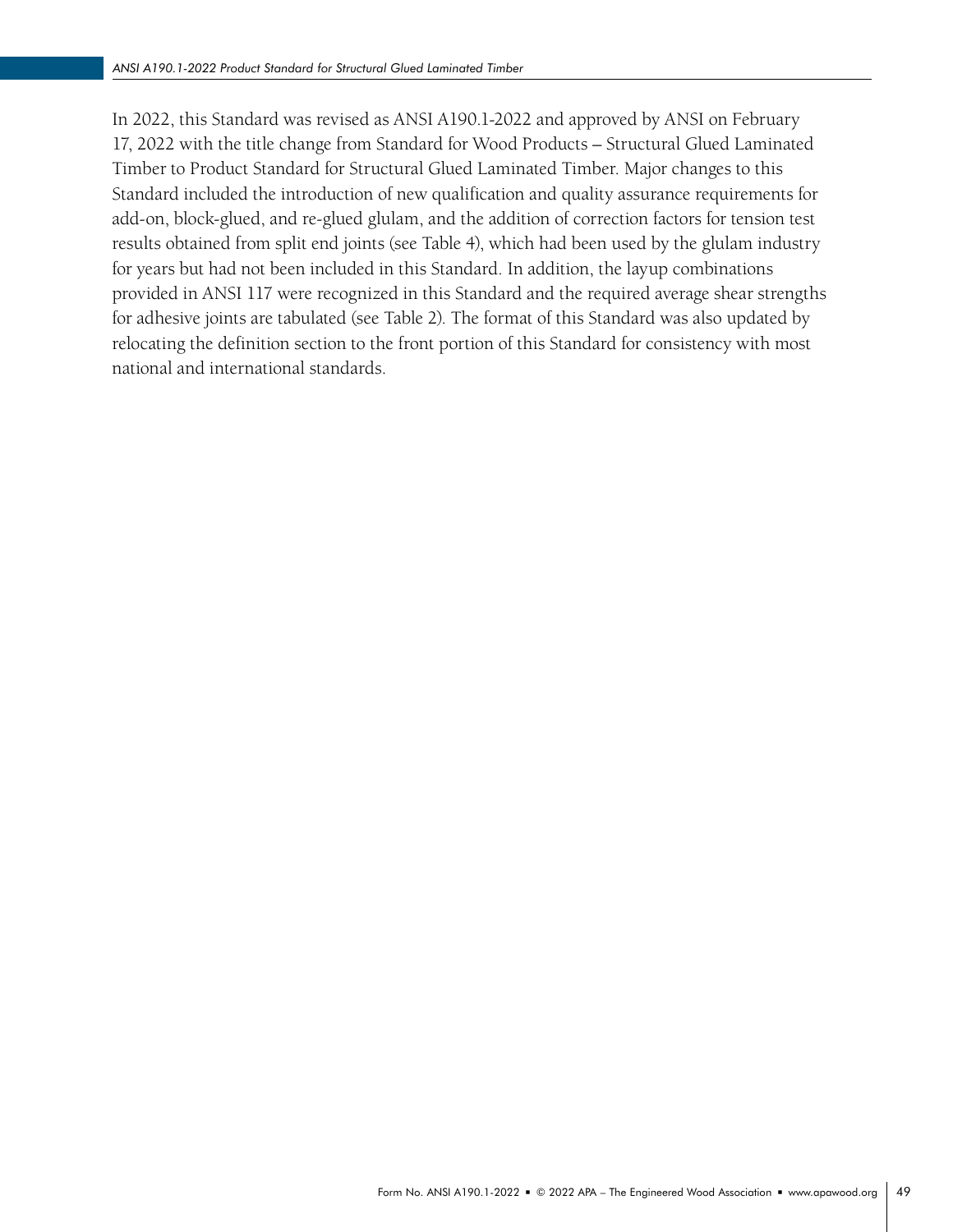In 2022, this Standard was revised as ANSI A190.1-2022 and approved by ANSI on February 17, 2022 with the title change from Standard for Wood Products – Structural Glued Laminated Timber to Product Standard for Structural Glued Laminated Timber. Major changes to this Standard included the introduction of new qualification and quality assurance requirements for add-on, block-glued, and re-glued glulam, and the addition of correction factors for tension test results obtained from split end joints (see Table 4), which had been used by the glulam industry for years but had not been included in this Standard. In addition, the layup combinations provided in ANSI 117 were recognized in this Standard and the required average shear strengths for adhesive joints are tabulated (see Table 2). The format of this Standard was also updated by relocating the definition section to the front portion of this Standard for consistency with most national and international standards.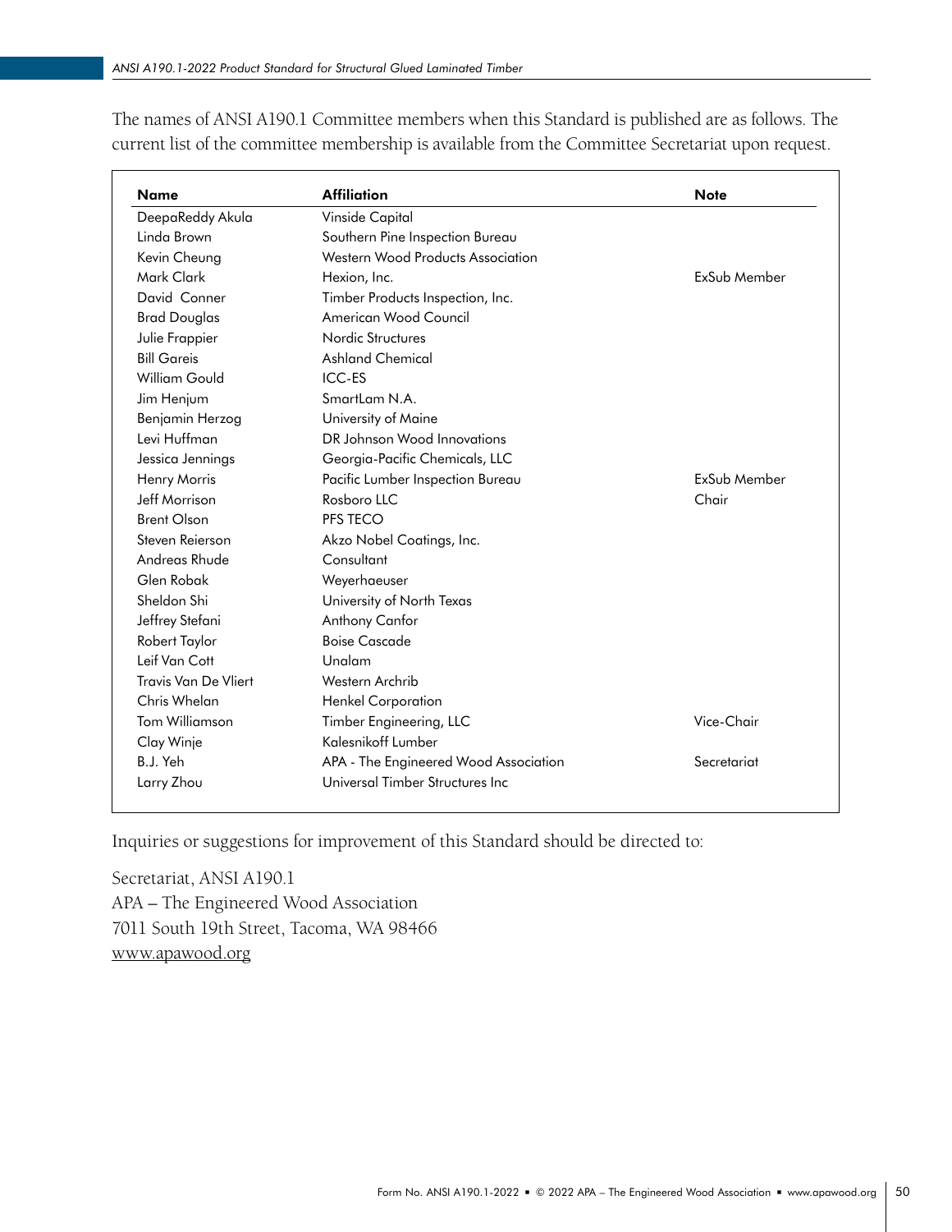The names of ANSI A190.1 Committee members when this Standard is published are as follows. The current list of the committee membership is available from the Committee Secretariat upon request.

| Name | Affiliation | Note |
| --- | --- | --- |
| DeepaReddy Akula | Vinside Capital | |
| Linda Brown | Southern Pine Inspection Bureau | |
| Kevin Cheung | Western Wood Products Association | |
| Mark Clark | Hexion, Inc. | ExSub Member |
| David Conner | Timber Products Inspection, Inc. | |
| Brad Douglas | American Wood Council | |
| Julie Frappier | Nordic Structures | |
| Bill Gareis | Ashland Chemical | |
| William Gould | ICC-ES | |
| Jim Henjum | SmartLam N.A. | |
| Benjamin Herzog | University of Maine | |
| Levi Huffman | DR Johnson Wood Innovations | |
| Jessica Jennings | Georgia-Pacific Chemicals, LLC | |
| Henry Morris | Pacific Lumber Inspection Bureau | ExSub Member |
| Jeff Morrison | Rosboro LLC | Chair |
| Brent Olson | PFS TECO | |
| Steven Reierson | Akzo Nobel Coatings, Inc. | |
| Andreas Rhude | Consultant | |
| Glen Robak | Weyerhaeuser | |
| Sheldon Shi | University of North Texas | |
| Jeffrey Stefani | Anthony Canfor | |
| Robert Taylor | Boise Cascade | |
| Leif Van Cott | Unalam | |
| Travis Van De Vliert | Western Archrib | |
| Chris Whelan | Henkel Corporation | |
| Tom Williamson | Timber Engineering, LLC | Vice-Chair |
| Clay Winje | Kalesnikoff Lumber | |
| B.J. Yeh | APA - The Engineered Wood Association | Secretariat |
| Larry Zhou | Universal Timber Structures Inc | |

Inquiries or suggestions for improvement of this Standard should be directed to:

Secretariat, ANSI A190.1
APA – The Engineered Wood Association
7011 South 19th Street, Tacoma, WA 98466
www.apawood.org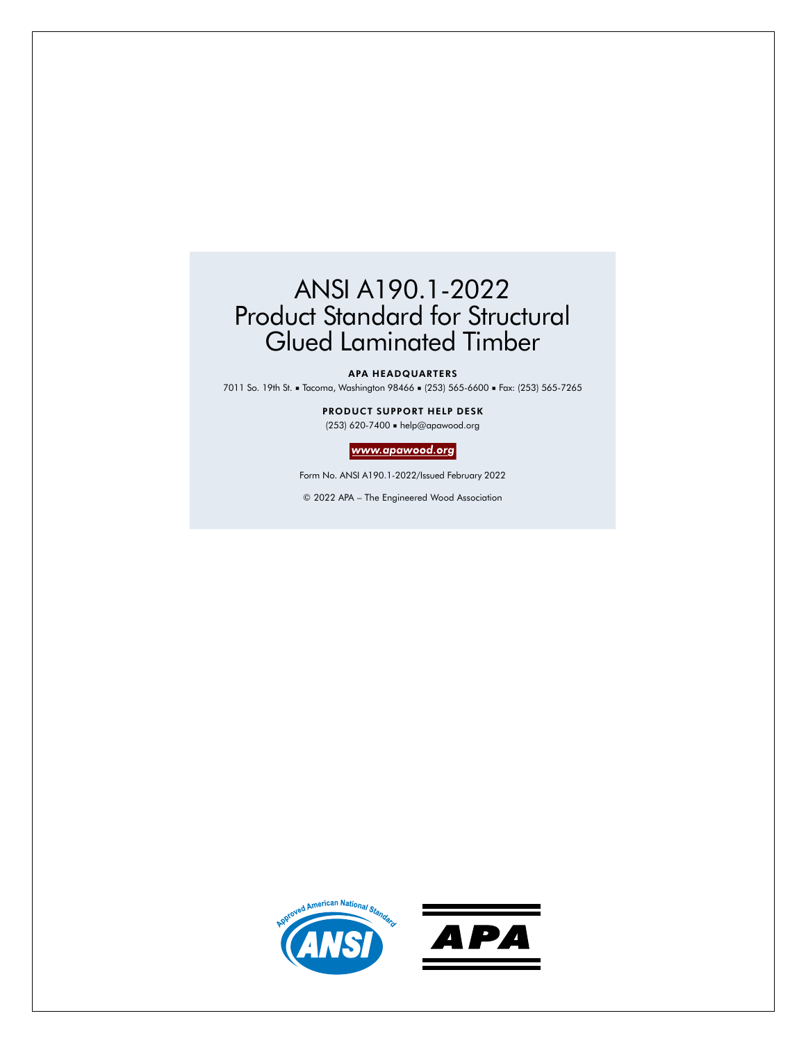# ANSI A190.1-2022 Product Standard for Structural Glued Laminated Timber

**APA HEADQUARTERS**

7011 So. 19th St. ■ Tacoma, Washington 98466 ■ (253) 565-6600 ■ Fax: (253) 565-7265

**PRODUCT SUPPORT HELP DESK**

(253) 620-7400 ■ help@apawood.org

*www.apawood.org*

Form No. ANSI A190.1-2022/Issued February 2022

© 2022 APA – The Engineered Wood Association

Approved American National Standard

ANSI

APA